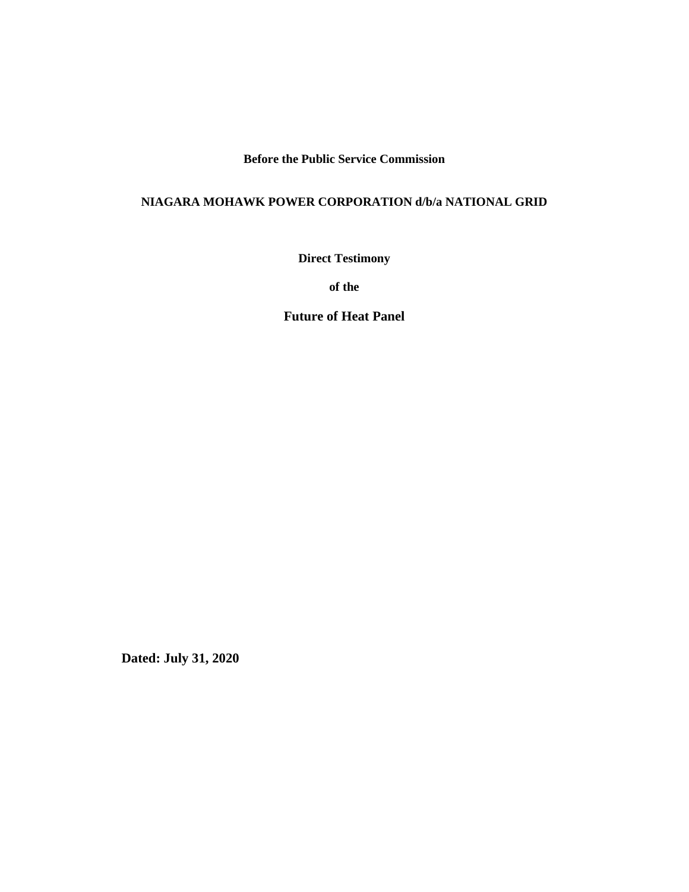**Before the Public Service Commission**

**NIAGARA MOHAWK POWER CORPORATION d/b/a NATIONAL GRID**

**Direct Testimony**

**of the**

**Future of Heat Panel**

**Dated: July 31, 2020**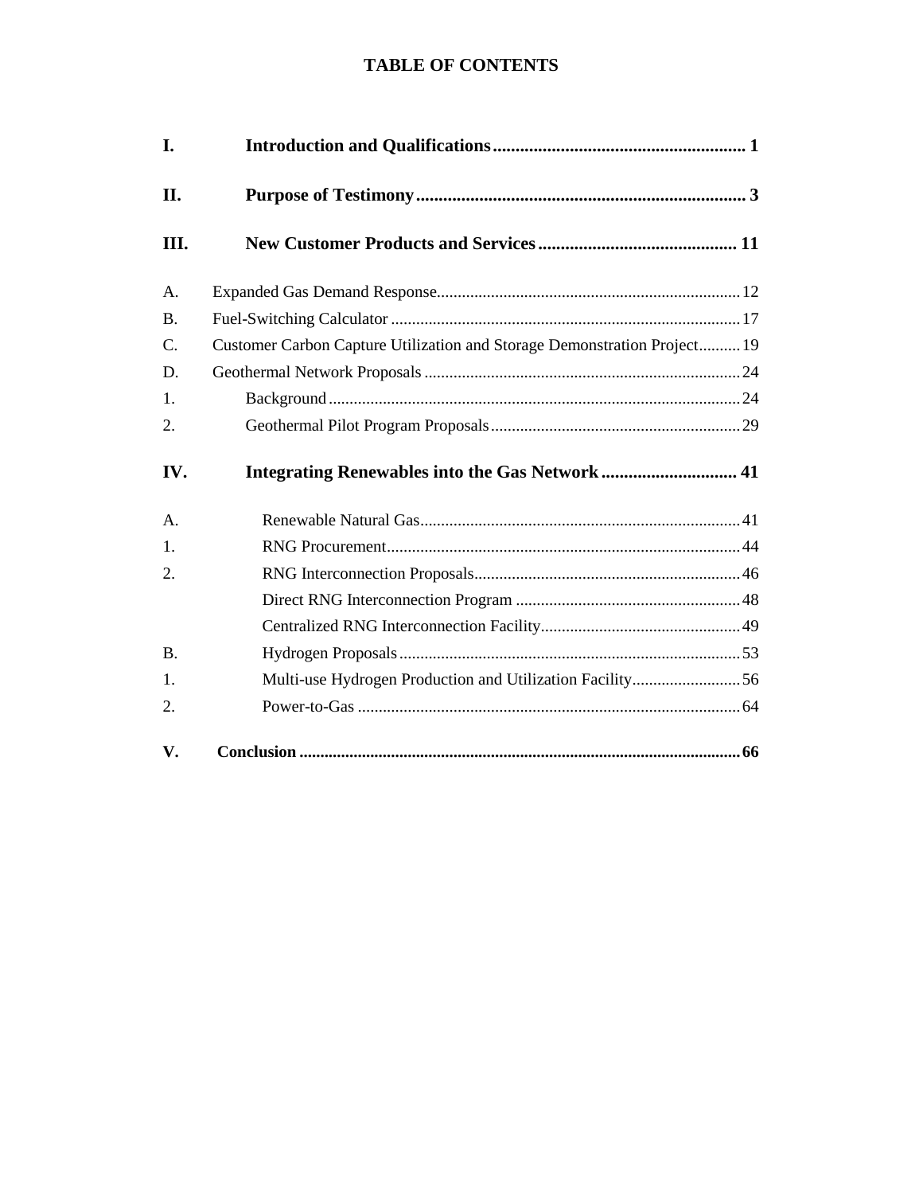# TABLE OF CONTENTS

**I. Introduction and Qualifications** .......... 1

**II. Purpose of Testimony** .......... 3

**III. New Customer Products and Services** .......... 11

A. Expanded Gas Demand Response .......... 12

B. Fuel-Switching Calculator .......... 17

C. Customer Carbon Capture Utilization and Storage Demonstration Project .......... 19

D. Geothermal Network Proposals .......... 24

1. Background .......... 24

2. Geothermal Pilot Program Proposals .......... 29

**IV. Integrating Renewables into the Gas Network** .......... 41

A. Renewable Natural Gas .......... 41

1. RNG Procurement .......... 44

2. RNG Interconnection Proposals .......... 46

Direct RNG Interconnection Program .......... 48

Centralized RNG Interconnection Facility .......... 49

B. Hydrogen Proposals .......... 53

1. Multi-use Hydrogen Production and Utilization Facility .......... 56

2. Power-to-Gas .......... 64

**V. Conclusion** .......... 66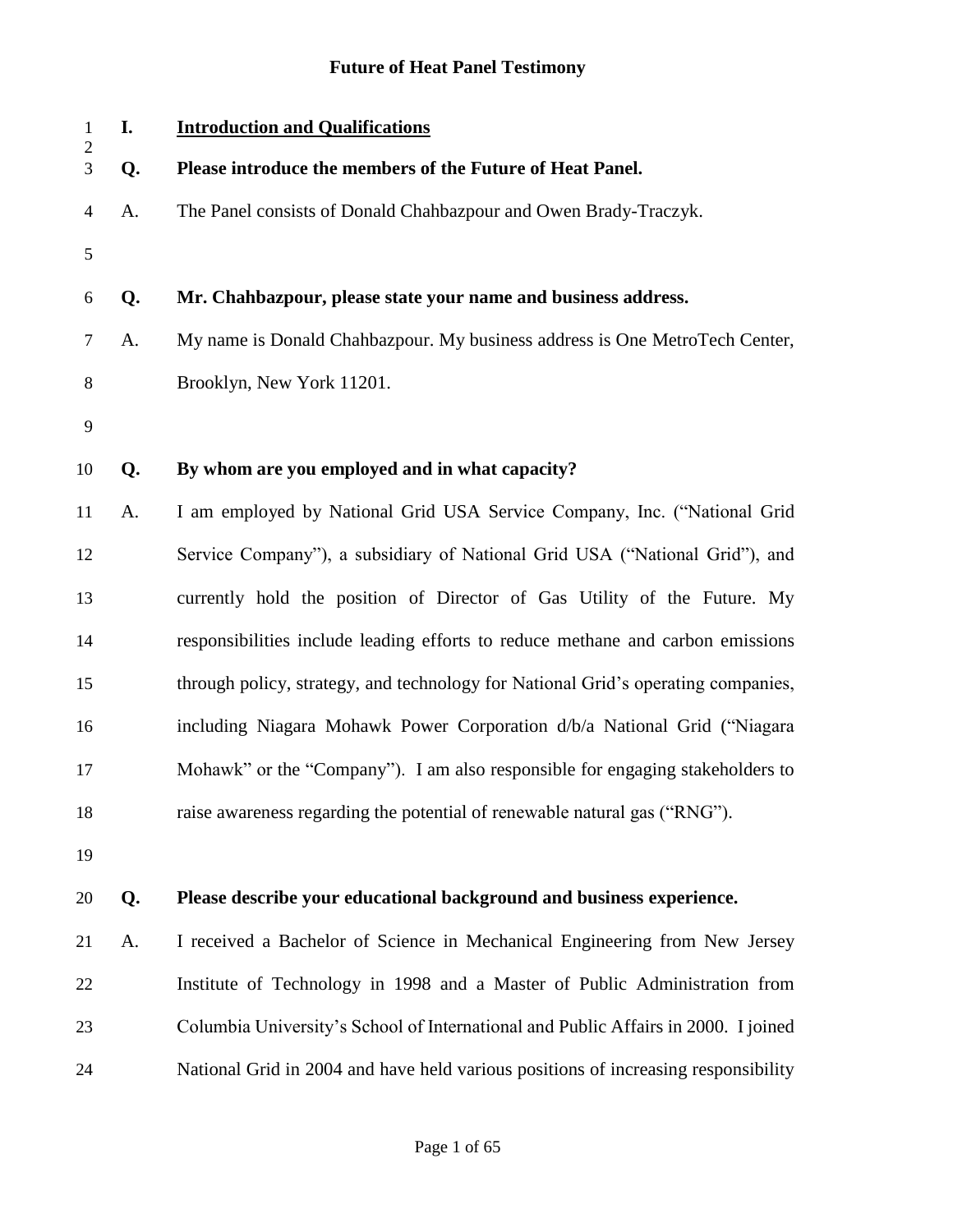# Future of Heat Panel Testimony

## I. Introduction and Qualifications

**Q. Please introduce the members of the Future of Heat Panel.**

A. The Panel consists of Donald Chahbazpour and Owen Brady-Traczyk.

**Q. Mr. Chahbazpour, please state your name and business address.**

A. My name is Donald Chahbazpour. My business address is One MetroTech Center, Brooklyn, New York 11201.

**Q. By whom are you employed and in what capacity?**

A. I am employed by National Grid USA Service Company, Inc. ("National Grid Service Company"), a subsidiary of National Grid USA ("National Grid"), and currently hold the position of Director of Gas Utility of the Future. My responsibilities include leading efforts to reduce methane and carbon emissions through policy, strategy, and technology for National Grid's operating companies, including Niagara Mohawk Power Corporation d/b/a National Grid ("Niagara Mohawk" or the "Company"). I am also responsible for engaging stakeholders to raise awareness regarding the potential of renewable natural gas ("RNG").

**Q. Please describe your educational background and business experience.**

A. I received a Bachelor of Science in Mechanical Engineering from New Jersey Institute of Technology in 1998 and a Master of Public Administration from Columbia University's School of International and Public Affairs in 2000. I joined National Grid in 2004 and have held various positions of increasing responsibility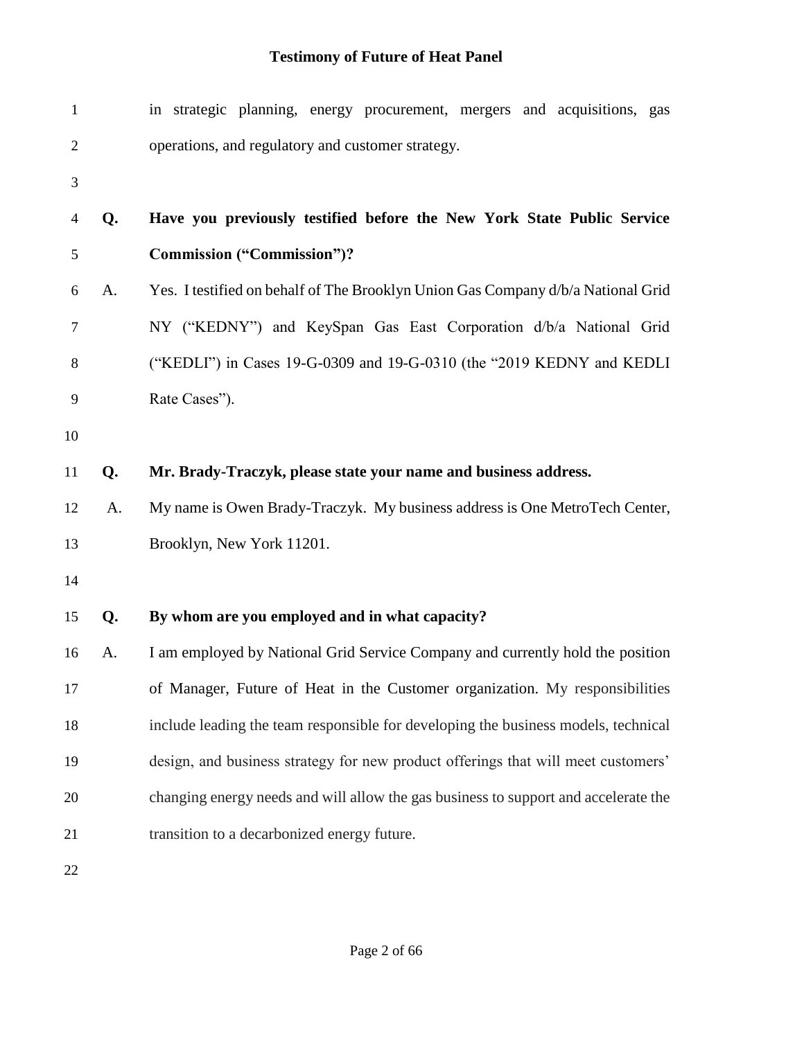in strategic planning, energy procurement, mergers and acquisitions, gas operations, and regulatory and customer strategy.

**Q. Have you previously testified before the New York State Public Service Commission ("Commission")?**

A. Yes. I testified on behalf of The Brooklyn Union Gas Company d/b/a National Grid NY ("KEDNY") and KeySpan Gas East Corporation d/b/a National Grid ("KEDLI") in Cases 19-G-0309 and 19-G-0310 (the "2019 KEDNY and KEDLI Rate Cases").

**Q. Mr. Brady-Traczyk, please state your name and business address.**

A. My name is Owen Brady-Traczyk. My business address is One MetroTech Center, Brooklyn, New York 11201.

**Q. By whom are you employed and in what capacity?**

A. I am employed by National Grid Service Company and currently hold the position of Manager, Future of Heat in the Customer organization. My responsibilities include leading the team responsible for developing the business models, technical design, and business strategy for new product offerings that will meet customers' changing energy needs and will allow the gas business to support and accelerate the transition to a decarbonized energy future.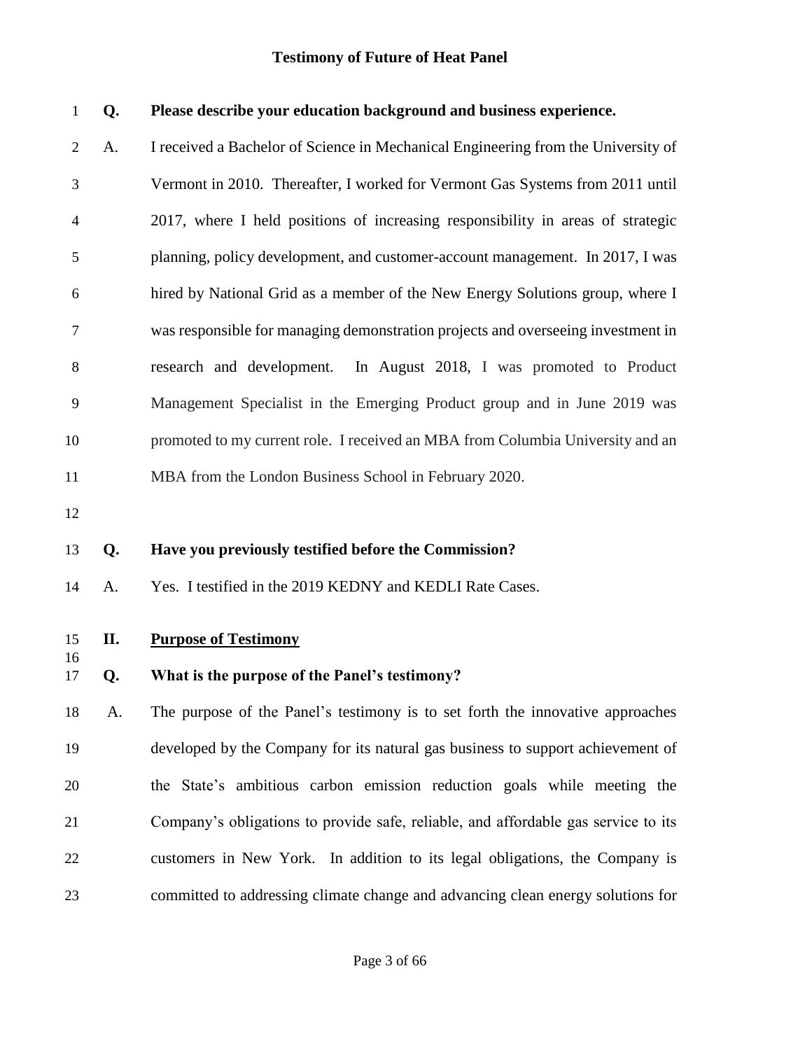**Q. Please describe your education background and business experience.**

A. I received a Bachelor of Science in Mechanical Engineering from the University of Vermont in 2010. Thereafter, I worked for Vermont Gas Systems from 2011 until 2017, where I held positions of increasing responsibility in areas of strategic planning, policy development, and customer-account management. In 2017, I was hired by National Grid as a member of the New Energy Solutions group, where I was responsible for managing demonstration projects and overseeing investment in research and development. In August 2018, I was promoted to Product Management Specialist in the Emerging Product group and in June 2019 was promoted to my current role. I received an MBA from Columbia University and an MBA from the London Business School in February 2020.

**Q. Have you previously testified before the Commission?**

A. Yes. I testified in the 2019 KEDNY and KEDLI Rate Cases.

## II. <u>Purpose of Testimony</u>

**Q. What is the purpose of the Panel's testimony?**

A. The purpose of the Panel's testimony is to set forth the innovative approaches developed by the Company for its natural gas business to support achievement of the State's ambitious carbon emission reduction goals while meeting the Company's obligations to provide safe, reliable, and affordable gas service to its customers in New York. In addition to its legal obligations, the Company is committed to addressing climate change and advancing clean energy solutions for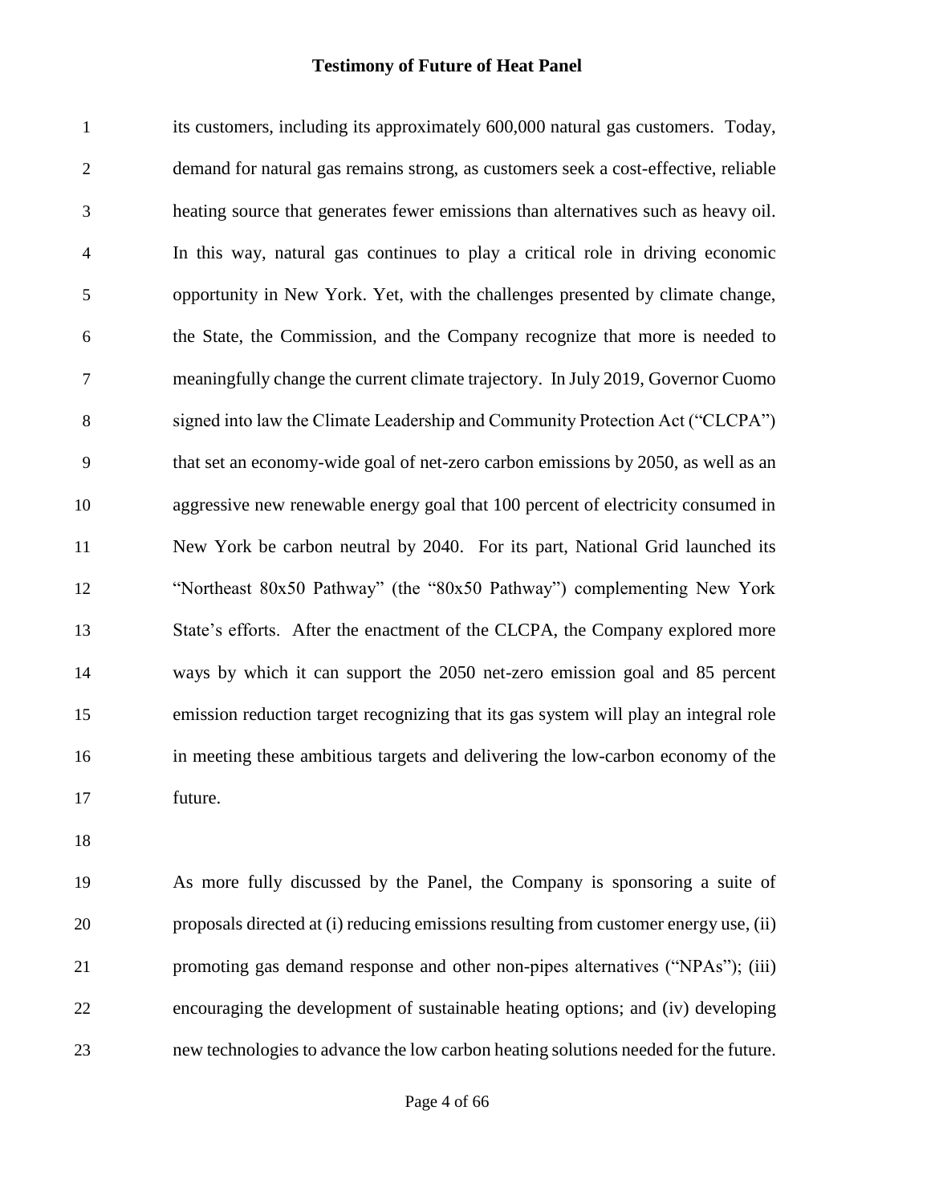its customers, including its approximately 600,000 natural gas customers. Today, demand for natural gas remains strong, as customers seek a cost-effective, reliable heating source that generates fewer emissions than alternatives such as heavy oil. In this way, natural gas continues to play a critical role in driving economic opportunity in New York. Yet, with the challenges presented by climate change, the State, the Commission, and the Company recognize that more is needed to meaningfully change the current climate trajectory. In July 2019, Governor Cuomo signed into law the Climate Leadership and Community Protection Act ("CLCPA") that set an economy-wide goal of net-zero carbon emissions by 2050, as well as an aggressive new renewable energy goal that 100 percent of electricity consumed in New York be carbon neutral by 2040. For its part, National Grid launched its "Northeast 80x50 Pathway" (the "80x50 Pathway") complementing New York State's efforts. After the enactment of the CLCPA, the Company explored more ways by which it can support the 2050 net-zero emission goal and 85 percent emission reduction target recognizing that its gas system will play an integral role in meeting these ambitious targets and delivering the low-carbon economy of the future.

As more fully discussed by the Panel, the Company is sponsoring a suite of proposals directed at (i) reducing emissions resulting from customer energy use, (ii) promoting gas demand response and other non-pipes alternatives ("NPAs"); (iii) encouraging the development of sustainable heating options; and (iv) developing new technologies to advance the low carbon heating solutions needed for the future.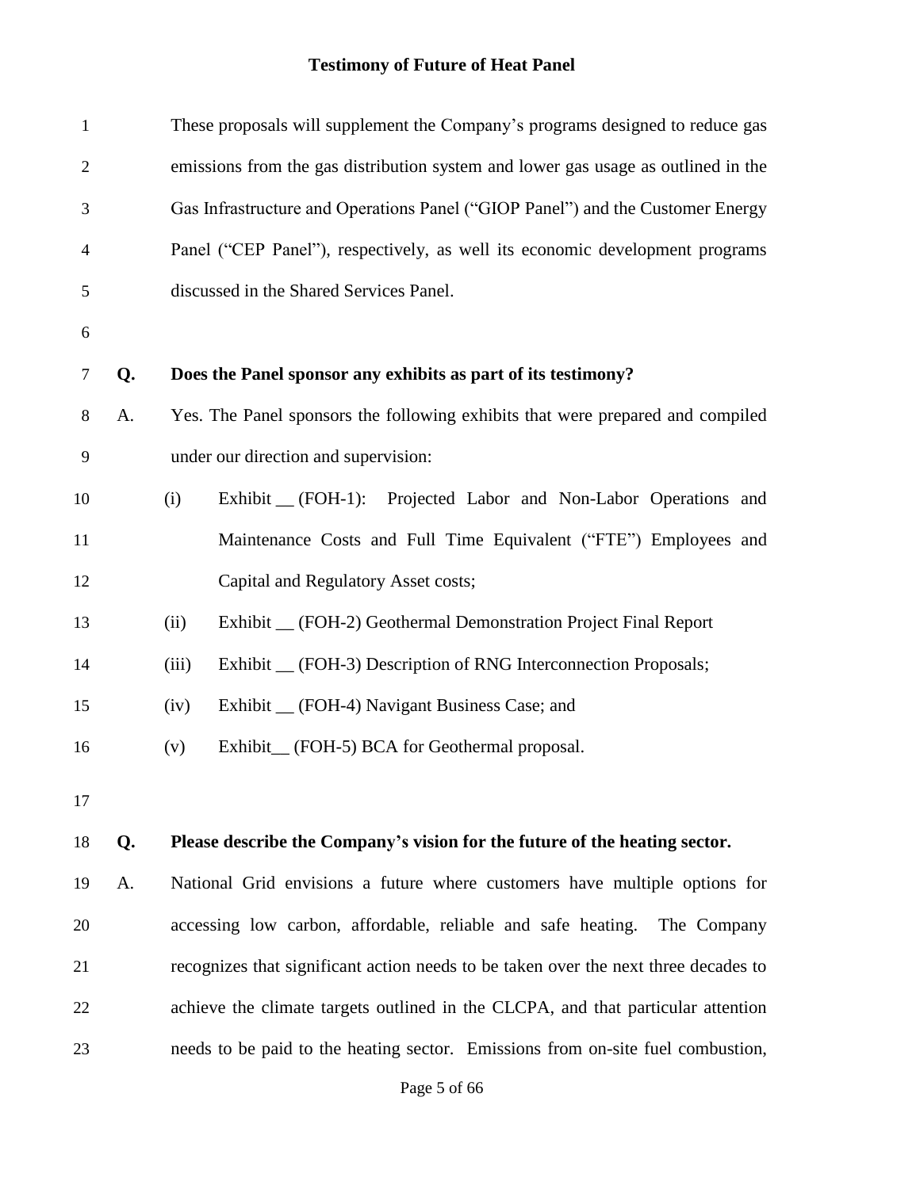These proposals will supplement the Company's programs designed to reduce gas emissions from the gas distribution system and lower gas usage as outlined in the Gas Infrastructure and Operations Panel ("GIOP Panel") and the Customer Energy Panel ("CEP Panel"), respectively, as well its economic development programs discussed in the Shared Services Panel.

**Q. Does the Panel sponsor any exhibits as part of its testimony?**

A. Yes. The Panel sponsors the following exhibits that were prepared and compiled under our direction and supervision:

(i) Exhibit __ (FOH-1): Projected Labor and Non-Labor Operations and Maintenance Costs and Full Time Equivalent ("FTE") Employees and Capital and Regulatory Asset costs;

(ii) Exhibit __ (FOH-2) Geothermal Demonstration Project Final Report

(iii) Exhibit __ (FOH-3) Description of RNG Interconnection Proposals;

(iv) Exhibit __ (FOH-4) Navigant Business Case; and

(v) Exhibit__ (FOH-5) BCA for Geothermal proposal.

**Q. Please describe the Company's vision for the future of the heating sector.**

A. National Grid envisions a future where customers have multiple options for accessing low carbon, affordable, reliable and safe heating. The Company recognizes that significant action needs to be taken over the next three decades to achieve the climate targets outlined in the CLCPA, and that particular attention needs to be paid to the heating sector. Emissions from on-site fuel combustion,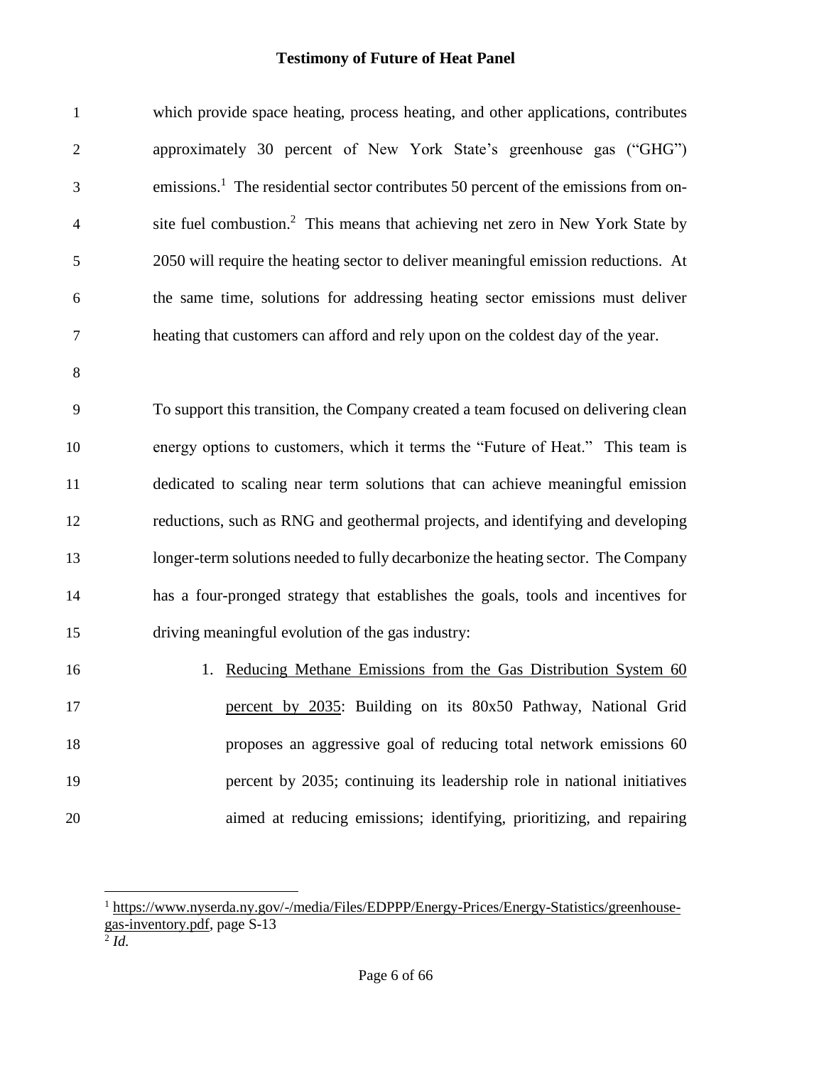which provide space heating, process heating, and other applications, contributes approximately 30 percent of New York State's greenhouse gas ("GHG") emissions.[1] The residential sector contributes 50 percent of the emissions from on-site fuel combustion.[2] This means that achieving net zero in New York State by 2050 will require the heating sector to deliver meaningful emission reductions. At the same time, solutions for addressing heating sector emissions must deliver heating that customers can afford and rely upon on the coldest day of the year.

To support this transition, the Company created a team focused on delivering clean energy options to customers, which it terms the "Future of Heat." This team is dedicated to scaling near term solutions that can achieve meaningful emission reductions, such as RNG and geothermal projects, and identifying and developing longer-term solutions needed to fully decarbonize the heating sector. The Company has a four-pronged strategy that establishes the goals, tools and incentives for driving meaningful evolution of the gas industry:

1. <u>Reducing Methane Emissions from the Gas Distribution System 60 percent by 2035</u>: Building on its 80x50 Pathway, National Grid proposes an aggressive goal of reducing total network emissions 60 percent by 2035; continuing its leadership role in national initiatives aimed at reducing emissions; identifying, prioritizing, and repairing

---

[1] https://www.nyserda.ny.gov/-/media/Files/EDPPP/Energy-Prices/Energy-Statistics/greenhouse-gas-inventory.pdf, page S-13

[2] *Id.*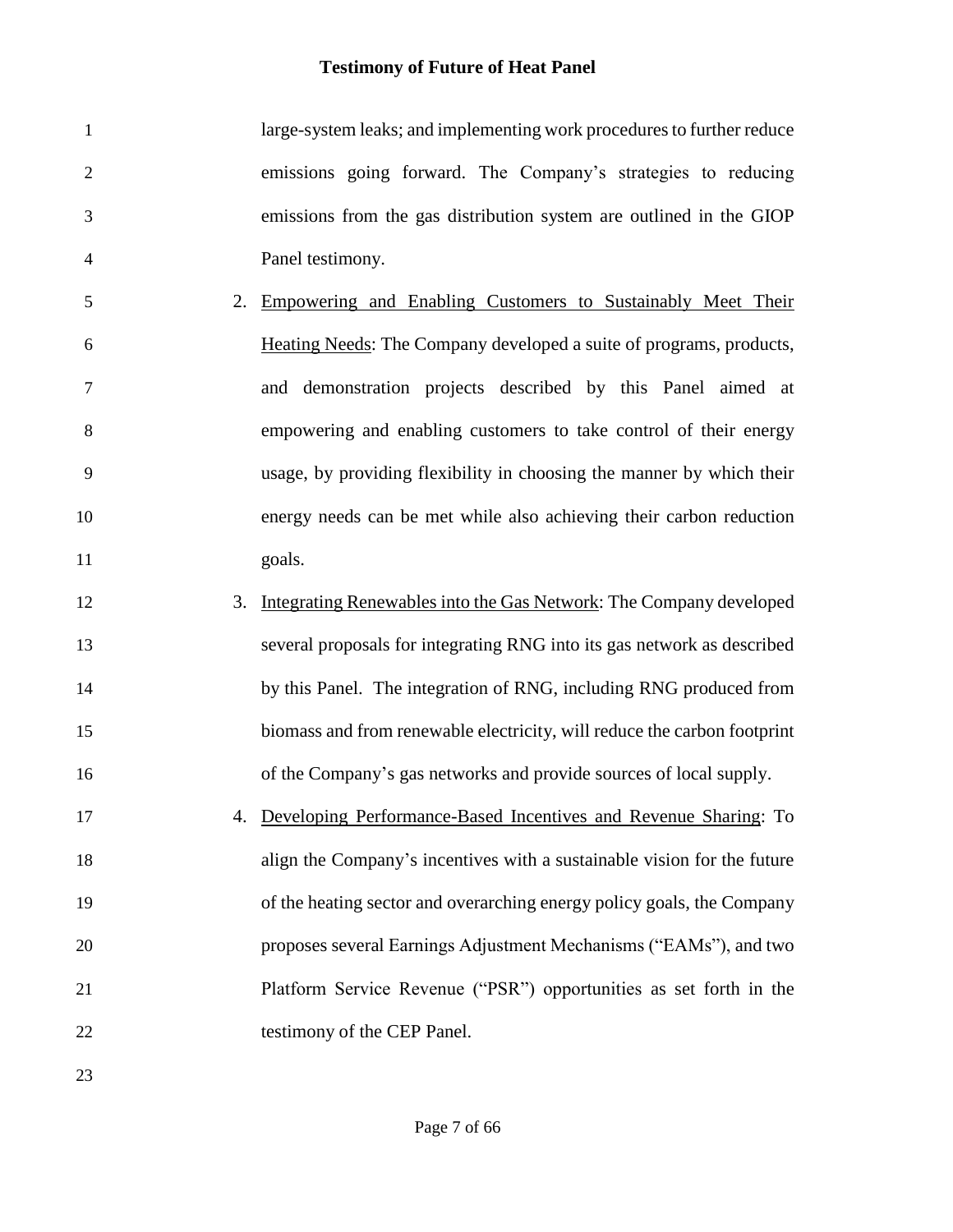large-system leaks; and implementing work procedures to further reduce emissions going forward. The Company's strategies to reducing emissions from the gas distribution system are outlined in the GIOP Panel testimony.

2. Empowering and Enabling Customers to Sustainably Meet Their Heating Needs: The Company developed a suite of programs, products, and demonstration projects described by this Panel aimed at empowering and enabling customers to take control of their energy usage, by providing flexibility in choosing the manner by which their energy needs can be met while also achieving their carbon reduction goals.

3. Integrating Renewables into the Gas Network: The Company developed several proposals for integrating RNG into its gas network as described by this Panel. The integration of RNG, including RNG produced from biomass and from renewable electricity, will reduce the carbon footprint of the Company's gas networks and provide sources of local supply.

4. Developing Performance-Based Incentives and Revenue Sharing: To align the Company's incentives with a sustainable vision for the future of the heating sector and overarching energy policy goals, the Company proposes several Earnings Adjustment Mechanisms ("EAMs"), and two Platform Service Revenue ("PSR") opportunities as set forth in the testimony of the CEP Panel.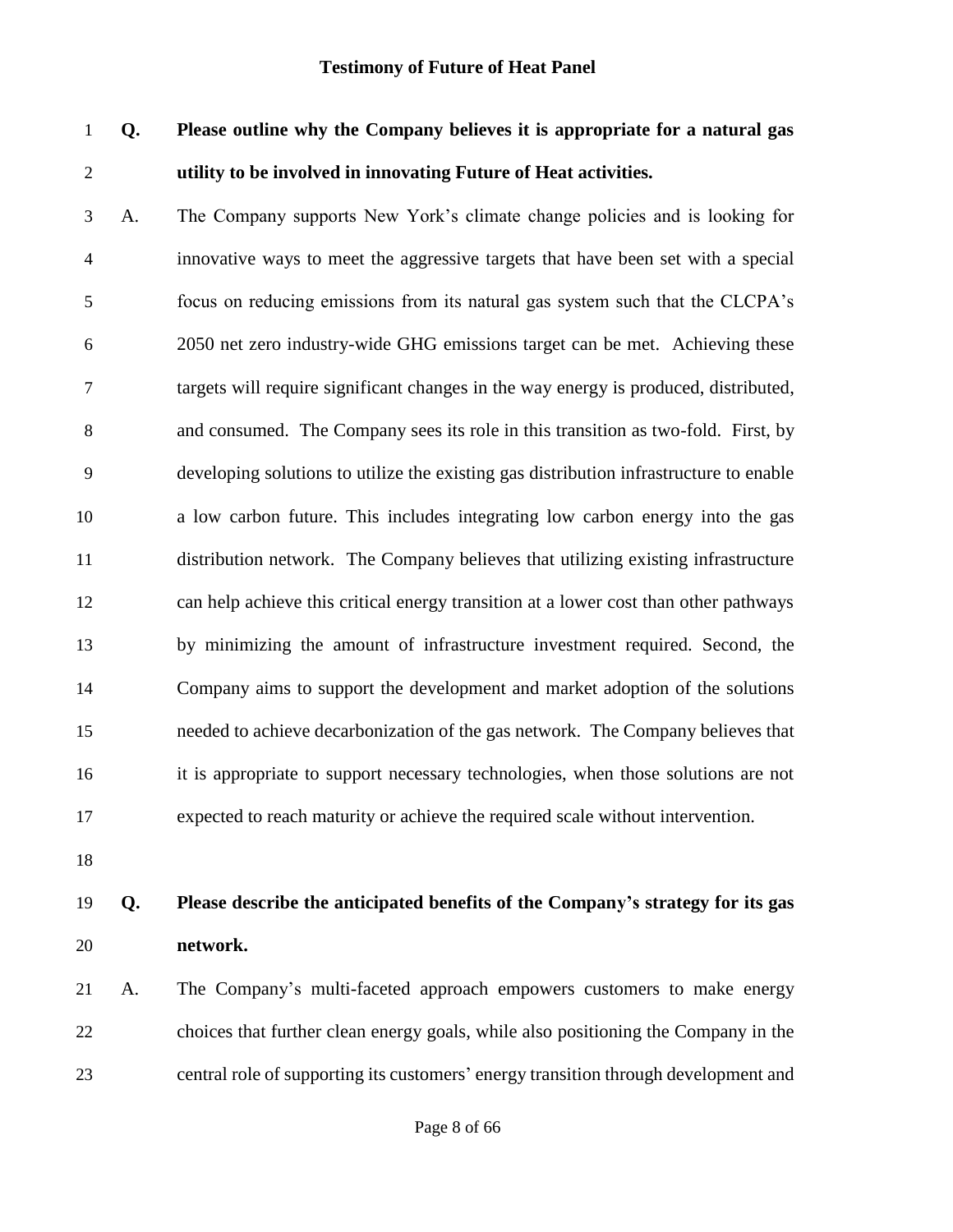**Q. Please outline why the Company believes it is appropriate for a natural gas utility to be involved in innovating Future of Heat activities.**

A. The Company supports New York's climate change policies and is looking for innovative ways to meet the aggressive targets that have been set with a special focus on reducing emissions from its natural gas system such that the CLCPA's 2050 net zero industry-wide GHG emissions target can be met. Achieving these targets will require significant changes in the way energy is produced, distributed, and consumed. The Company sees its role in this transition as two-fold. First, by developing solutions to utilize the existing gas distribution infrastructure to enable a low carbon future. This includes integrating low carbon energy into the gas distribution network. The Company believes that utilizing existing infrastructure can help achieve this critical energy transition at a lower cost than other pathways by minimizing the amount of infrastructure investment required. Second, the Company aims to support the development and market adoption of the solutions needed to achieve decarbonization of the gas network. The Company believes that it is appropriate to support necessary technologies, when those solutions are not expected to reach maturity or achieve the required scale without intervention.

**Q. Please describe the anticipated benefits of the Company's strategy for its gas network.**

A. The Company's multi-faceted approach empowers customers to make energy choices that further clean energy goals, while also positioning the Company in the central role of supporting its customers' energy transition through development and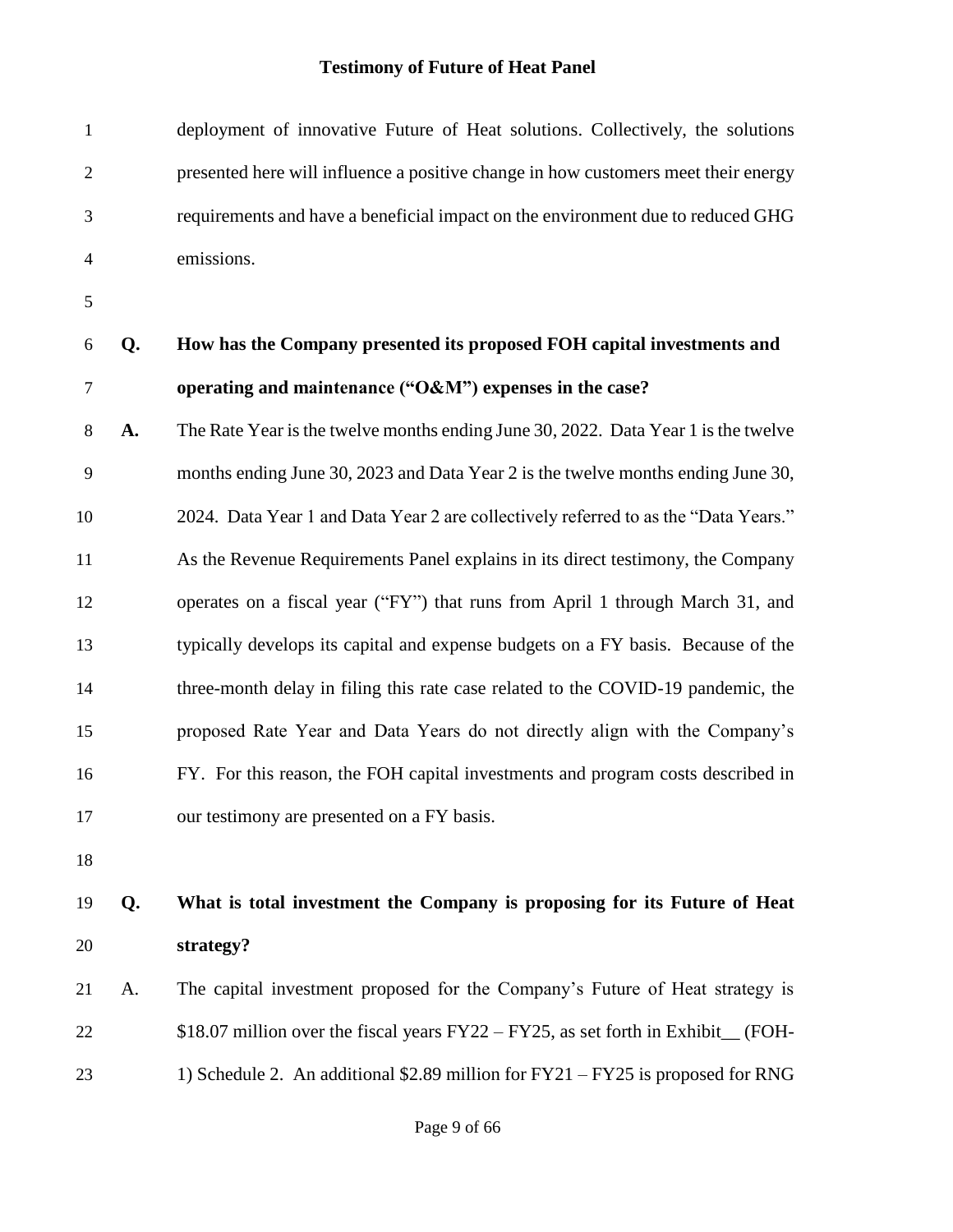deployment of innovative Future of Heat solutions. Collectively, the solutions presented here will influence a positive change in how customers meet their energy requirements and have a beneficial impact on the environment due to reduced GHG emissions.

**Q. How has the Company presented its proposed FOH capital investments and operating and maintenance ("O&M") expenses in the case?**

**A.** The Rate Year is the twelve months ending June 30, 2022. Data Year 1 is the twelve months ending June 30, 2023 and Data Year 2 is the twelve months ending June 30, 2024. Data Year 1 and Data Year 2 are collectively referred to as the "Data Years." As the Revenue Requirements Panel explains in its direct testimony, the Company operates on a fiscal year ("FY") that runs from April 1 through March 31, and typically develops its capital and expense budgets on a FY basis. Because of the three-month delay in filing this rate case related to the COVID-19 pandemic, the proposed Rate Year and Data Years do not directly align with the Company's FY. For this reason, the FOH capital investments and program costs described in our testimony are presented on a FY basis.

**Q. What is total investment the Company is proposing for its Future of Heat strategy?**

A. The capital investment proposed for the Company's Future of Heat strategy is $18.07 million over the fiscal years FY22 – FY25, as set forth in Exhibit__ (FOH-1) Schedule 2. An additional $2.89 million for FY21 – FY25 is proposed for RNG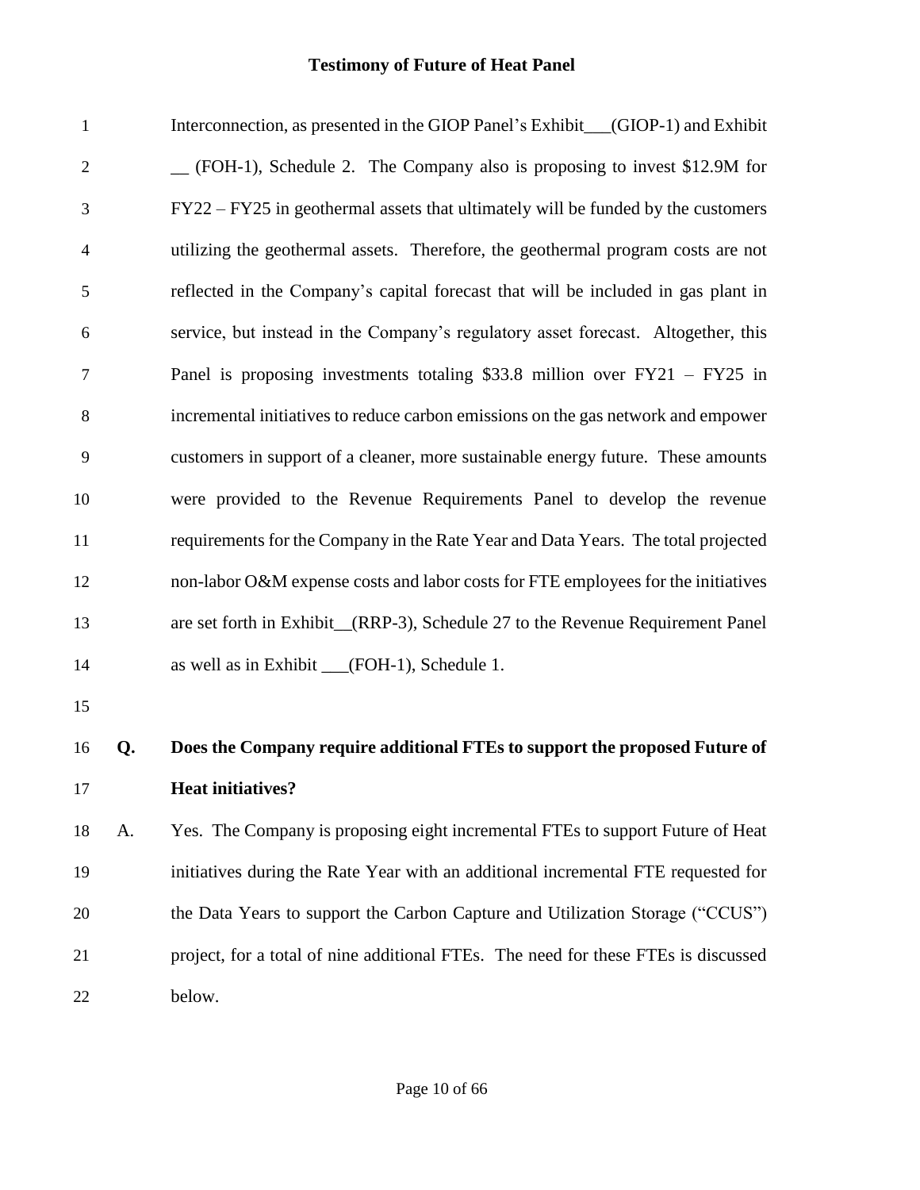Interconnection, as presented in the GIOP Panel's Exhibit___(GIOP-1) and Exhibit __ (FOH-1), Schedule 2. The Company also is proposing to invest $12.9M for FY22 – FY25 in geothermal assets that ultimately will be funded by the customers utilizing the geothermal assets. Therefore, the geothermal program costs are not reflected in the Company's capital forecast that will be included in gas plant in service, but instead in the Company's regulatory asset forecast. Altogether, this Panel is proposing investments totaling $33.8 million over FY21 – FY25 in incremental initiatives to reduce carbon emissions on the gas network and empower customers in support of a cleaner, more sustainable energy future. These amounts were provided to the Revenue Requirements Panel to develop the revenue requirements for the Company in the Rate Year and Data Years. The total projected non-labor O&M expense costs and labor costs for FTE employees for the initiatives are set forth in Exhibit__(RRP-3), Schedule 27 to the Revenue Requirement Panel as well as in Exhibit ___(FOH-1), Schedule 1.

**Q. Does the Company require additional FTEs to support the proposed Future of Heat initiatives?**

A. Yes. The Company is proposing eight incremental FTEs to support Future of Heat initiatives during the Rate Year with an additional incremental FTE requested for the Data Years to support the Carbon Capture and Utilization Storage ("CCUS") project, for a total of nine additional FTEs. The need for these FTEs is discussed below.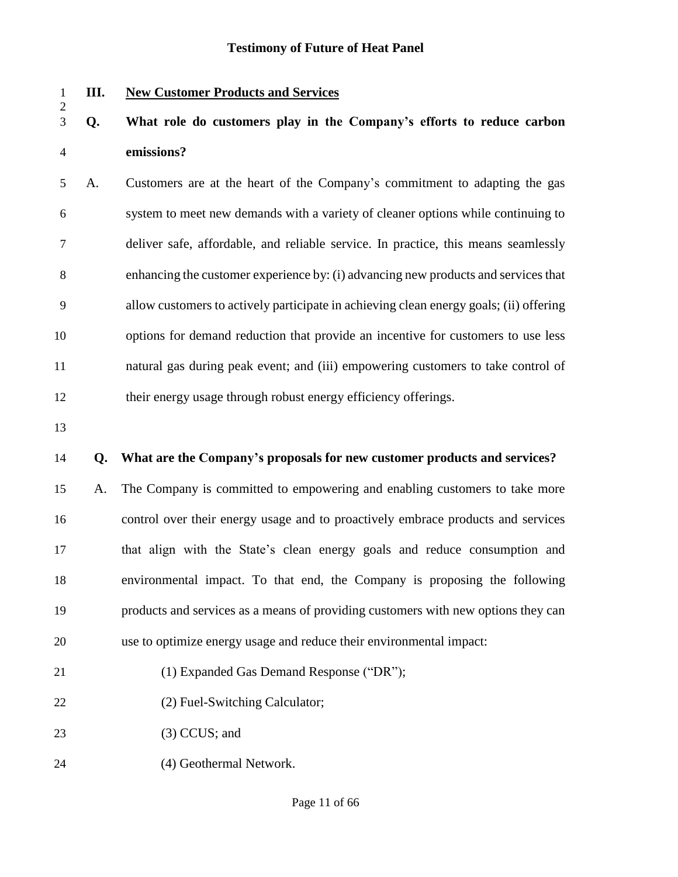## III. New Customer Products and Services

**Q. What role do customers play in the Company's efforts to reduce carbon emissions?**

A. Customers are at the heart of the Company's commitment to adapting the gas system to meet new demands with a variety of cleaner options while continuing to deliver safe, affordable, and reliable service. In practice, this means seamlessly enhancing the customer experience by: (i) advancing new products and services that allow customers to actively participate in achieving clean energy goals; (ii) offering options for demand reduction that provide an incentive for customers to use less natural gas during peak event; and (iii) empowering customers to take control of their energy usage through robust energy efficiency offerings.

**Q. What are the Company's proposals for new customer products and services?**

A. The Company is committed to empowering and enabling customers to take more control over their energy usage and to proactively embrace products and services that align with the State's clean energy goals and reduce consumption and environmental impact. To that end, the Company is proposing the following products and services as a means of providing customers with new options they can use to optimize energy usage and reduce their environmental impact:

(1) Expanded Gas Demand Response ("DR");

(2) Fuel-Switching Calculator;

(3) CCUS; and

(4) Geothermal Network.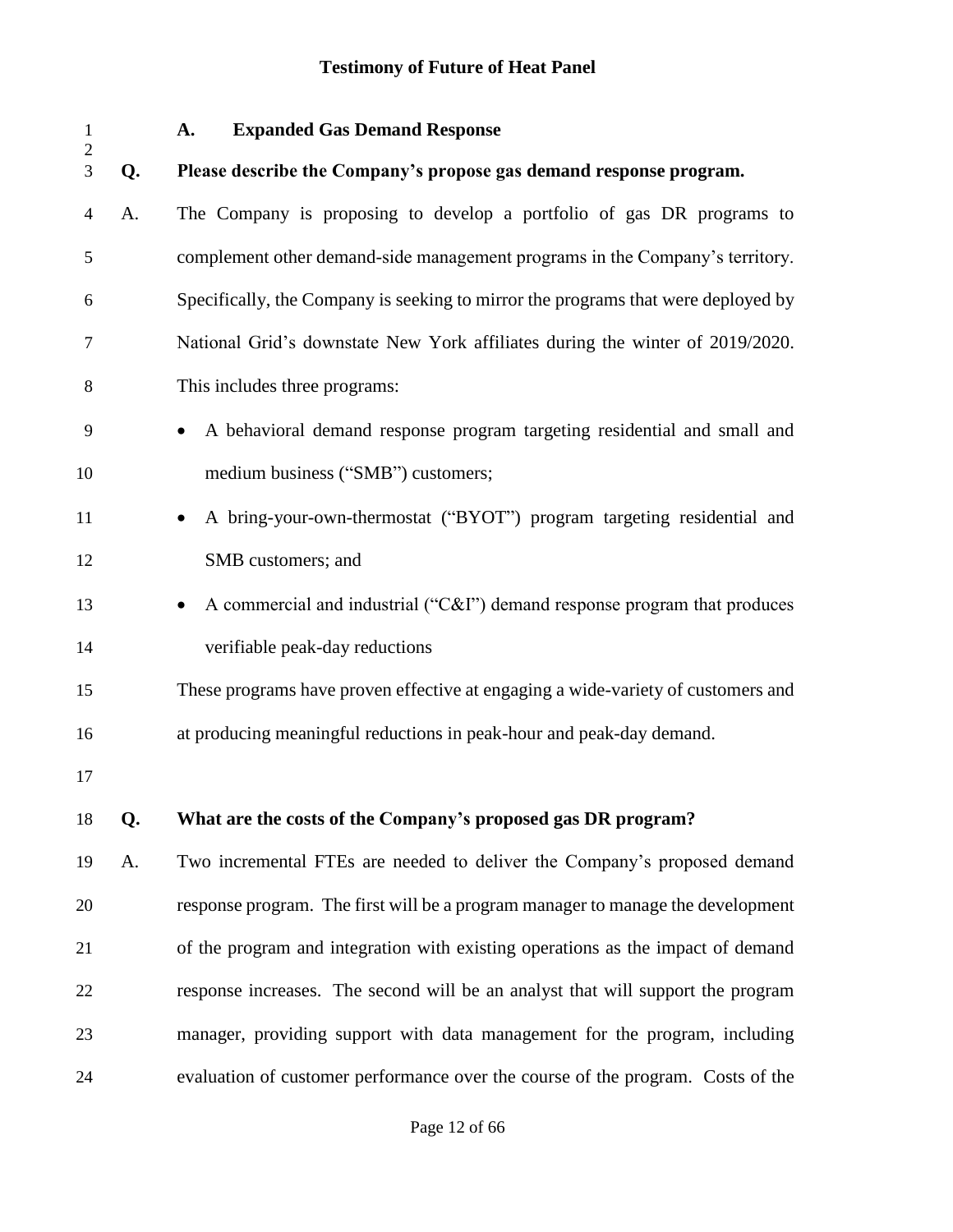### A. Expanded Gas Demand Response

**Q. Please describe the Company's propose gas demand response program.**

A. The Company is proposing to develop a portfolio of gas DR programs to complement other demand-side management programs in the Company's territory. Specifically, the Company is seeking to mirror the programs that were deployed by National Grid's downstate New York affiliates during the winter of 2019/2020. This includes three programs:

- A behavioral demand response program targeting residential and small and medium business ("SMB") customers;
- A bring-your-own-thermostat ("BYOT") program targeting residential and SMB customers; and
- A commercial and industrial ("C&I") demand response program that produces verifiable peak-day reductions

These programs have proven effective at engaging a wide-variety of customers and at producing meaningful reductions in peak-hour and peak-day demand.

**Q. What are the costs of the Company's proposed gas DR program?**

A. Two incremental FTEs are needed to deliver the Company's proposed demand response program. The first will be a program manager to manage the development of the program and integration with existing operations as the impact of demand response increases. The second will be an analyst that will support the program manager, providing support with data management for the program, including evaluation of customer performance over the course of the program. Costs of the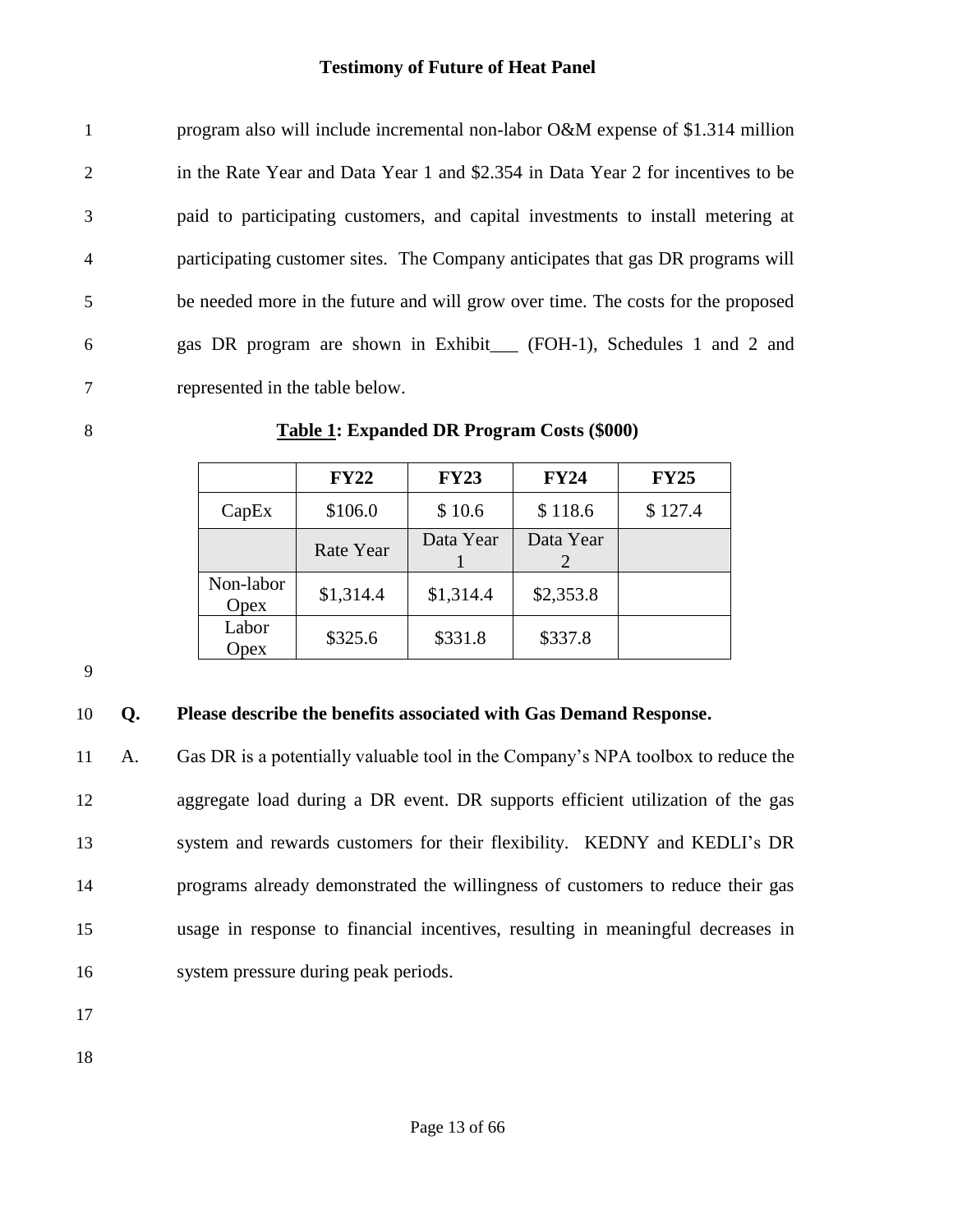program also will include incremental non-labor O&M expense of $1.314 million in the Rate Year and Data Year 1 and $2.354 in Data Year 2 for incentives to be paid to participating customers, and capital investments to install metering at participating customer sites. The Company anticipates that gas DR programs will be needed more in the future and will grow over time. The costs for the proposed gas DR program are shown in Exhibit___ (FOH-1), Schedules 1 and 2 and represented in the table below.

**<u>Table 1</u>: Expanded DR Program Costs ($000)**

| | **FY22** | **FY23** | **FY24** | **FY25** |
|---|---|---|---|---|
| CapEx | $106.0 | $ 10.6 | $ 118.6 | $ 127.4 |
| | Rate Year | Data Year 1 | Data Year 2 | |
| Non-labor Opex | $1,314.4 | $1,314.4 | $2,353.8 | |
| Labor Opex | $325.6 | $331.8 | $337.8 | |

**Q. Please describe the benefits associated with Gas Demand Response.**

A. Gas DR is a potentially valuable tool in the Company's NPA toolbox to reduce the aggregate load during a DR event. DR supports efficient utilization of the gas system and rewards customers for their flexibility. KEDNY and KEDLI's DR programs already demonstrated the willingness of customers to reduce their gas usage in response to financial incentives, resulting in meaningful decreases in system pressure during peak periods.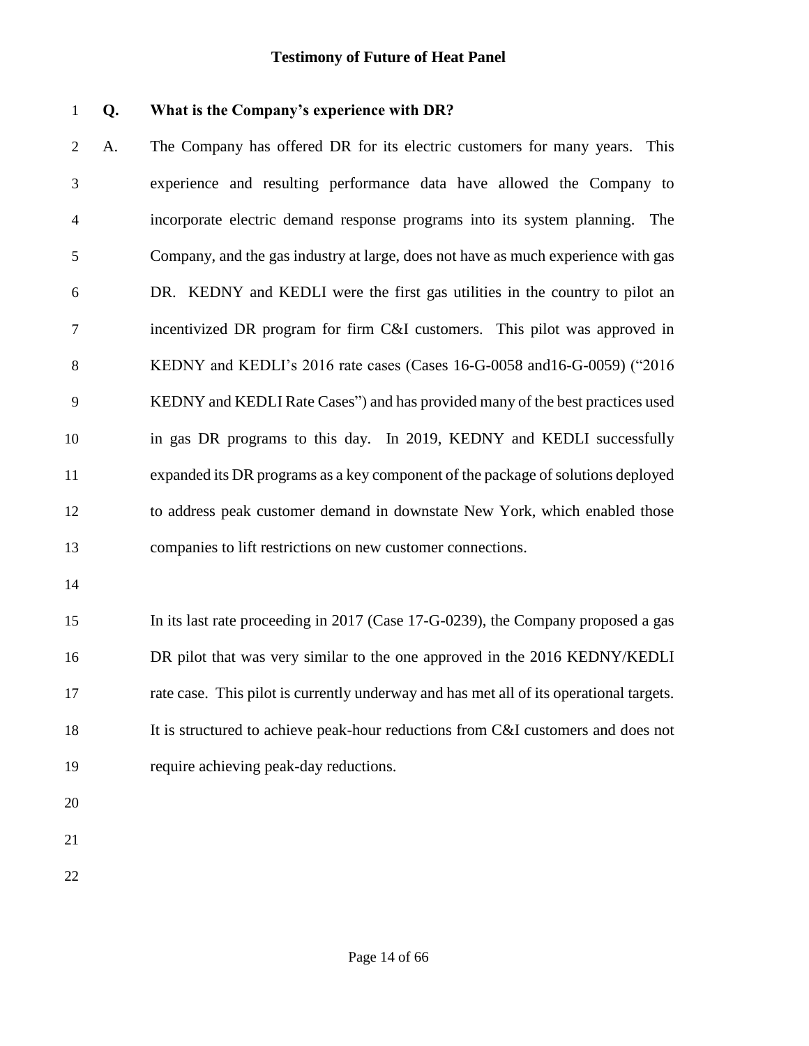**Q. What is the Company's experience with DR?**

A. The Company has offered DR for its electric customers for many years. This experience and resulting performance data have allowed the Company to incorporate electric demand response programs into its system planning. The Company, and the gas industry at large, does not have as much experience with gas DR. KEDNY and KEDLI were the first gas utilities in the country to pilot an incentivized DR program for firm C&I customers. This pilot was approved in KEDNY and KEDLI's 2016 rate cases (Cases 16-G-0058 and16-G-0059) ("2016 KEDNY and KEDLI Rate Cases") and has provided many of the best practices used in gas DR programs to this day. In 2019, KEDNY and KEDLI successfully expanded its DR programs as a key component of the package of solutions deployed to address peak customer demand in downstate New York, which enabled those companies to lift restrictions on new customer connections.

In its last rate proceeding in 2017 (Case 17-G-0239), the Company proposed a gas DR pilot that was very similar to the one approved in the 2016 KEDNY/KEDLI rate case. This pilot is currently underway and has met all of its operational targets. It is structured to achieve peak-hour reductions from C&I customers and does not require achieving peak-day reductions.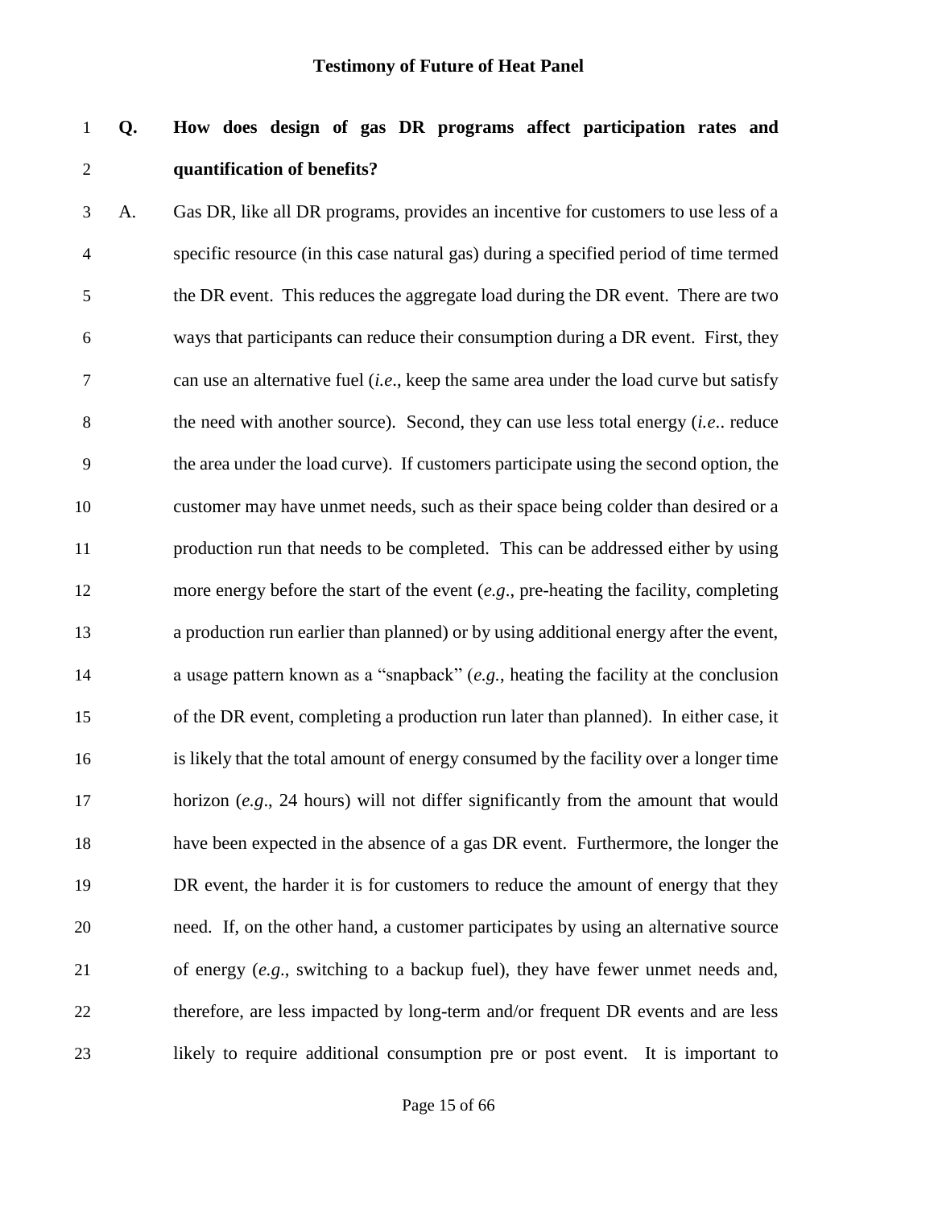**Q. How does design of gas DR programs affect participation rates and quantification of benefits?**

A. Gas DR, like all DR programs, provides an incentive for customers to use less of a specific resource (in this case natural gas) during a specified period of time termed the DR event. This reduces the aggregate load during the DR event. There are two ways that participants can reduce their consumption during a DR event. First, they can use an alternative fuel (*i.e*., keep the same area under the load curve but satisfy the need with another source). Second, they can use less total energy (*i.e.*. reduce the area under the load curve). If customers participate using the second option, the customer may have unmet needs, such as their space being colder than desired or a production run that needs to be completed. This can be addressed either by using more energy before the start of the event (*e.g*., pre-heating the facility, completing a production run earlier than planned) or by using additional energy after the event, a usage pattern known as a "snapback" (*e.g.*, heating the facility at the conclusion of the DR event, completing a production run later than planned). In either case, it is likely that the total amount of energy consumed by the facility over a longer time horizon (*e.g*., 24 hours) will not differ significantly from the amount that would have been expected in the absence of a gas DR event. Furthermore, the longer the DR event, the harder it is for customers to reduce the amount of energy that they need. If, on the other hand, a customer participates by using an alternative source of energy (*e.g*., switching to a backup fuel), they have fewer unmet needs and, therefore, are less impacted by long-term and/or frequent DR events and are less likely to require additional consumption pre or post event. It is important to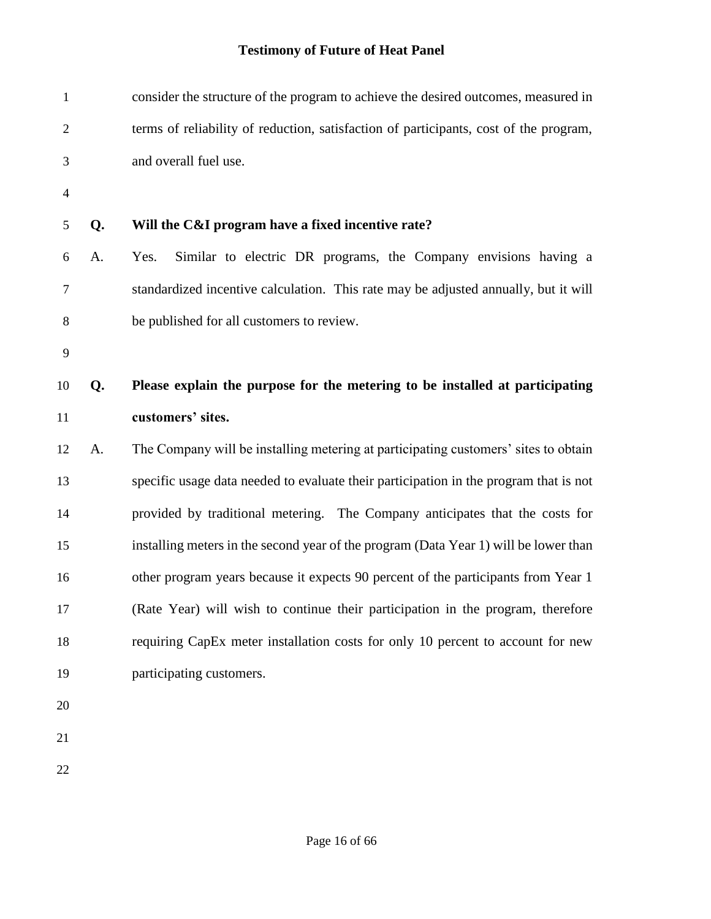consider the structure of the program to achieve the desired outcomes, measured in terms of reliability of reduction, satisfaction of participants, cost of the program, and overall fuel use.

**Q. Will the C&I program have a fixed incentive rate?**

A. Yes. Similar to electric DR programs, the Company envisions having a standardized incentive calculation. This rate may be adjusted annually, but it will be published for all customers to review.

**Q. Please explain the purpose for the metering to be installed at participating customers' sites.**

A. The Company will be installing metering at participating customers' sites to obtain specific usage data needed to evaluate their participation in the program that is not provided by traditional metering. The Company anticipates that the costs for installing meters in the second year of the program (Data Year 1) will be lower than other program years because it expects 90 percent of the participants from Year 1 (Rate Year) will wish to continue their participation in the program, therefore requiring CapEx meter installation costs for only 10 percent to account for new participating customers.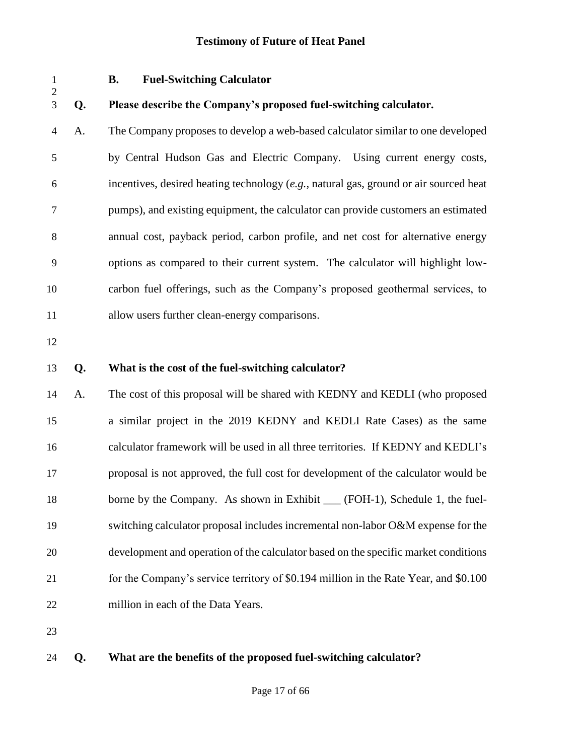### B. Fuel-Switching Calculator

**Q. Please describe the Company's proposed fuel-switching calculator.**

A. The Company proposes to develop a web-based calculator similar to one developed by Central Hudson Gas and Electric Company. Using current energy costs, incentives, desired heating technology (*e.g.*, natural gas, ground or air sourced heat pumps), and existing equipment, the calculator can provide customers an estimated annual cost, payback period, carbon profile, and net cost for alternative energy options as compared to their current system. The calculator will highlight low-carbon fuel offerings, such as the Company's proposed geothermal services, to allow users further clean-energy comparisons.

**Q. What is the cost of the fuel-switching calculator?**

A. The cost of this proposal will be shared with KEDNY and KEDLI (who proposed a similar project in the 2019 KEDNY and KEDLI Rate Cases) as the same calculator framework will be used in all three territories. If KEDNY and KEDLI's proposal is not approved, the full cost for development of the calculator would be borne by the Company. As shown in Exhibit ___ (FOH-1), Schedule 1, the fuel-switching calculator proposal includes incremental non-labor O&M expense for the development and operation of the calculator based on the specific market conditions for the Company's service territory of $0.194 million in the Rate Year, and $0.100 million in each of the Data Years.

**Q. What are the benefits of the proposed fuel-switching calculator?**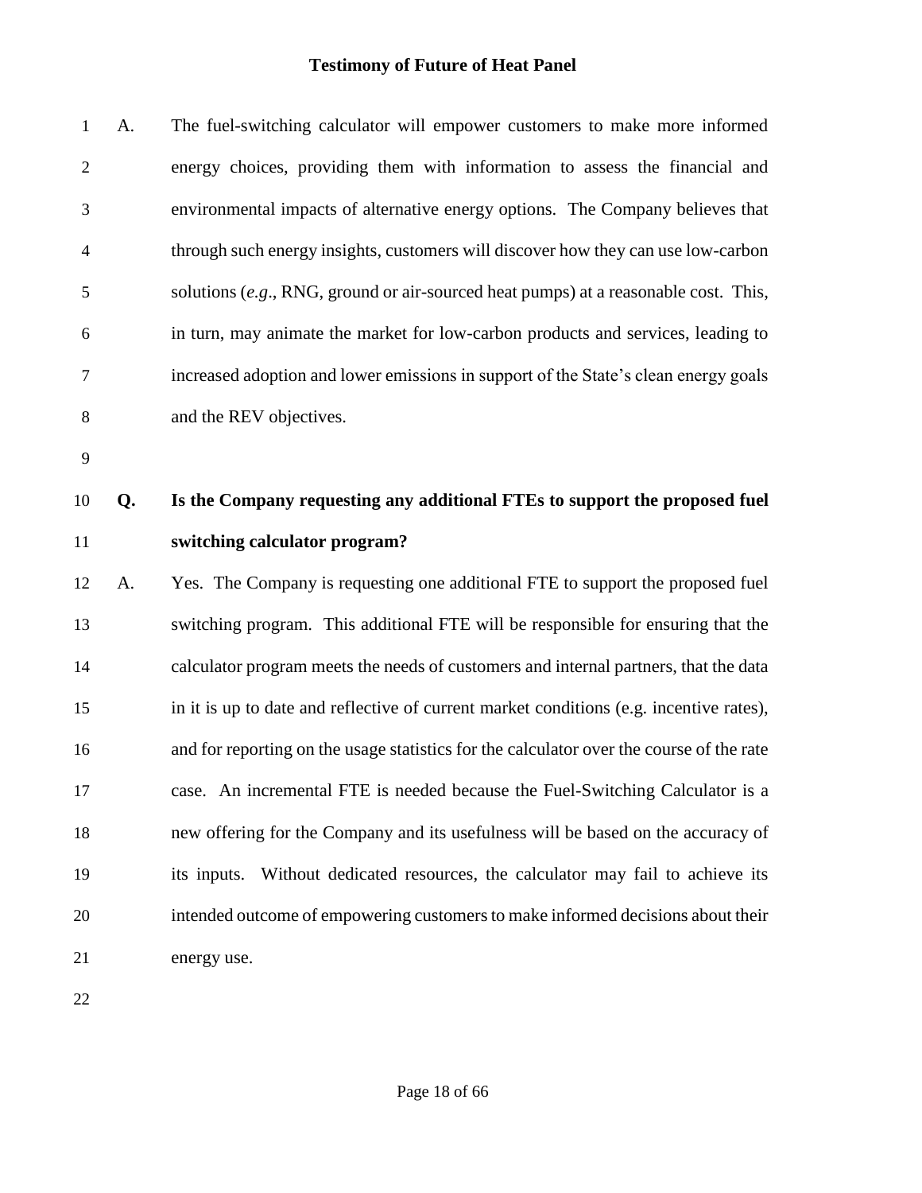A. The fuel-switching calculator will empower customers to make more informed energy choices, providing them with information to assess the financial and environmental impacts of alternative energy options. The Company believes that through such energy insights, customers will discover how they can use low-carbon solutions (*e.g*., RNG, ground or air-sourced heat pumps) at a reasonable cost. This, in turn, may animate the market for low-carbon products and services, leading to increased adoption and lower emissions in support of the State's clean energy goals and the REV objectives.

**Q. Is the Company requesting any additional FTEs to support the proposed fuel switching calculator program?**

A. Yes. The Company is requesting one additional FTE to support the proposed fuel switching program. This additional FTE will be responsible for ensuring that the calculator program meets the needs of customers and internal partners, that the data in it is up to date and reflective of current market conditions (e.g. incentive rates), and for reporting on the usage statistics for the calculator over the course of the rate case. An incremental FTE is needed because the Fuel-Switching Calculator is a new offering for the Company and its usefulness will be based on the accuracy of its inputs. Without dedicated resources, the calculator may fail to achieve its intended outcome of empowering customers to make informed decisions about their energy use.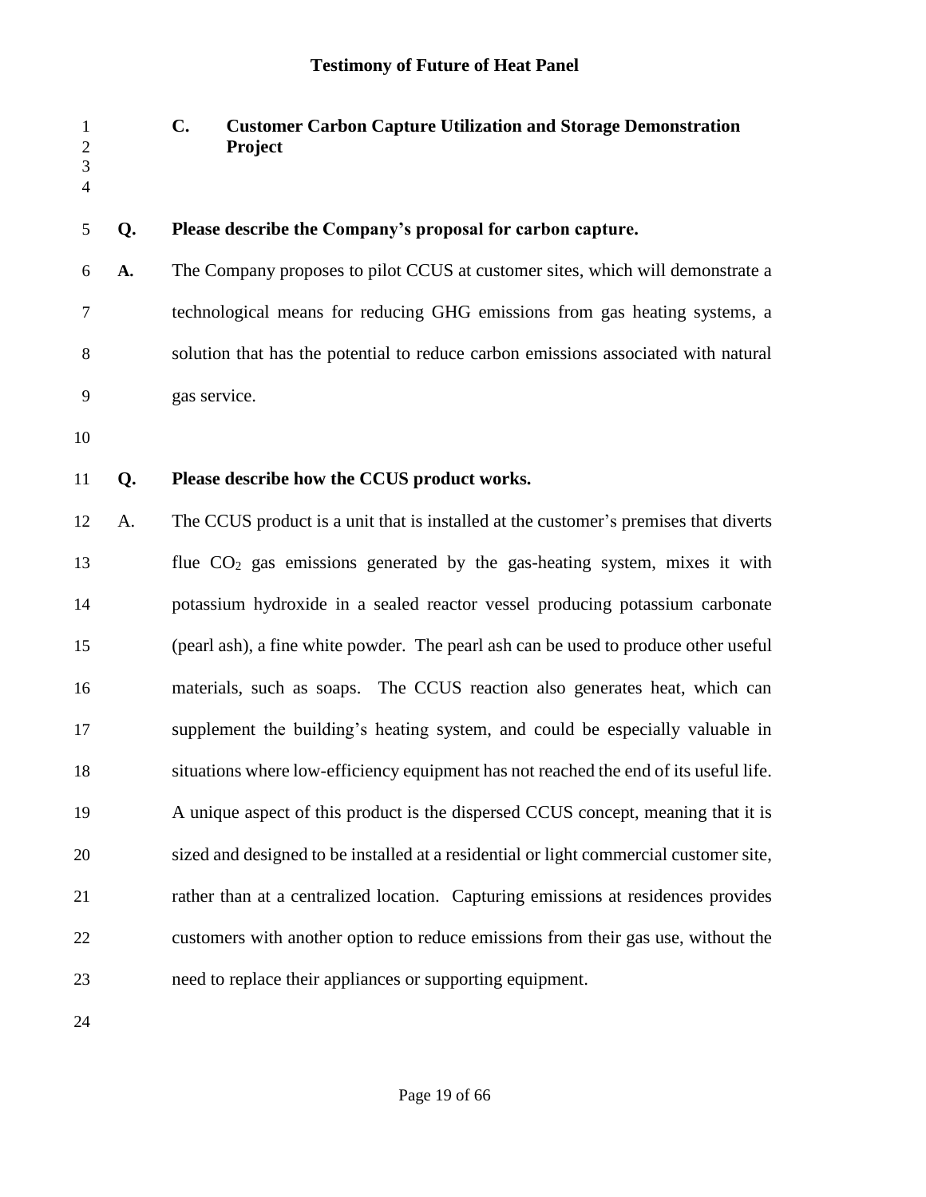### C. Customer Carbon Capture Utilization and Storage Demonstration Project

**Q. Please describe the Company's proposal for carbon capture.**

**A.** The Company proposes to pilot CCUS at customer sites, which will demonstrate a technological means for reducing GHG emissions from gas heating systems, a solution that has the potential to reduce carbon emissions associated with natural gas service.

**Q. Please describe how the CCUS product works.**

A. The CCUS product is a unit that is installed at the customer's premises that diverts flue $CO_2$ gas emissions generated by the gas-heating system, mixes it with potassium hydroxide in a sealed reactor vessel producing potassium carbonate (pearl ash), a fine white powder. The pearl ash can be used to produce other useful materials, such as soaps. The CCUS reaction also generates heat, which can supplement the building's heating system, and could be especially valuable in situations where low-efficiency equipment has not reached the end of its useful life. A unique aspect of this product is the dispersed CCUS concept, meaning that it is sized and designed to be installed at a residential or light commercial customer site, rather than at a centralized location. Capturing emissions at residences provides customers with another option to reduce emissions from their gas use, without the need to replace their appliances or supporting equipment.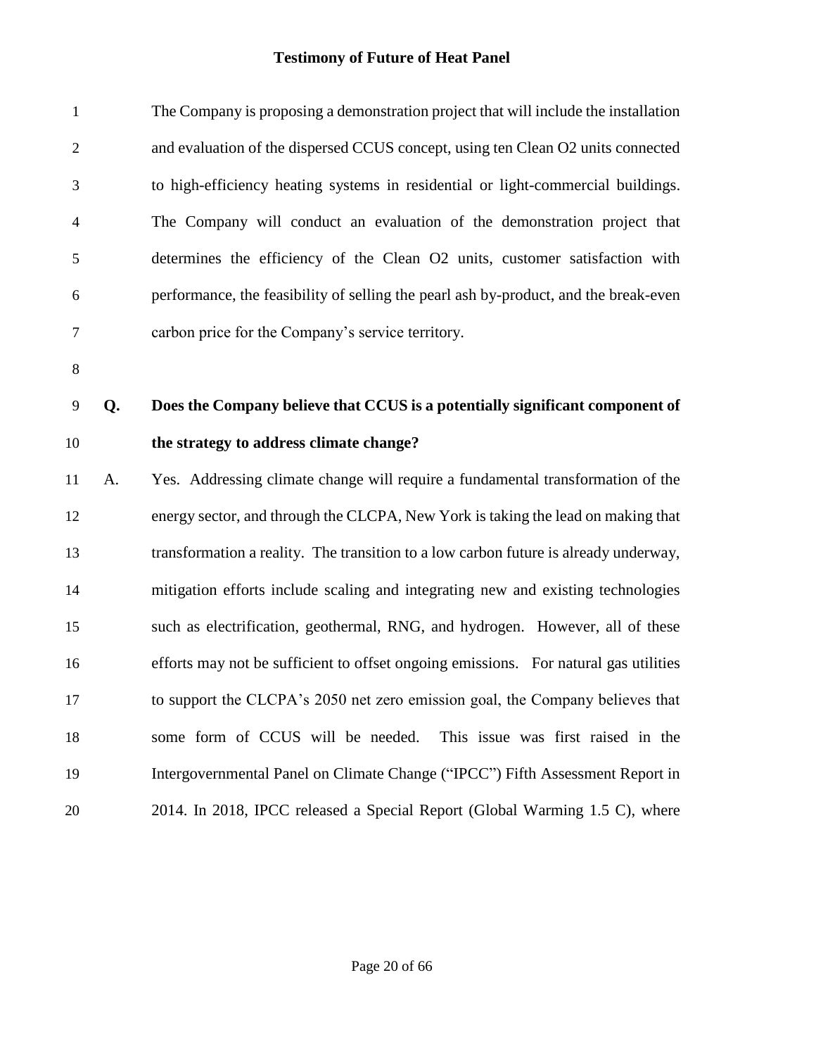The Company is proposing a demonstration project that will include the installation and evaluation of the dispersed CCUS concept, using ten Clean O2 units connected to high-efficiency heating systems in residential or light-commercial buildings. The Company will conduct an evaluation of the demonstration project that determines the efficiency of the Clean O2 units, customer satisfaction with performance, the feasibility of selling the pearl ash by-product, and the break-even carbon price for the Company's service territory.

**Q. Does the Company believe that CCUS is a potentially significant component of the strategy to address climate change?**

A. Yes. Addressing climate change will require a fundamental transformation of the energy sector, and through the CLCPA, New York is taking the lead on making that transformation a reality. The transition to a low carbon future is already underway, mitigation efforts include scaling and integrating new and existing technologies such as electrification, geothermal, RNG, and hydrogen. However, all of these efforts may not be sufficient to offset ongoing emissions. For natural gas utilities to support the CLCPA's 2050 net zero emission goal, the Company believes that some form of CCUS will be needed. This issue was first raised in the Intergovernmental Panel on Climate Change ("IPCC") Fifth Assessment Report in 2014. In 2018, IPCC released a Special Report (Global Warming 1.5 C), where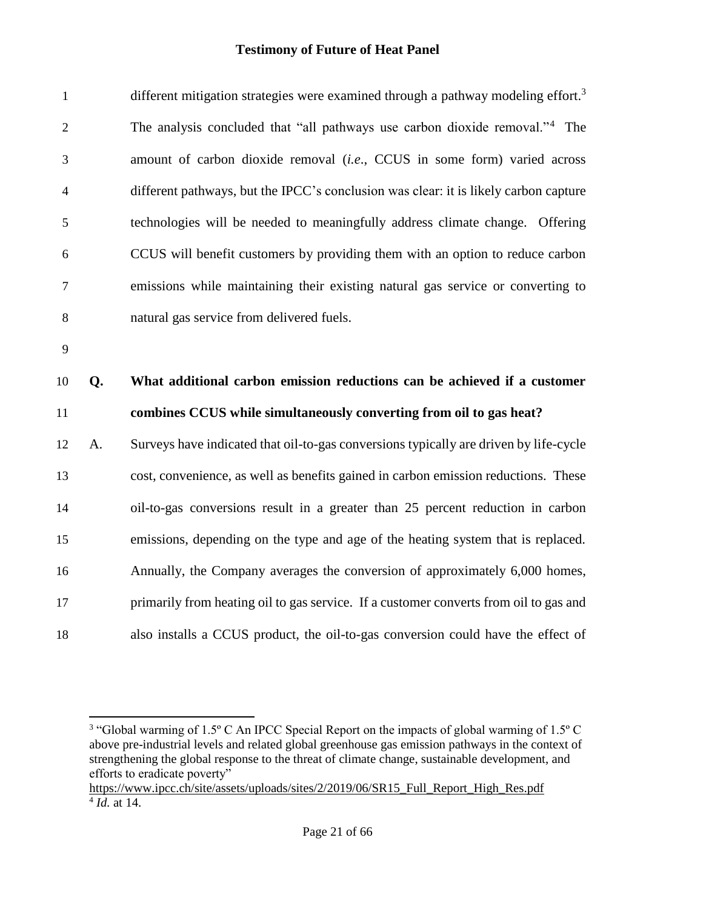different mitigation strategies were examined through a pathway modeling effort.[3] The analysis concluded that "all pathways use carbon dioxide removal."[4] The amount of carbon dioxide removal (*i.e.*, CCUS in some form) varied across different pathways, but the IPCC's conclusion was clear: it is likely carbon capture technologies will be needed to meaningfully address climate change. Offering CCUS will benefit customers by providing them with an option to reduce carbon emissions while maintaining their existing natural gas service or converting to natural gas service from delivered fuels.

**Q. What additional carbon emission reductions can be achieved if a customer combines CCUS while simultaneously converting from oil to gas heat?**

A. Surveys have indicated that oil-to-gas conversions typically are driven by life-cycle cost, convenience, as well as benefits gained in carbon emission reductions. These oil-to-gas conversions result in a greater than 25 percent reduction in carbon emissions, depending on the type and age of the heating system that is replaced. Annually, the Company averages the conversion of approximately 6,000 homes, primarily from heating oil to gas service. If a customer converts from oil to gas and also installs a CCUS product, the oil-to-gas conversion could have the effect of

---

[3] "Global warming of 1.5º C An IPCC Special Report on the impacts of global warming of 1.5º C above pre-industrial levels and related global greenhouse gas emission pathways in the context of strengthening the global response to the threat of climate change, sustainable development, and efforts to eradicate poverty" https://www.ipcc.ch/site/assets/uploads/sites/2/2019/06/SR15_Full_Report_High_Res.pdf

[4] *Id.* at 14.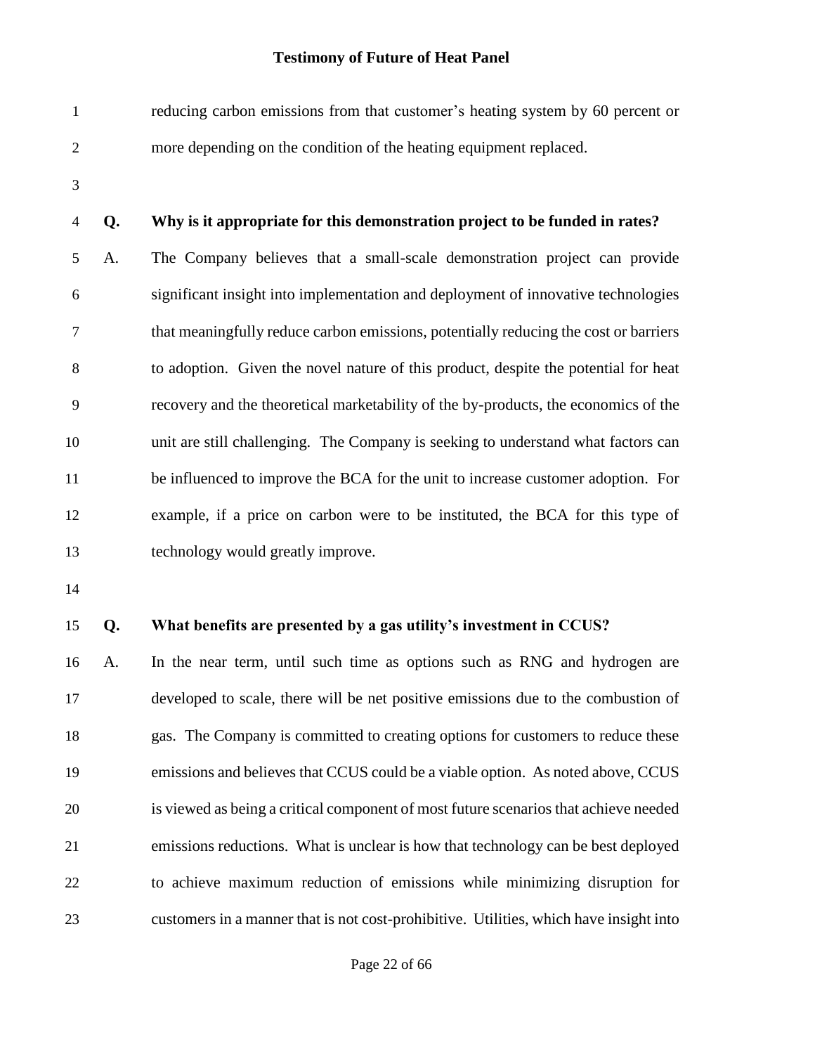reducing carbon emissions from that customer's heating system by 60 percent or more depending on the condition of the heating equipment replaced.

**Q. Why is it appropriate for this demonstration project to be funded in rates?**

A. The Company believes that a small-scale demonstration project can provide significant insight into implementation and deployment of innovative technologies that meaningfully reduce carbon emissions, potentially reducing the cost or barriers to adoption. Given the novel nature of this product, despite the potential for heat recovery and the theoretical marketability of the by-products, the economics of the unit are still challenging. The Company is seeking to understand what factors can be influenced to improve the BCA for the unit to increase customer adoption. For example, if a price on carbon were to be instituted, the BCA for this type of technology would greatly improve.

**Q. What benefits are presented by a gas utility's investment in CCUS?**

A. In the near term, until such time as options such as RNG and hydrogen are developed to scale, there will be net positive emissions due to the combustion of gas. The Company is committed to creating options for customers to reduce these emissions and believes that CCUS could be a viable option. As noted above, CCUS is viewed as being a critical component of most future scenarios that achieve needed emissions reductions. What is unclear is how that technology can be best deployed to achieve maximum reduction of emissions while minimizing disruption for customers in a manner that is not cost-prohibitive. Utilities, which have insight into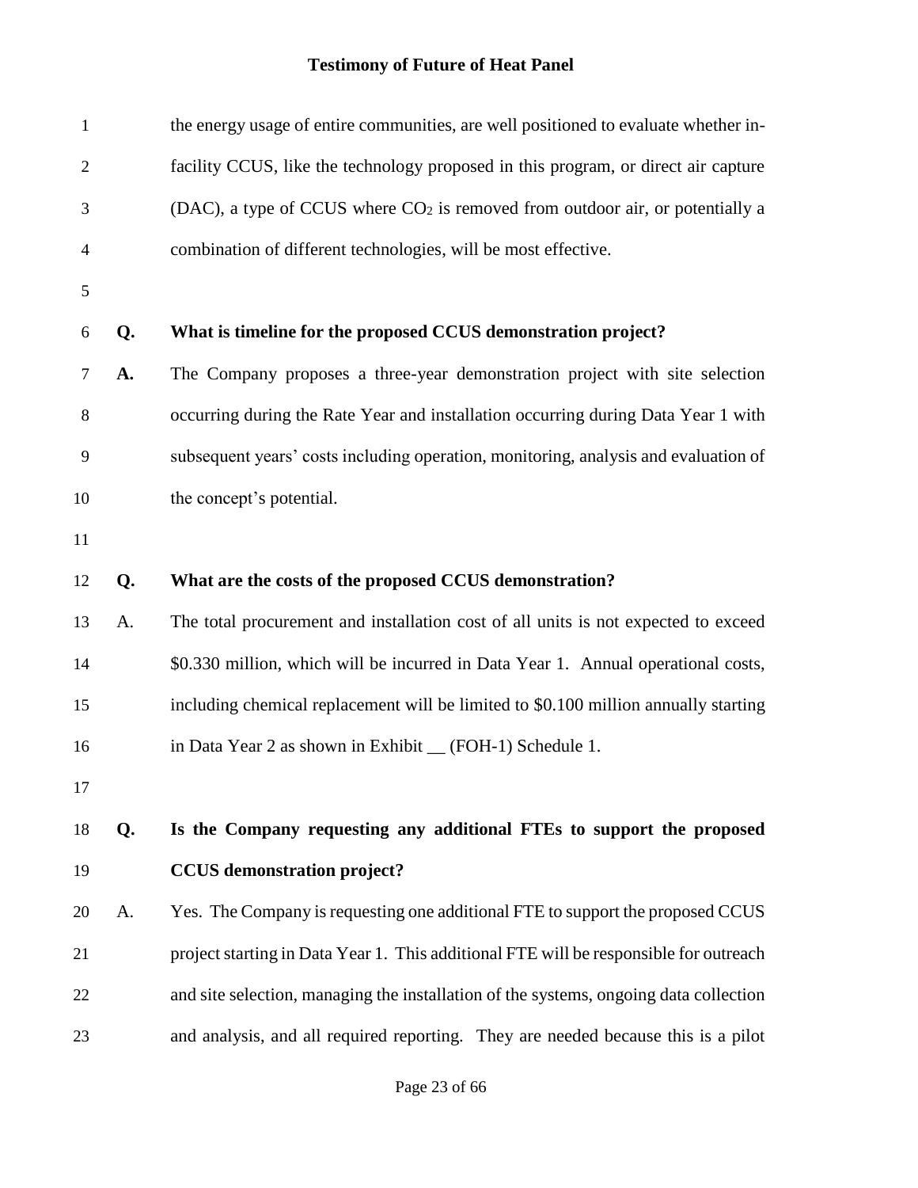the energy usage of entire communities, are well positioned to evaluate whether in-facility CCUS, like the technology proposed in this program, or direct air capture (DAC), a type of CCUS where $CO_2$ is removed from outdoor air, or potentially a combination of different technologies, will be most effective.

**Q. What is timeline for the proposed CCUS demonstration project?**

**A.** The Company proposes a three-year demonstration project with site selection occurring during the Rate Year and installation occurring during Data Year 1 with subsequent years' costs including operation, monitoring, analysis and evaluation of the concept's potential.

**Q. What are the costs of the proposed CCUS demonstration?**

A. The total procurement and installation cost of all units is not expected to exceed $0.330 million, which will be incurred in Data Year 1. Annual operational costs, including chemical replacement will be limited to $0.100 million annually starting in Data Year 2 as shown in Exhibit __ (FOH-1) Schedule 1.

**Q. Is the Company requesting any additional FTEs to support the proposed CCUS demonstration project?**

A. Yes. The Company is requesting one additional FTE to support the proposed CCUS project starting in Data Year 1. This additional FTE will be responsible for outreach and site selection, managing the installation of the systems, ongoing data collection and analysis, and all required reporting. They are needed because this is a pilot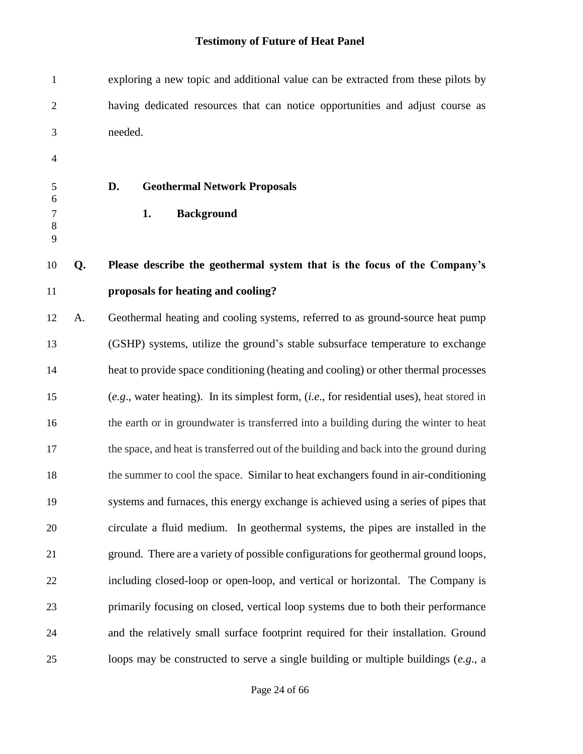exploring a new topic and additional value can be extracted from these pilots by having dedicated resources that can notice opportunities and adjust course as needed.

## D. Geothermal Network Proposals

### 1. Background

**Q. Please describe the geothermal system that is the focus of the Company's proposals for heating and cooling?**

A. Geothermal heating and cooling systems, referred to as ground-source heat pump (GSHP) systems, utilize the ground's stable subsurface temperature to exchange heat to provide space conditioning (heating and cooling) or other thermal processes (*e.g*., water heating). In its simplest form, (*i.e*., for residential uses), heat stored in the earth or in groundwater is transferred into a building during the winter to heat the space, and heat is transferred out of the building and back into the ground during the summer to cool the space. Similar to heat exchangers found in air-conditioning systems and furnaces, this energy exchange is achieved using a series of pipes that circulate a fluid medium. In geothermal systems, the pipes are installed in the ground. There are a variety of possible configurations for geothermal ground loops, including closed-loop or open-loop, and vertical or horizontal. The Company is primarily focusing on closed, vertical loop systems due to both their performance and the relatively small surface footprint required for their installation. Ground loops may be constructed to serve a single building or multiple buildings (*e.g*., a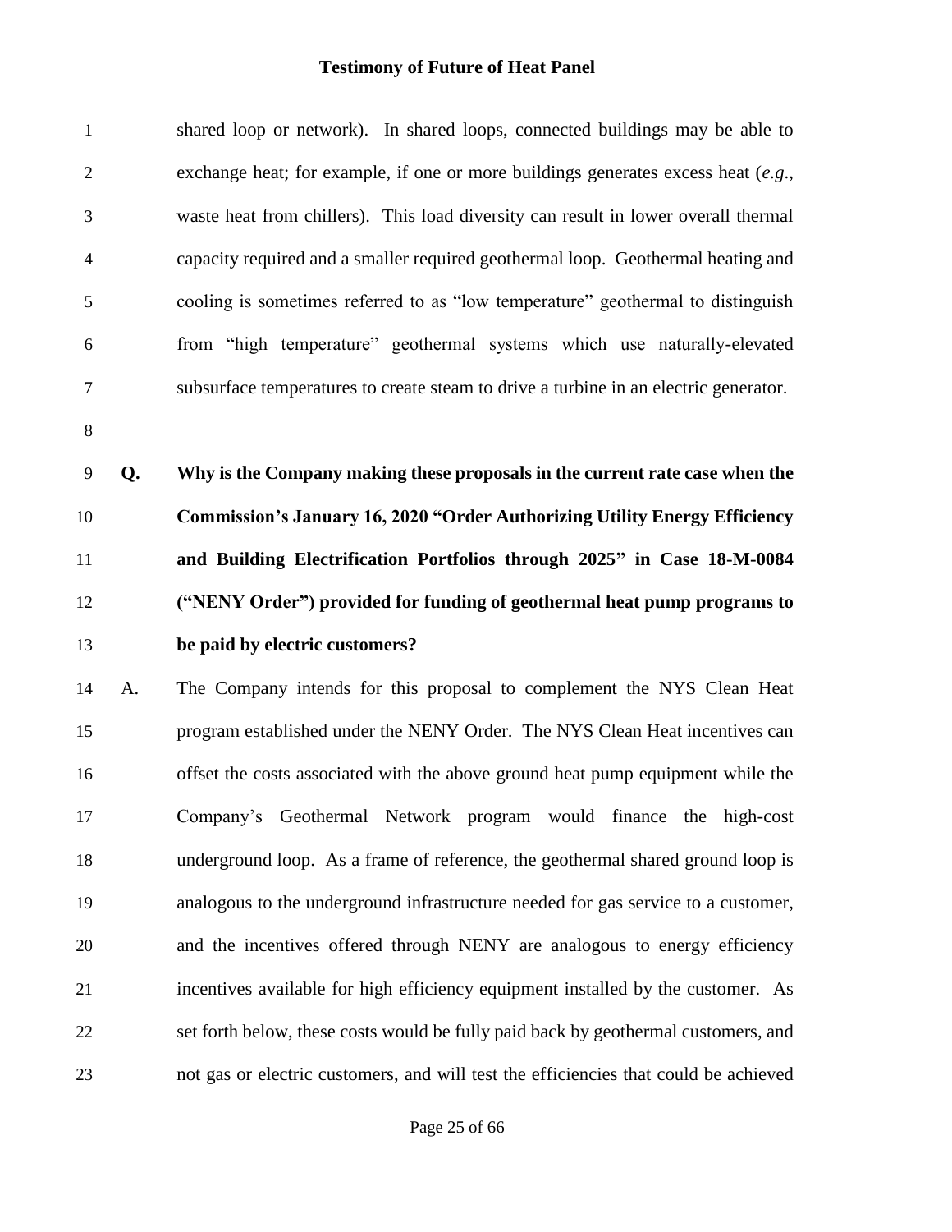shared loop or network). In shared loops, connected buildings may be able to exchange heat; for example, if one or more buildings generates excess heat (*e.g.*, waste heat from chillers). This load diversity can result in lower overall thermal capacity required and a smaller required geothermal loop. Geothermal heating and cooling is sometimes referred to as "low temperature" geothermal to distinguish from "high temperature" geothermal systems which use naturally-elevated subsurface temperatures to create steam to drive a turbine in an electric generator.

**Q. Why is the Company making these proposals in the current rate case when the Commission's January 16, 2020 "Order Authorizing Utility Energy Efficiency and Building Electrification Portfolios through 2025" in Case 18-M-0084 ("NENY Order") provided for funding of geothermal heat pump programs to be paid by electric customers?**

A. The Company intends for this proposal to complement the NYS Clean Heat program established under the NENY Order. The NYS Clean Heat incentives can offset the costs associated with the above ground heat pump equipment while the Company's Geothermal Network program would finance the high-cost underground loop. As a frame of reference, the geothermal shared ground loop is analogous to the underground infrastructure needed for gas service to a customer, and the incentives offered through NENY are analogous to energy efficiency incentives available for high efficiency equipment installed by the customer. As set forth below, these costs would be fully paid back by geothermal customers, and not gas or electric customers, and will test the efficiencies that could be achieved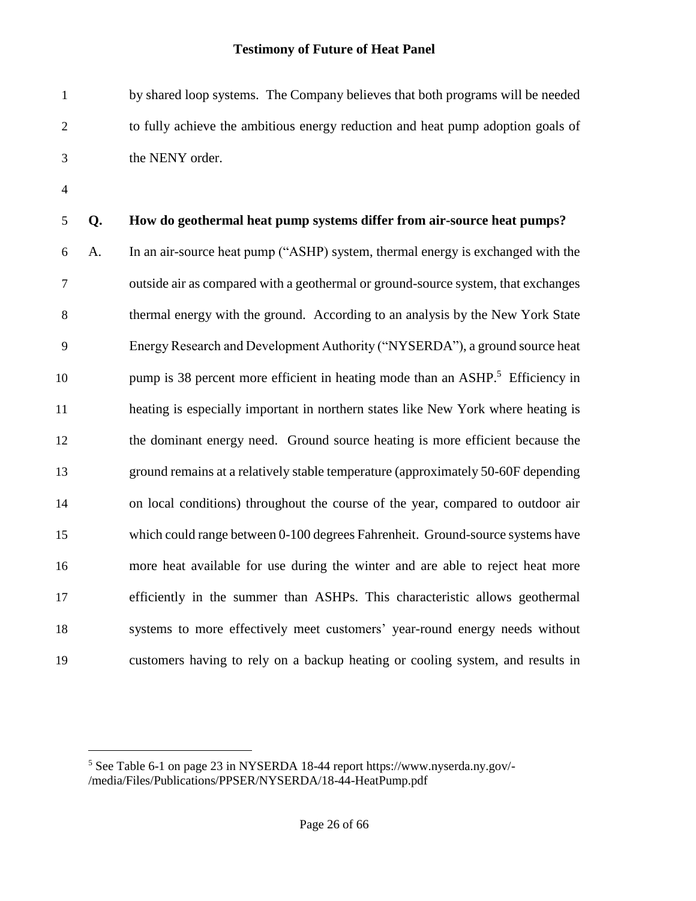by shared loop systems. The Company believes that both programs will be needed to fully achieve the ambitious energy reduction and heat pump adoption goals of the NENY order.

**Q. How do geothermal heat pump systems differ from air-source heat pumps?**

A. In an air-source heat pump ("ASHP") system, thermal energy is exchanged with the outside air as compared with a geothermal or ground-source system, that exchanges thermal energy with the ground. According to an analysis by the New York State Energy Research and Development Authority ("NYSERDA"), a ground source heat pump is 38 percent more efficient in heating mode than an ASHP.[5] Efficiency in heating is especially important in northern states like New York where heating is the dominant energy need. Ground source heating is more efficient because the ground remains at a relatively stable temperature (approximately 50-60F depending on local conditions) throughout the course of the year, compared to outdoor air which could range between 0-100 degrees Fahrenheit. Ground-source systems have more heat available for use during the winter and are able to reject heat more efficiently in the summer than ASHPs. This characteristic allows geothermal systems to more effectively meet customers' year-round energy needs without customers having to rely on a backup heating or cooling system, and results in

[5] See Table 6-1 on page 23 in NYSERDA 18-44 report https://www.nyserda.ny.gov/-/media/Files/Publications/PPSER/NYSERDA/18-44-HeatPump.pdf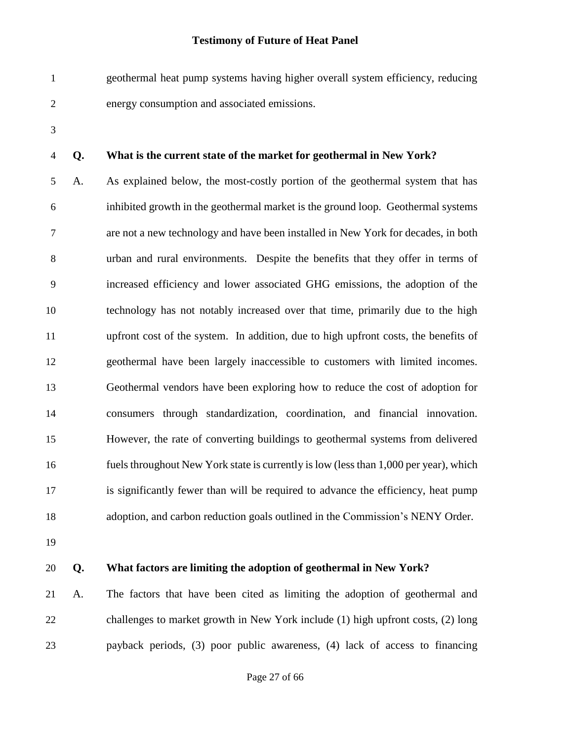geothermal heat pump systems having higher overall system efficiency, reducing energy consumption and associated emissions.

**Q. What is the current state of the market for geothermal in New York?**

A. As explained below, the most-costly portion of the geothermal system that has inhibited growth in the geothermal market is the ground loop. Geothermal systems are not a new technology and have been installed in New York for decades, in both urban and rural environments. Despite the benefits that they offer in terms of increased efficiency and lower associated GHG emissions, the adoption of the technology has not notably increased over that time, primarily due to the high upfront cost of the system. In addition, due to high upfront costs, the benefits of geothermal have been largely inaccessible to customers with limited incomes. Geothermal vendors have been exploring how to reduce the cost of adoption for consumers through standardization, coordination, and financial innovation. However, the rate of converting buildings to geothermal systems from delivered fuels throughout New York state is currently is low (less than 1,000 per year), which is significantly fewer than will be required to advance the efficiency, heat pump adoption, and carbon reduction goals outlined in the Commission's NENY Order.

**Q. What factors are limiting the adoption of geothermal in New York?**

A. The factors that have been cited as limiting the adoption of geothermal and challenges to market growth in New York include (1) high upfront costs, (2) long payback periods, (3) poor public awareness, (4) lack of access to financing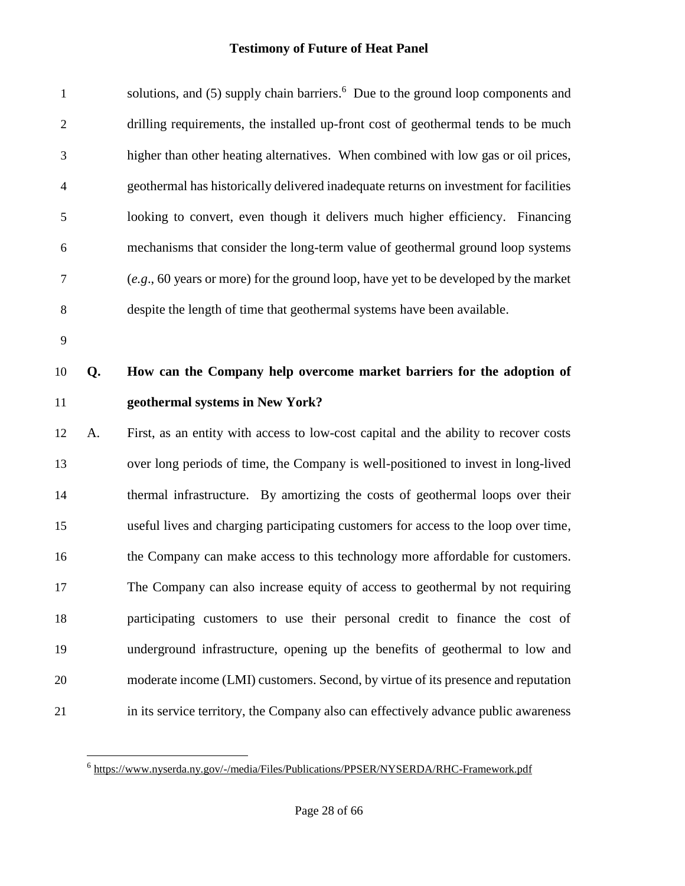solutions, and (5) supply chain barriers.[6] Due to the ground loop components and drilling requirements, the installed up-front cost of geothermal tends to be much higher than other heating alternatives. When combined with low gas or oil prices, geothermal has historically delivered inadequate returns on investment for facilities looking to convert, even though it delivers much higher efficiency. Financing mechanisms that consider the long-term value of geothermal ground loop systems (*e.g.*, 60 years or more) for the ground loop, have yet to be developed by the market despite the length of time that geothermal systems have been available.

**Q. How can the Company help overcome market barriers for the adoption of geothermal systems in New York?**

A. First, as an entity with access to low-cost capital and the ability to recover costs over long periods of time, the Company is well-positioned to invest in long-lived thermal infrastructure. By amortizing the costs of geothermal loops over their useful lives and charging participating customers for access to the loop over time, the Company can make access to this technology more affordable for customers. The Company can also increase equity of access to geothermal by not requiring participating customers to use their personal credit to finance the cost of underground infrastructure, opening up the benefits of geothermal to low and moderate income (LMI) customers. Second, by virtue of its presence and reputation in its service territory, the Company also can effectively advance public awareness

[6] https://www.nyserda.ny.gov/-/media/Files/Publications/PPSER/NYSERDA/RHC-Framework.pdf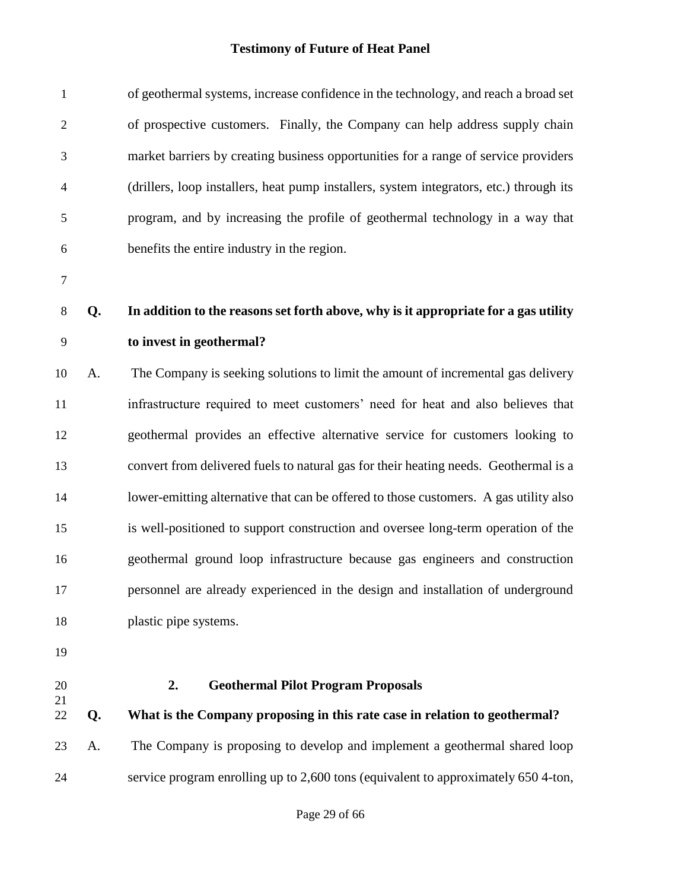of geothermal systems, increase confidence in the technology, and reach a broad set of prospective customers. Finally, the Company can help address supply chain market barriers by creating business opportunities for a range of service providers (drillers, loop installers, heat pump installers, system integrators, etc.) through its program, and by increasing the profile of geothermal technology in a way that benefits the entire industry in the region.

**Q. In addition to the reasons set forth above, why is it appropriate for a gas utility to invest in geothermal?**

A. The Company is seeking solutions to limit the amount of incremental gas delivery infrastructure required to meet customers' need for heat and also believes that geothermal provides an effective alternative service for customers looking to convert from delivered fuels to natural gas for their heating needs. Geothermal is a lower-emitting alternative that can be offered to those customers. A gas utility also is well-positioned to support construction and oversee long-term operation of the geothermal ground loop infrastructure because gas engineers and construction personnel are already experienced in the design and installation of underground plastic pipe systems.

### 2. Geothermal Pilot Program Proposals

**Q. What is the Company proposing in this rate case in relation to geothermal?**

A. The Company is proposing to develop and implement a geothermal shared loop service program enrolling up to 2,600 tons (equivalent to approximately 650 4-ton,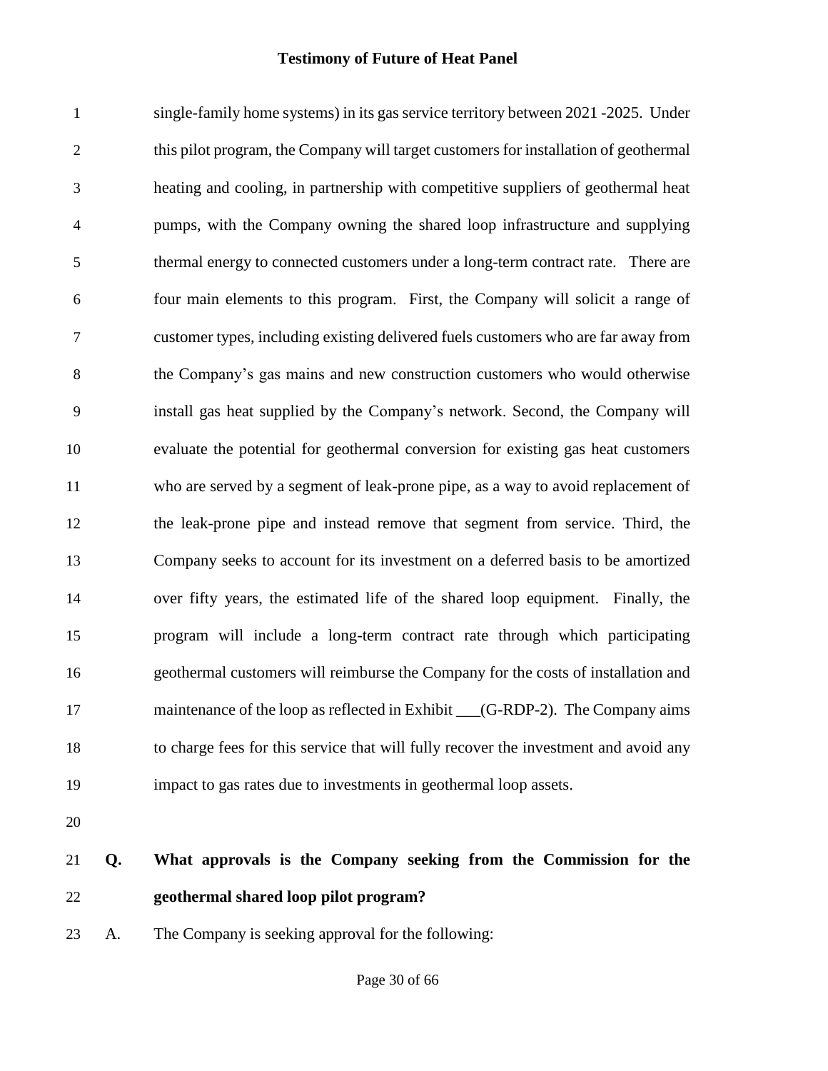single-family home systems) in its gas service territory between 2021 -2025. Under this pilot program, the Company will target customers for installation of geothermal heating and cooling, in partnership with competitive suppliers of geothermal heat pumps, with the Company owning the shared loop infrastructure and supplying thermal energy to connected customers under a long-term contract rate. There are four main elements to this program. First, the Company will solicit a range of customer types, including existing delivered fuels customers who are far away from the Company's gas mains and new construction customers who would otherwise install gas heat supplied by the Company's network. Second, the Company will evaluate the potential for geothermal conversion for existing gas heat customers who are served by a segment of leak-prone pipe, as a way to avoid replacement of the leak-prone pipe and instead remove that segment from service. Third, the Company seeks to account for its investment on a deferred basis to be amortized over fifty years, the estimated life of the shared loop equipment. Finally, the program will include a long-term contract rate through which participating geothermal customers will reimburse the Company for the costs of installation and maintenance of the loop as reflected in Exhibit ___(G-RDP-2). The Company aims to charge fees for this service that will fully recover the investment and avoid any impact to gas rates due to investments in geothermal loop assets.

**Q. What approvals is the Company seeking from the Commission for the geothermal shared loop pilot program?**

A. The Company is seeking approval for the following: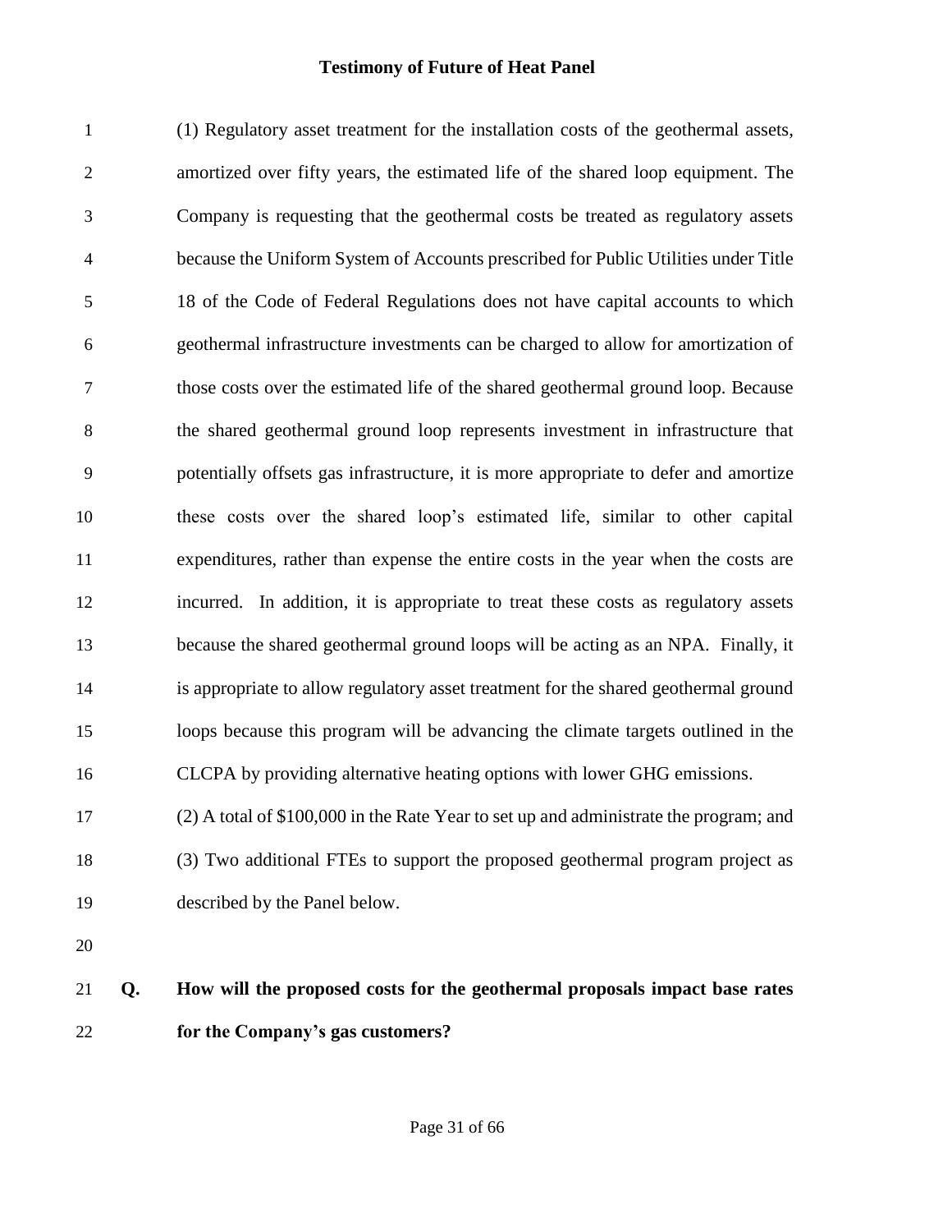(1) Regulatory asset treatment for the installation costs of the geothermal assets, amortized over fifty years, the estimated life of the shared loop equipment. The Company is requesting that the geothermal costs be treated as regulatory assets because the Uniform System of Accounts prescribed for Public Utilities under Title 18 of the Code of Federal Regulations does not have capital accounts to which geothermal infrastructure investments can be charged to allow for amortization of those costs over the estimated life of the shared geothermal ground loop. Because the shared geothermal ground loop represents investment in infrastructure that potentially offsets gas infrastructure, it is more appropriate to defer and amortize these costs over the shared loop's estimated life, similar to other capital expenditures, rather than expense the entire costs in the year when the costs are incurred. In addition, it is appropriate to treat these costs as regulatory assets because the shared geothermal ground loops will be acting as an NPA. Finally, it is appropriate to allow regulatory asset treatment for the shared geothermal ground loops because this program will be advancing the climate targets outlined in the CLCPA by providing alternative heating options with lower GHG emissions.

(2) A total of $100,000 in the Rate Year to set up and administrate the program; and

(3) Two additional FTEs to support the proposed geothermal program project as described by the Panel below.

**Q. How will the proposed costs for the geothermal proposals impact base rates for the Company's gas customers?**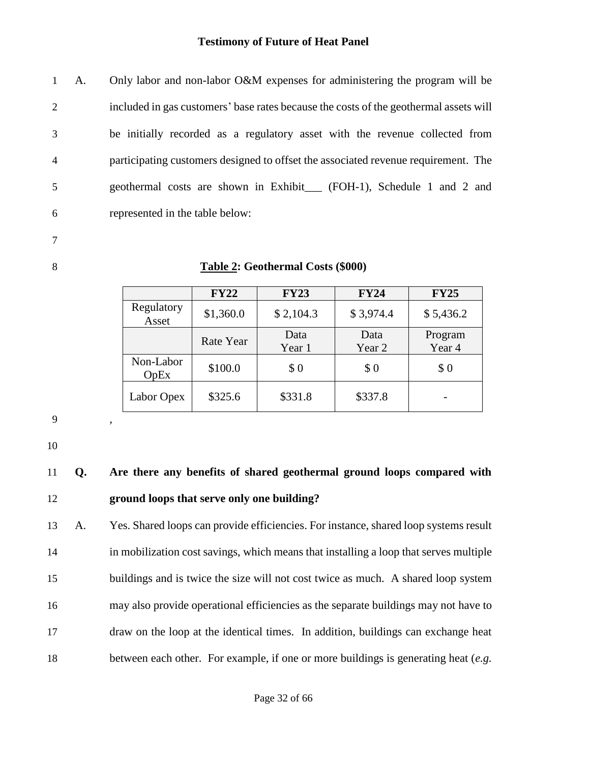A. Only labor and non-labor O&M expenses for administering the program will be included in gas customers' base rates because the costs of the geothermal assets will be initially recorded as a regulatory asset with the revenue collected from participating customers designed to offset the associated revenue requirement. The geothermal costs are shown in Exhibit___ (FOH-1), Schedule 1 and 2 and represented in the table below:

**Table 2: Geothermal Costs ($000)**

| | FY22 | FY23 | FY24 | FY25 |
|---|---|---|---|---|
| Regulatory Asset | $1,360.0 | $ 2,104.3 | $ 3,974.4 | $ 5,436.2 |
| | Rate Year | Data Year 1 | Data Year 2 | Program Year 4 |
| Non-Labor OpEx | $100.0 | $ 0 | $ 0 | $ 0 |
| Labor Opex | $325.6 | $331.8 | $337.8 | - |

,

**Q. Are there any benefits of shared geothermal ground loops compared with ground loops that serve only one building?**

A. Yes. Shared loops can provide efficiencies. For instance, shared loop systems result in mobilization cost savings, which means that installing a loop that serves multiple buildings and is twice the size will not cost twice as much. A shared loop system may also provide operational efficiencies as the separate buildings may not have to draw on the loop at the identical times. In addition, buildings can exchange heat between each other. For example, if one or more buildings is generating heat (*e.g.*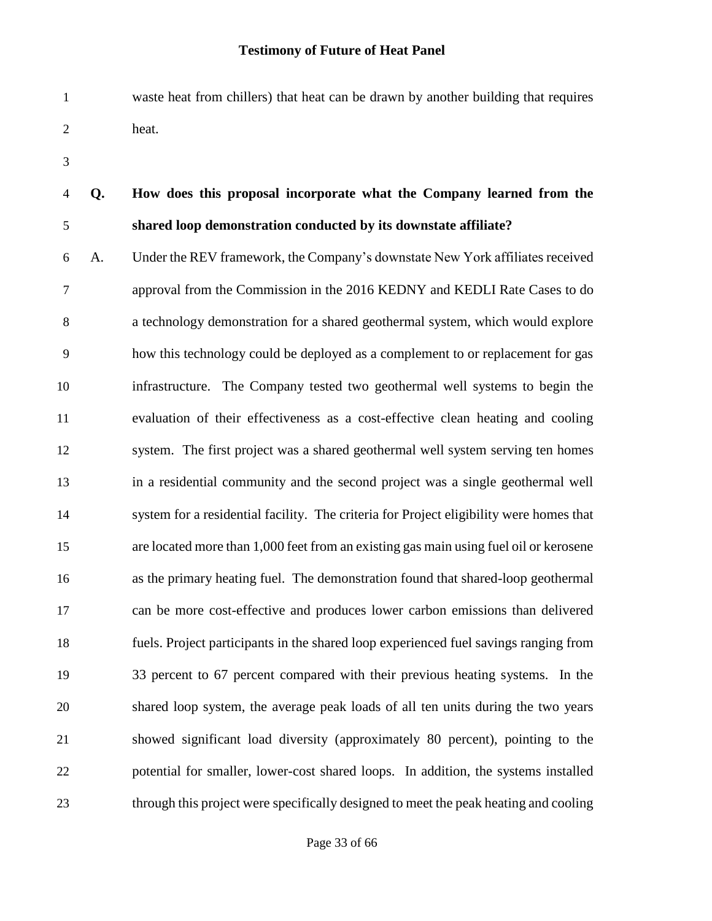waste heat from chillers) that heat can be drawn by another building that requires heat.

**Q. How does this proposal incorporate what the Company learned from the shared loop demonstration conducted by its downstate affiliate?**

A. Under the REV framework, the Company's downstate New York affiliates received approval from the Commission in the 2016 KEDNY and KEDLI Rate Cases to do a technology demonstration for a shared geothermal system, which would explore how this technology could be deployed as a complement to or replacement for gas infrastructure. The Company tested two geothermal well systems to begin the evaluation of their effectiveness as a cost-effective clean heating and cooling system. The first project was a shared geothermal well system serving ten homes in a residential community and the second project was a single geothermal well system for a residential facility. The criteria for Project eligibility were homes that are located more than 1,000 feet from an existing gas main using fuel oil or kerosene as the primary heating fuel. The demonstration found that shared-loop geothermal can be more cost-effective and produces lower carbon emissions than delivered fuels. Project participants in the shared loop experienced fuel savings ranging from 33 percent to 67 percent compared with their previous heating systems. In the shared loop system, the average peak loads of all ten units during the two years showed significant load diversity (approximately 80 percent), pointing to the potential for smaller, lower-cost shared loops. In addition, the systems installed through this project were specifically designed to meet the peak heating and cooling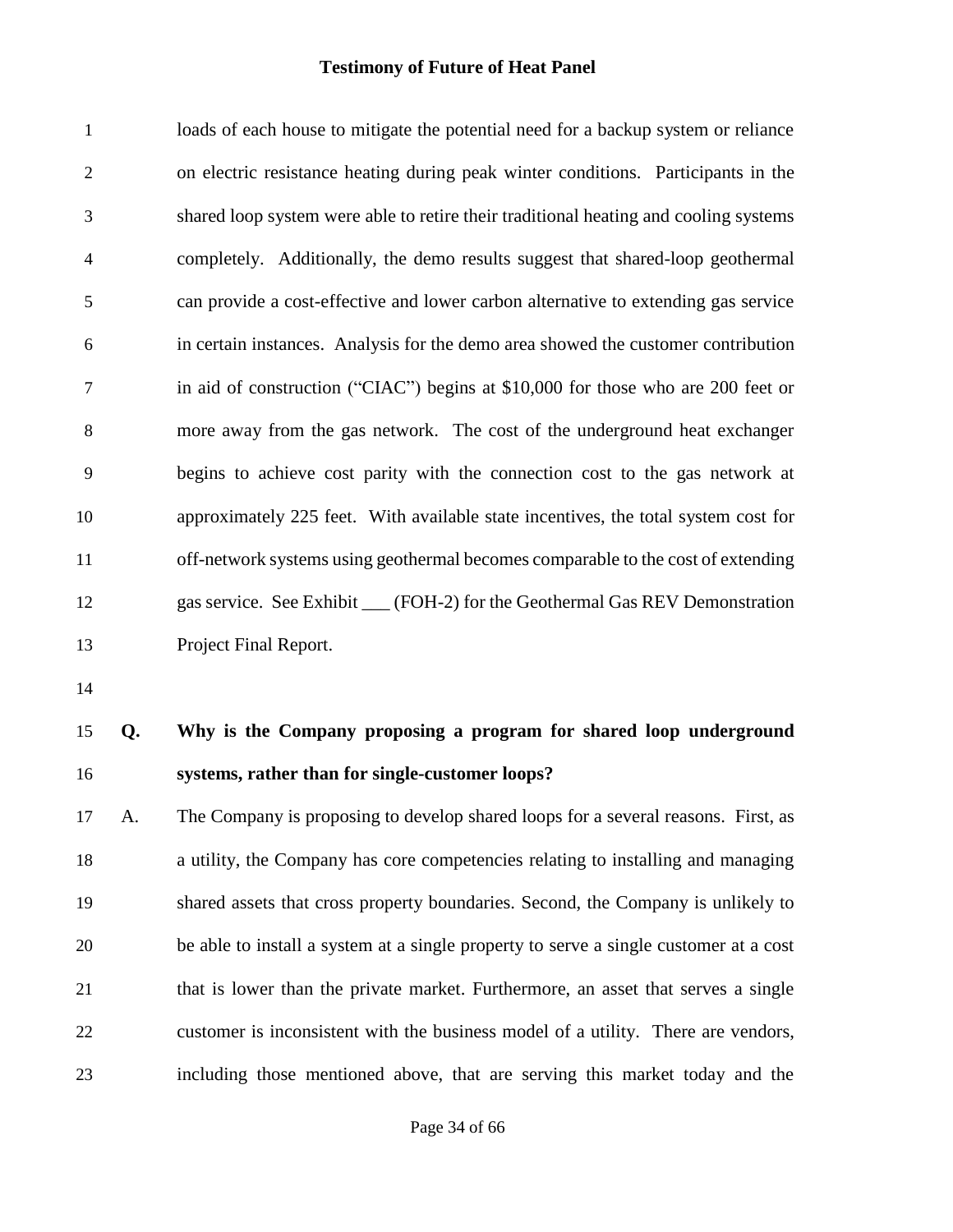loads of each house to mitigate the potential need for a backup system or reliance on electric resistance heating during peak winter conditions. Participants in the shared loop system were able to retire their traditional heating and cooling systems completely. Additionally, the demo results suggest that shared-loop geothermal can provide a cost-effective and lower carbon alternative to extending gas service in certain instances. Analysis for the demo area showed the customer contribution in aid of construction ("CIAC") begins at $10,000 for those who are 200 feet or more away from the gas network. The cost of the underground heat exchanger begins to achieve cost parity with the connection cost to the gas network at approximately 225 feet. With available state incentives, the total system cost for off-network systems using geothermal becomes comparable to the cost of extending gas service. See Exhibit ___ (FOH-2) for the Geothermal Gas REV Demonstration Project Final Report.

**Q. Why is the Company proposing a program for shared loop underground systems, rather than for single-customer loops?**

A. The Company is proposing to develop shared loops for a several reasons. First, as a utility, the Company has core competencies relating to installing and managing shared assets that cross property boundaries. Second, the Company is unlikely to be able to install a system at a single property to serve a single customer at a cost that is lower than the private market. Furthermore, an asset that serves a single customer is inconsistent with the business model of a utility. There are vendors, including those mentioned above, that are serving this market today and the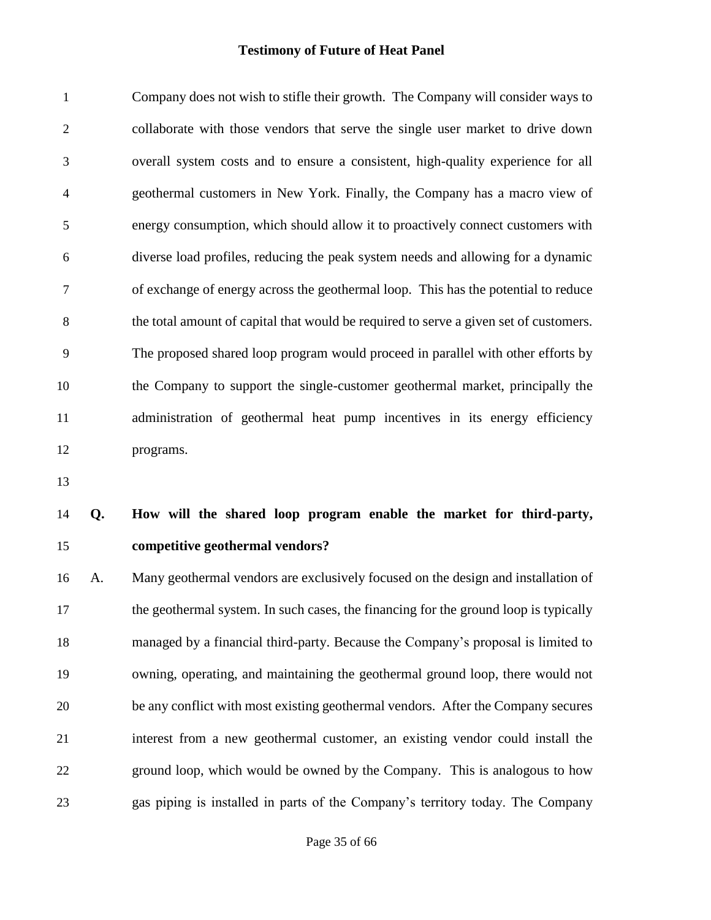Company does not wish to stifle their growth. The Company will consider ways to collaborate with those vendors that serve the single user market to drive down overall system costs and to ensure a consistent, high-quality experience for all geothermal customers in New York. Finally, the Company has a macro view of energy consumption, which should allow it to proactively connect customers with diverse load profiles, reducing the peak system needs and allowing for a dynamic of exchange of energy across the geothermal loop. This has the potential to reduce the total amount of capital that would be required to serve a given set of customers. The proposed shared loop program would proceed in parallel with other efforts by the Company to support the single-customer geothermal market, principally the administration of geothermal heat pump incentives in its energy efficiency programs.

**Q. How will the shared loop program enable the market for third-party, competitive geothermal vendors?**

A. Many geothermal vendors are exclusively focused on the design and installation of the geothermal system. In such cases, the financing for the ground loop is typically managed by a financial third-party. Because the Company's proposal is limited to owning, operating, and maintaining the geothermal ground loop, there would not be any conflict with most existing geothermal vendors. After the Company secures interest from a new geothermal customer, an existing vendor could install the ground loop, which would be owned by the Company. This is analogous to how gas piping is installed in parts of the Company's territory today. The Company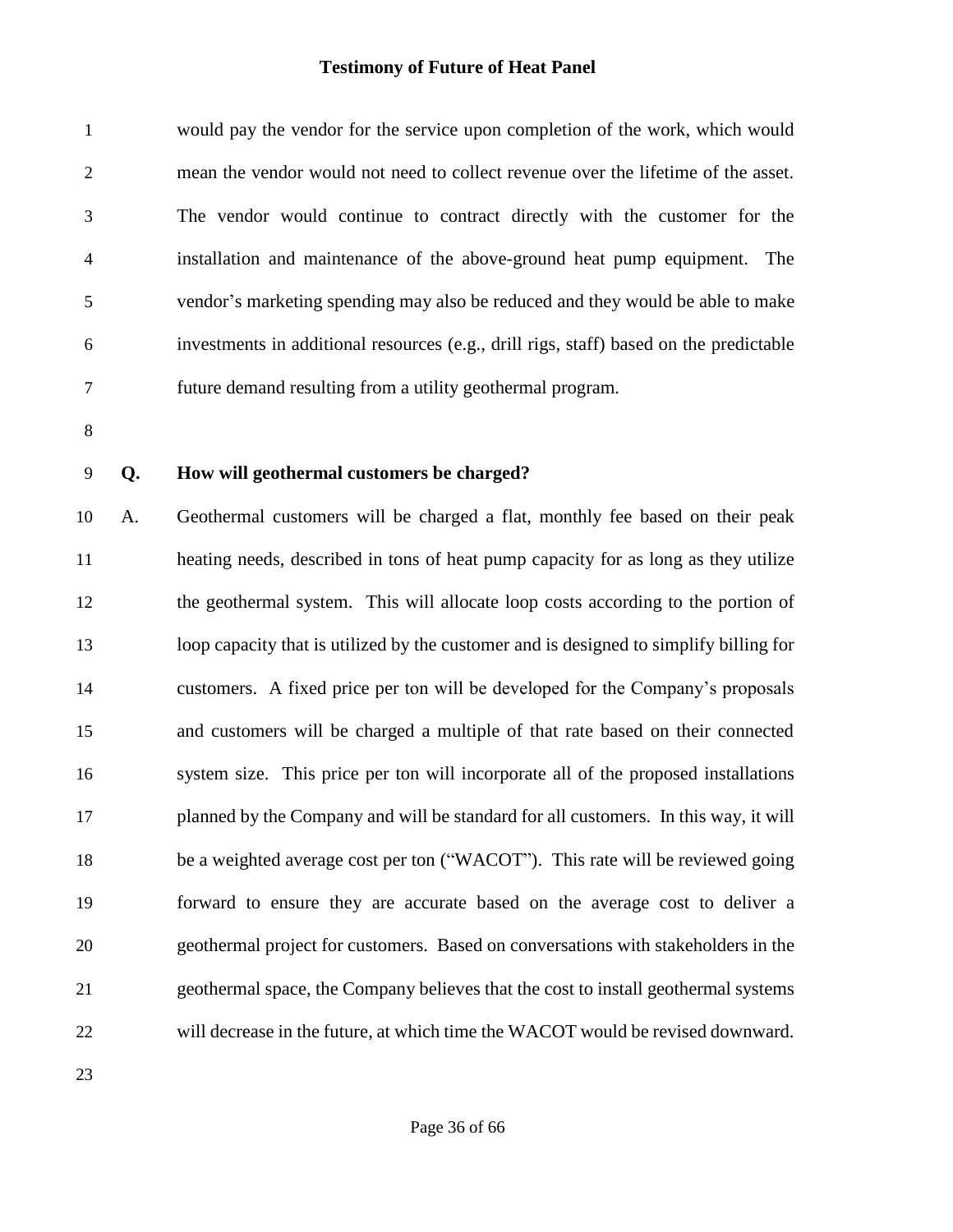would pay the vendor for the service upon completion of the work, which would mean the vendor would not need to collect revenue over the lifetime of the asset. The vendor would continue to contract directly with the customer for the installation and maintenance of the above-ground heat pump equipment. The vendor's marketing spending may also be reduced and they would be able to make investments in additional resources (e.g., drill rigs, staff) based on the predictable future demand resulting from a utility geothermal program.

**Q. How will geothermal customers be charged?**

A. Geothermal customers will be charged a flat, monthly fee based on their peak heating needs, described in tons of heat pump capacity for as long as they utilize the geothermal system. This will allocate loop costs according to the portion of loop capacity that is utilized by the customer and is designed to simplify billing for customers. A fixed price per ton will be developed for the Company's proposals and customers will be charged a multiple of that rate based on their connected system size. This price per ton will incorporate all of the proposed installations planned by the Company and will be standard for all customers. In this way, it will be a weighted average cost per ton ("WACOT"). This rate will be reviewed going forward to ensure they are accurate based on the average cost to deliver a geothermal project for customers. Based on conversations with stakeholders in the geothermal space, the Company believes that the cost to install geothermal systems will decrease in the future, at which time the WACOT would be revised downward.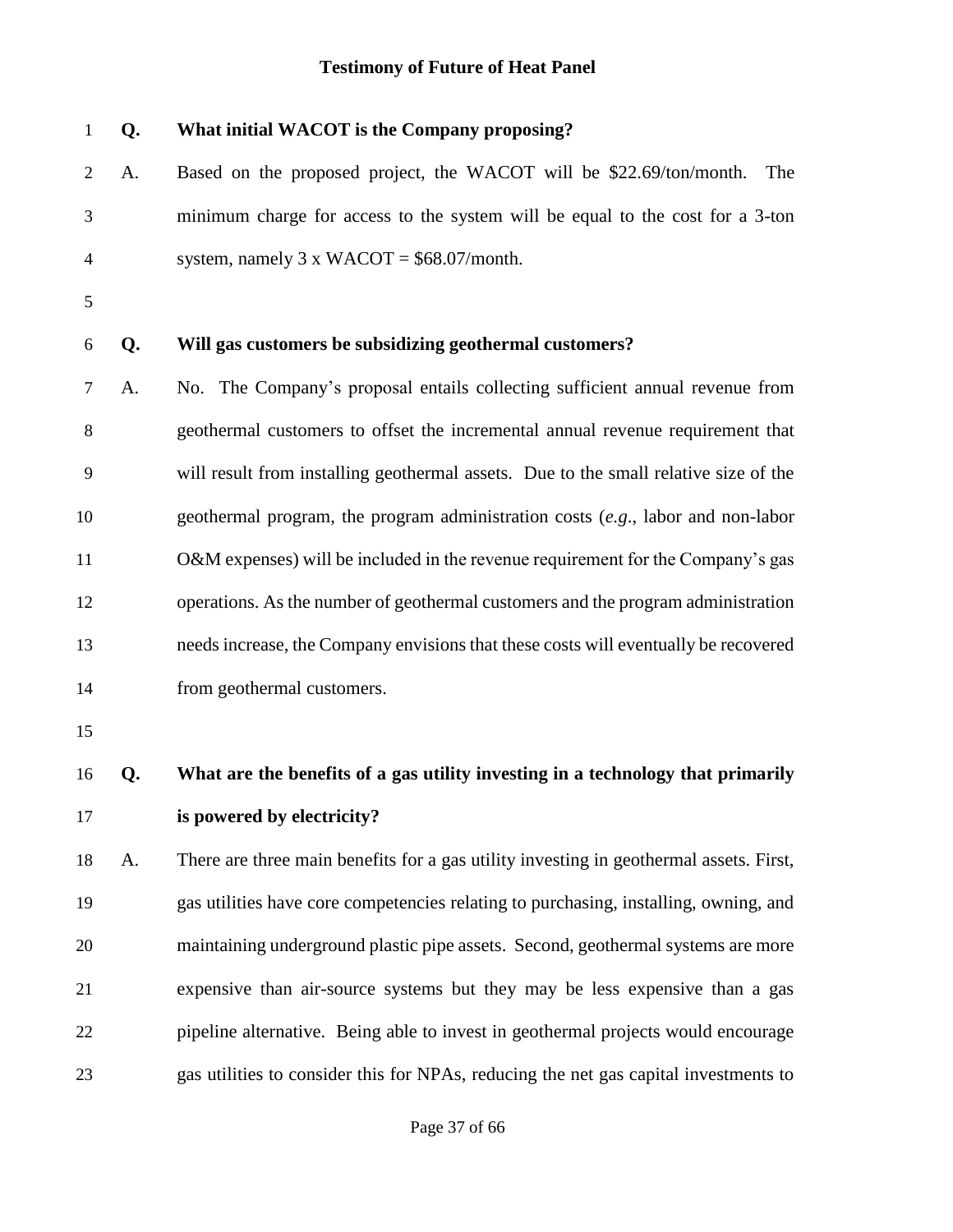**Q. What initial WACOT is the Company proposing?**

A. Based on the proposed project, the WACOT will be \$22.69/ton/month. The minimum charge for access to the system will be equal to the cost for a 3-ton system, namely 3 x WACOT = \$68.07/month.

**Q. Will gas customers be subsidizing geothermal customers?**

A. No. The Company's proposal entails collecting sufficient annual revenue from geothermal customers to offset the incremental annual revenue requirement that will result from installing geothermal assets. Due to the small relative size of the geothermal program, the program administration costs (*e.g.*, labor and non-labor O&M expenses) will be included in the revenue requirement for the Company's gas operations. As the number of geothermal customers and the program administration needs increase, the Company envisions that these costs will eventually be recovered from geothermal customers.

**Q. What are the benefits of a gas utility investing in a technology that primarily is powered by electricity?**

A. There are three main benefits for a gas utility investing in geothermal assets. First, gas utilities have core competencies relating to purchasing, installing, owning, and maintaining underground plastic pipe assets. Second, geothermal systems are more expensive than air-source systems but they may be less expensive than a gas pipeline alternative. Being able to invest in geothermal projects would encourage gas utilities to consider this for NPAs, reducing the net gas capital investments to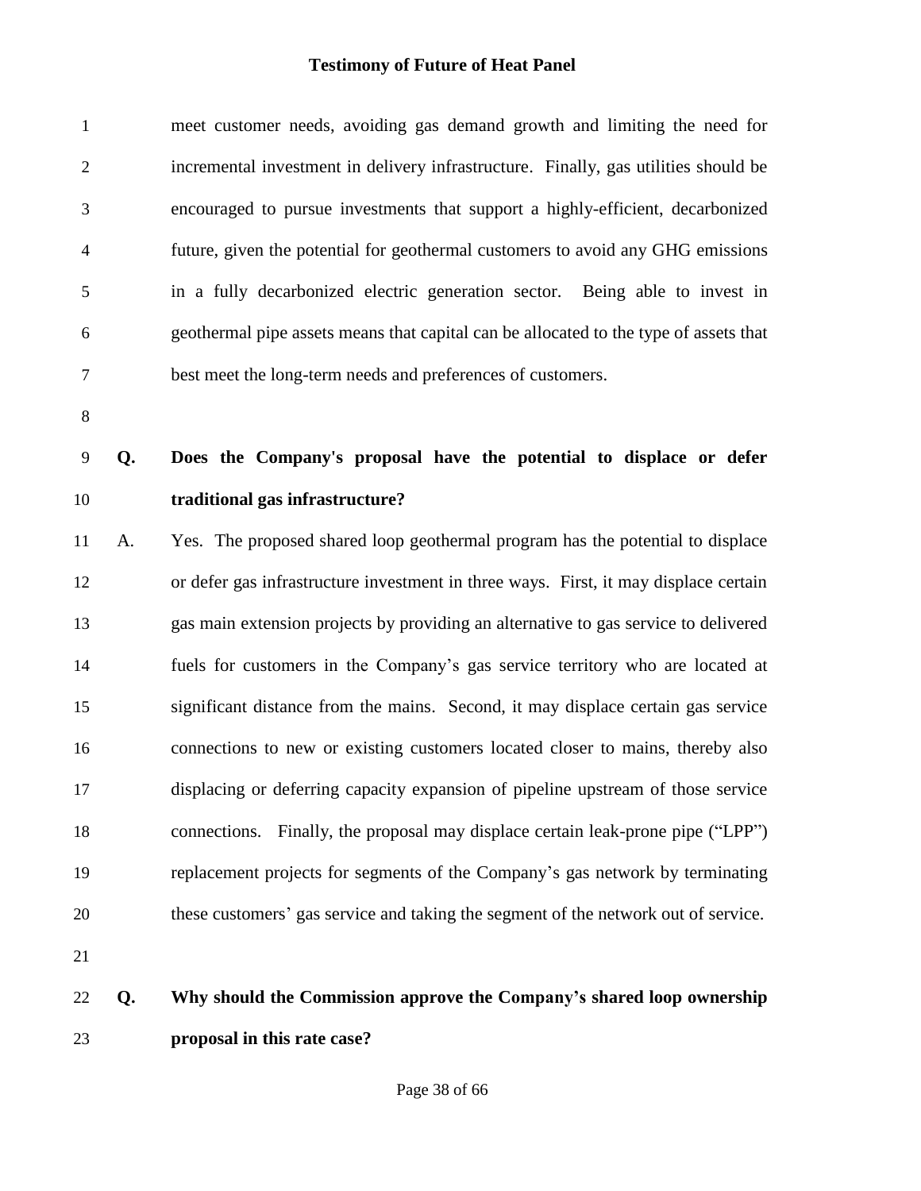meet customer needs, avoiding gas demand growth and limiting the need for incremental investment in delivery infrastructure. Finally, gas utilities should be encouraged to pursue investments that support a highly-efficient, decarbonized future, given the potential for geothermal customers to avoid any GHG emissions in a fully decarbonized electric generation sector. Being able to invest in geothermal pipe assets means that capital can be allocated to the type of assets that best meet the long-term needs and preferences of customers.

**Q. Does the Company's proposal have the potential to displace or defer traditional gas infrastructure?**

A. Yes. The proposed shared loop geothermal program has the potential to displace or defer gas infrastructure investment in three ways. First, it may displace certain gas main extension projects by providing an alternative to gas service to delivered fuels for customers in the Company's gas service territory who are located at significant distance from the mains. Second, it may displace certain gas service connections to new or existing customers located closer to mains, thereby also displacing or deferring capacity expansion of pipeline upstream of those service connections. Finally, the proposal may displace certain leak-prone pipe ("LPP") replacement projects for segments of the Company's gas network by terminating these customers' gas service and taking the segment of the network out of service.

**Q. Why should the Commission approve the Company's shared loop ownership proposal in this rate case?**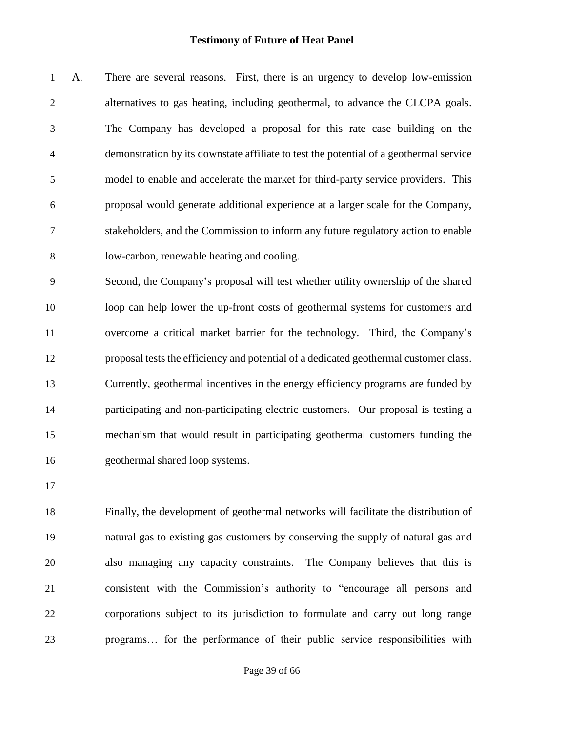A. There are several reasons. First, there is an urgency to develop low-emission alternatives to gas heating, including geothermal, to advance the CLCPA goals. The Company has developed a proposal for this rate case building on the demonstration by its downstate affiliate to test the potential of a geothermal service model to enable and accelerate the market for third-party service providers. This proposal would generate additional experience at a larger scale for the Company, stakeholders, and the Commission to inform any future regulatory action to enable low-carbon, renewable heating and cooling.

Second, the Company's proposal will test whether utility ownership of the shared loop can help lower the up-front costs of geothermal systems for customers and overcome a critical market barrier for the technology. Third, the Company's proposal tests the efficiency and potential of a dedicated geothermal customer class. Currently, geothermal incentives in the energy efficiency programs are funded by participating and non-participating electric customers. Our proposal is testing a mechanism that would result in participating geothermal customers funding the geothermal shared loop systems.

Finally, the development of geothermal networks will facilitate the distribution of natural gas to existing gas customers by conserving the supply of natural gas and also managing any capacity constraints. The Company believes that this is consistent with the Commission's authority to "encourage all persons and corporations subject to its jurisdiction to formulate and carry out long range programs… for the performance of their public service responsibilities with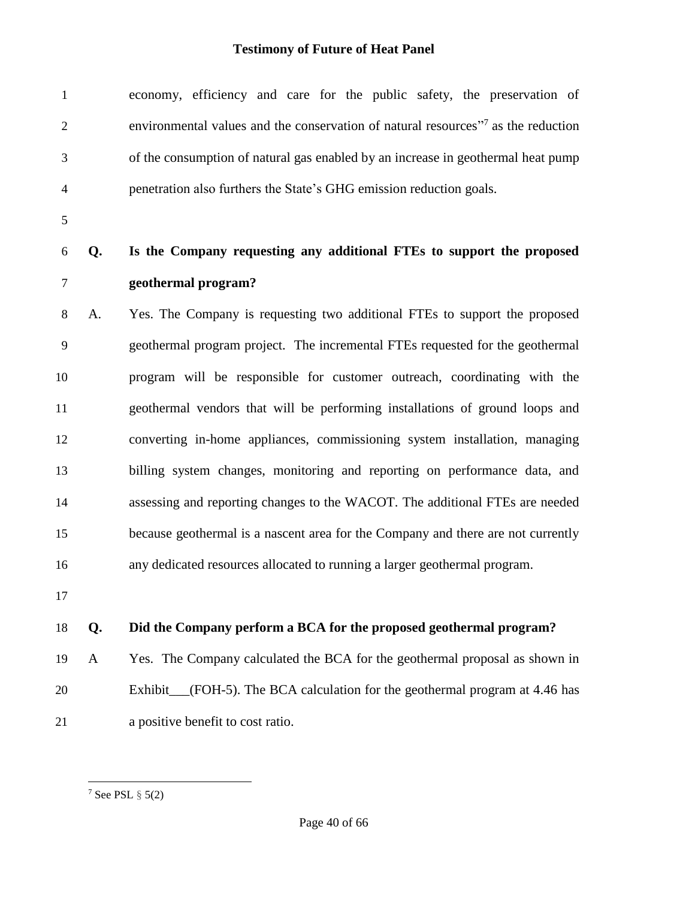economy, efficiency and care for the public safety, the preservation of environmental values and the conservation of natural resources"[7] as the reduction of the consumption of natural gas enabled by an increase in geothermal heat pump penetration also furthers the State's GHG emission reduction goals.

**Q. Is the Company requesting any additional FTEs to support the proposed geothermal program?**

A. Yes. The Company is requesting two additional FTEs to support the proposed geothermal program project. The incremental FTEs requested for the geothermal program will be responsible for customer outreach, coordinating with the geothermal vendors that will be performing installations of ground loops and converting in-home appliances, commissioning system installation, managing billing system changes, monitoring and reporting on performance data, and assessing and reporting changes to the WACOT. The additional FTEs are needed because geothermal is a nascent area for the Company and there are not currently any dedicated resources allocated to running a larger geothermal program.

**Q. Did the Company perform a BCA for the proposed geothermal program?**

A Yes. The Company calculated the BCA for the geothermal proposal as shown in Exhibit___(FOH-5). The BCA calculation for the geothermal program at 4.46 has a positive benefit to cost ratio.

---

[7] See PSL § 5(2)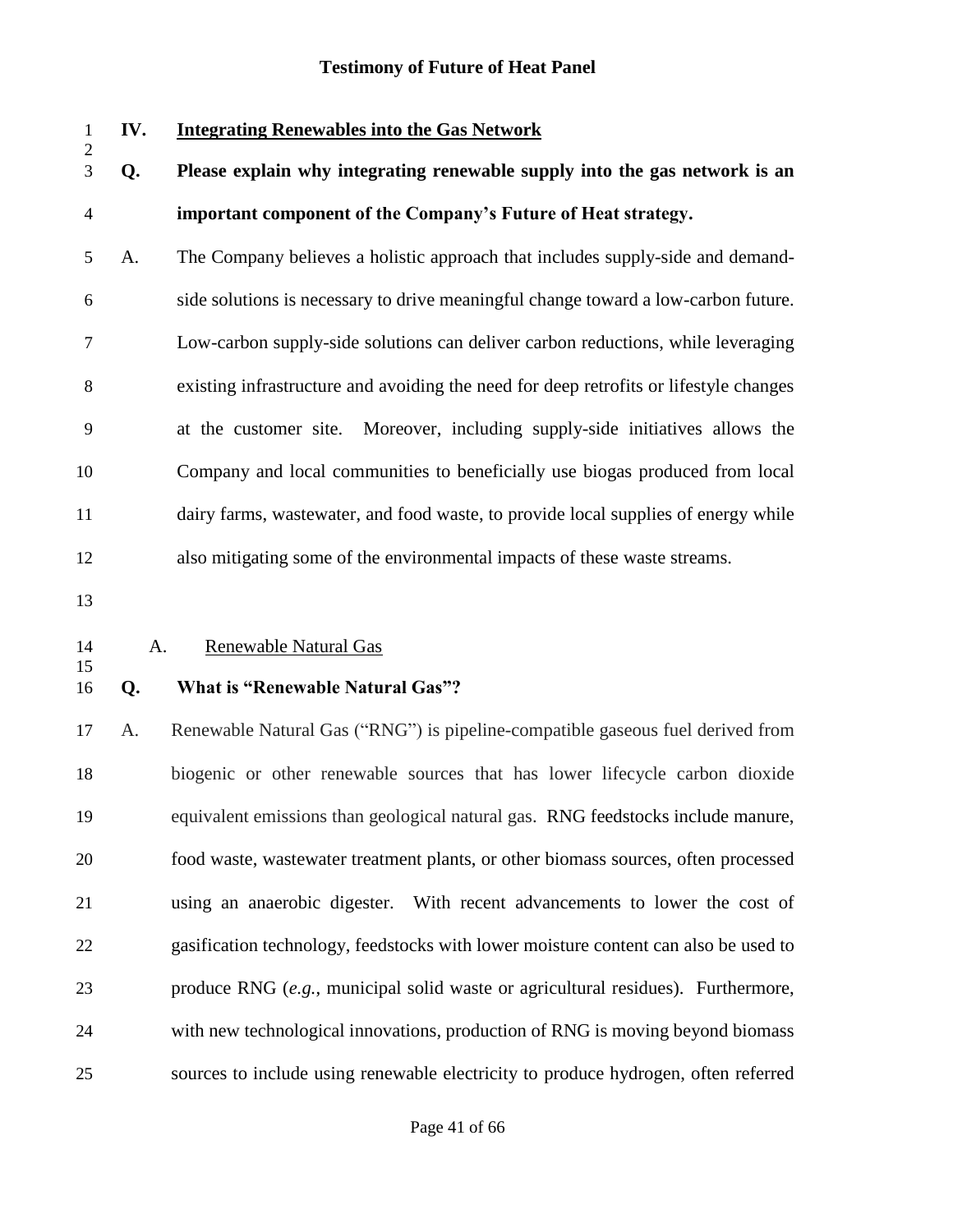## IV. Integrating Renewables into the Gas Network

**Q. Please explain why integrating renewable supply into the gas network is an important component of the Company's Future of Heat strategy.**

A. The Company believes a holistic approach that includes supply-side and demand-side solutions is necessary to drive meaningful change toward a low-carbon future. Low-carbon supply-side solutions can deliver carbon reductions, while leveraging existing infrastructure and avoiding the need for deep retrofits or lifestyle changes at the customer site. Moreover, including supply-side initiatives allows the Company and local communities to beneficially use biogas produced from local dairy farms, wastewater, and food waste, to provide local supplies of energy while also mitigating some of the environmental impacts of these waste streams.

### A. Renewable Natural Gas

**Q. What is "Renewable Natural Gas"?**

A. Renewable Natural Gas ("RNG") is pipeline-compatible gaseous fuel derived from biogenic or other renewable sources that has lower lifecycle carbon dioxide equivalent emissions than geological natural gas. RNG feedstocks include manure, food waste, wastewater treatment plants, or other biomass sources, often processed using an anaerobic digester. With recent advancements to lower the cost of gasification technology, feedstocks with lower moisture content can also be used to produce RNG (*e.g.*, municipal solid waste or agricultural residues). Furthermore, with new technological innovations, production of RNG is moving beyond biomass sources to include using renewable electricity to produce hydrogen, often referred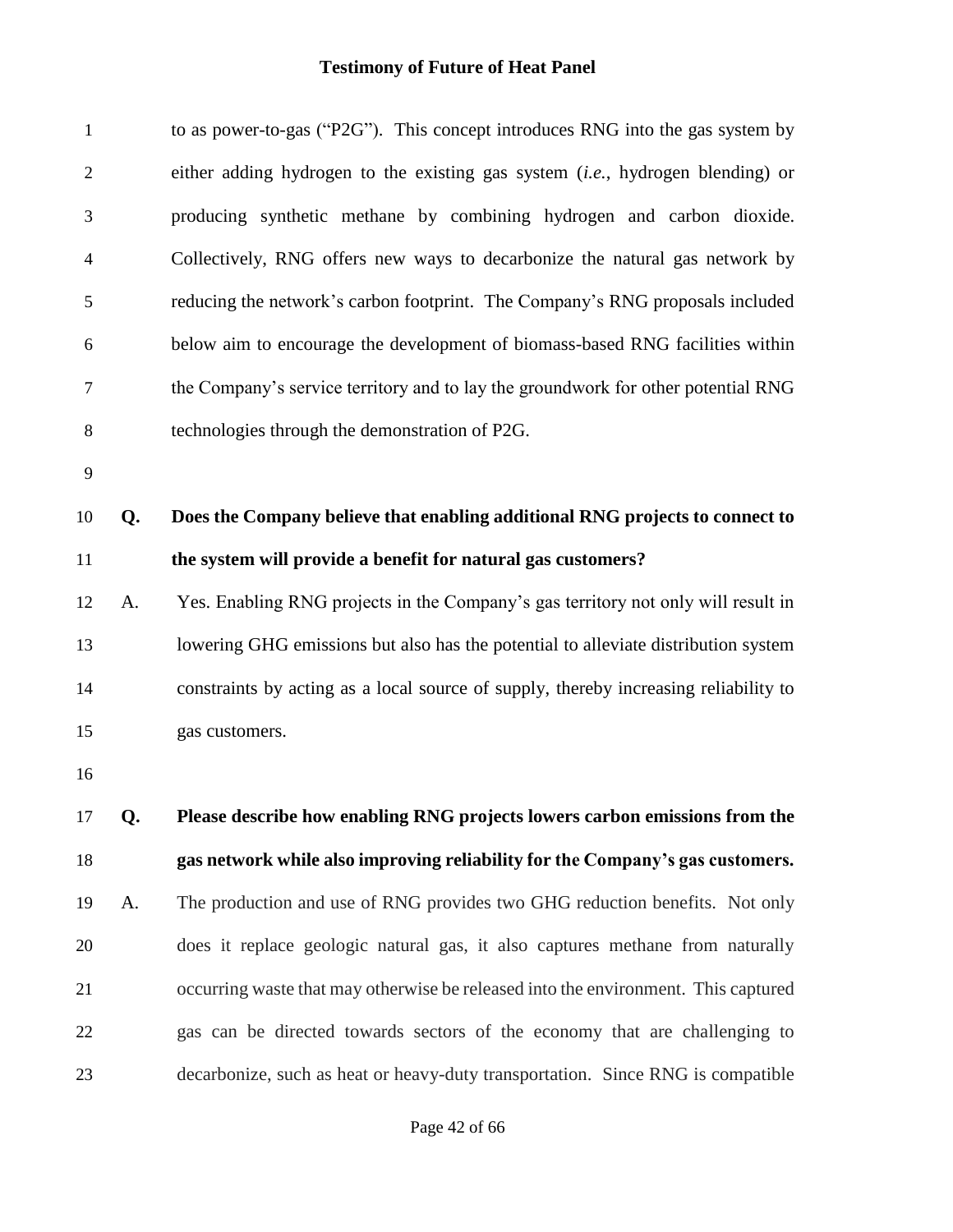to as power-to-gas ("P2G"). This concept introduces RNG into the gas system by either adding hydrogen to the existing gas system (*i.e.*, hydrogen blending) or producing synthetic methane by combining hydrogen and carbon dioxide. Collectively, RNG offers new ways to decarbonize the natural gas network by reducing the network's carbon footprint. The Company's RNG proposals included below aim to encourage the development of biomass-based RNG facilities within the Company's service territory and to lay the groundwork for other potential RNG technologies through the demonstration of P2G.

**Q. Does the Company believe that enabling additional RNG projects to connect to the system will provide a benefit for natural gas customers?**

A. Yes. Enabling RNG projects in the Company's gas territory not only will result in lowering GHG emissions but also has the potential to alleviate distribution system constraints by acting as a local source of supply, thereby increasing reliability to gas customers.

**Q. Please describe how enabling RNG projects lowers carbon emissions from the gas network while also improving reliability for the Company's gas customers.**

A. The production and use of RNG provides two GHG reduction benefits. Not only does it replace geologic natural gas, it also captures methane from naturally occurring waste that may otherwise be released into the environment. This captured gas can be directed towards sectors of the economy that are challenging to decarbonize, such as heat or heavy-duty transportation. Since RNG is compatible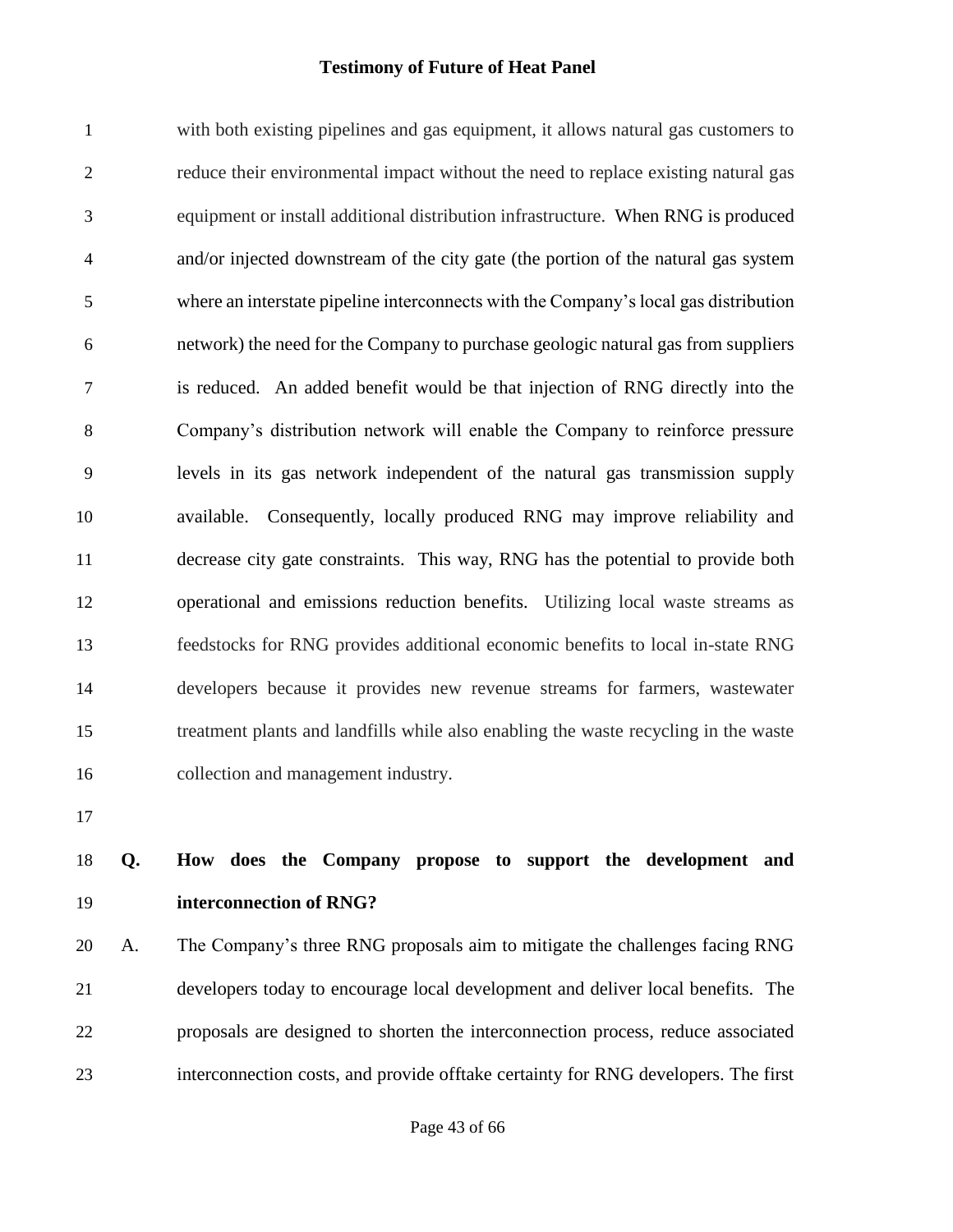with both existing pipelines and gas equipment, it allows natural gas customers to reduce their environmental impact without the need to replace existing natural gas equipment or install additional distribution infrastructure. When RNG is produced and/or injected downstream of the city gate (the portion of the natural gas system where an interstate pipeline interconnects with the Company's local gas distribution network) the need for the Company to purchase geologic natural gas from suppliers is reduced. An added benefit would be that injection of RNG directly into the Company's distribution network will enable the Company to reinforce pressure levels in its gas network independent of the natural gas transmission supply available. Consequently, locally produced RNG may improve reliability and decrease city gate constraints. This way, RNG has the potential to provide both operational and emissions reduction benefits. Utilizing local waste streams as feedstocks for RNG provides additional economic benefits to local in-state RNG developers because it provides new revenue streams for farmers, wastewater treatment plants and landfills while also enabling the waste recycling in the waste collection and management industry.

**Q. How does the Company propose to support the development and interconnection of RNG?**

A. The Company's three RNG proposals aim to mitigate the challenges facing RNG developers today to encourage local development and deliver local benefits. The proposals are designed to shorten the interconnection process, reduce associated interconnection costs, and provide offtake certainty for RNG developers. The first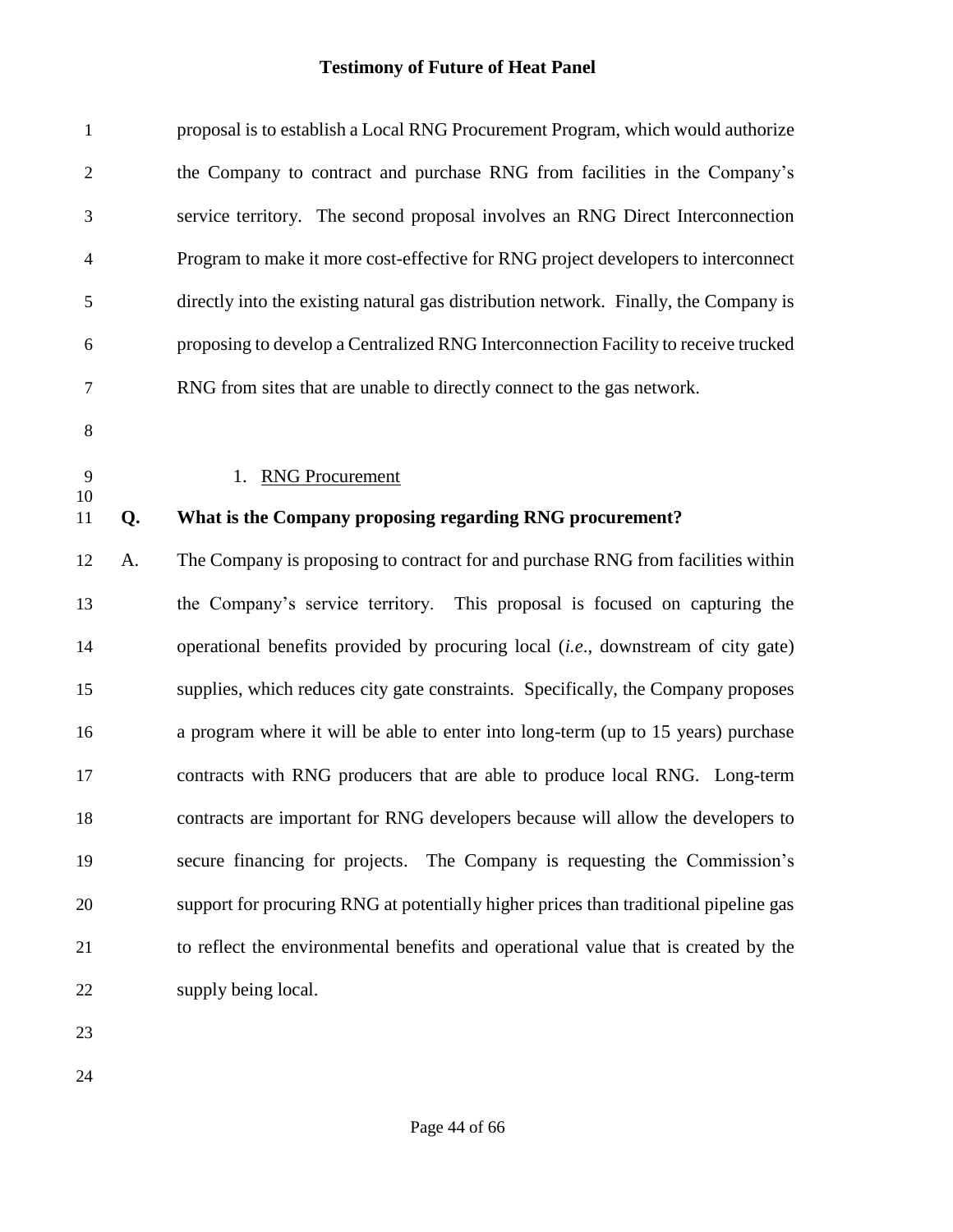proposal is to establish a Local RNG Procurement Program, which would authorize the Company to contract and purchase RNG from facilities in the Company's service territory. The second proposal involves an RNG Direct Interconnection Program to make it more cost-effective for RNG project developers to interconnect directly into the existing natural gas distribution network. Finally, the Company is proposing to develop a Centralized RNG Interconnection Facility to receive trucked RNG from sites that are unable to directly connect to the gas network.

### 1. <u>RNG Procurement</u>

**Q. What is the Company proposing regarding RNG procurement?**

A. The Company is proposing to contract for and purchase RNG from facilities within the Company's service territory. This proposal is focused on capturing the operational benefits provided by procuring local (*i.e*., downstream of city gate) supplies, which reduces city gate constraints. Specifically, the Company proposes a program where it will be able to enter into long-term (up to 15 years) purchase contracts with RNG producers that are able to produce local RNG. Long-term contracts are important for RNG developers because will allow the developers to secure financing for projects. The Company is requesting the Commission's support for procuring RNG at potentially higher prices than traditional pipeline gas to reflect the environmental benefits and operational value that is created by the supply being local.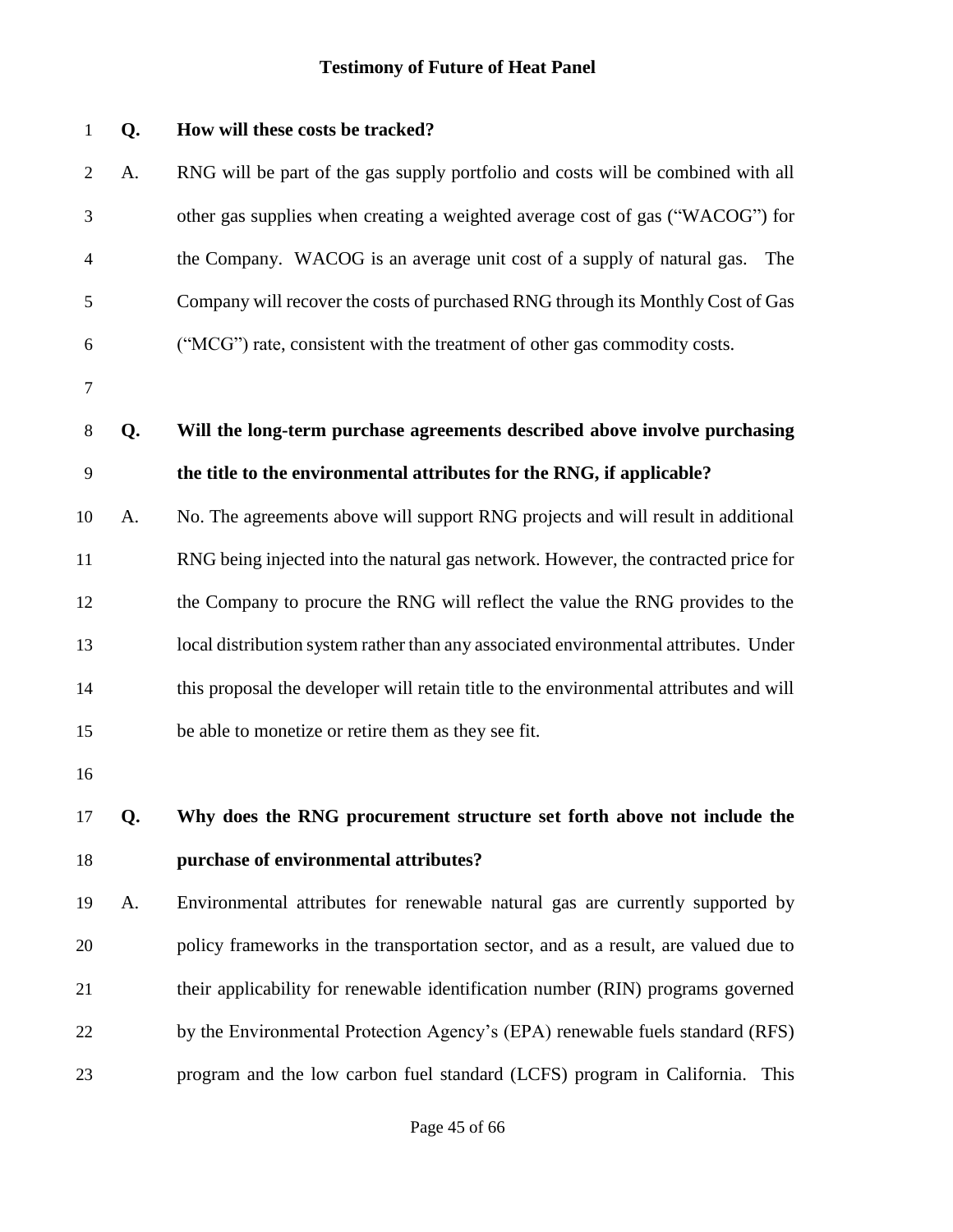**Q. How will these costs be tracked?**

A. RNG will be part of the gas supply portfolio and costs will be combined with all other gas supplies when creating a weighted average cost of gas ("WACOG") for the Company. WACOG is an average unit cost of a supply of natural gas. The Company will recover the costs of purchased RNG through its Monthly Cost of Gas ("MCG") rate, consistent with the treatment of other gas commodity costs.

**Q. Will the long-term purchase agreements described above involve purchasing the title to the environmental attributes for the RNG, if applicable?**

A. No. The agreements above will support RNG projects and will result in additional RNG being injected into the natural gas network. However, the contracted price for the Company to procure the RNG will reflect the value the RNG provides to the local distribution system rather than any associated environmental attributes. Under this proposal the developer will retain title to the environmental attributes and will be able to monetize or retire them as they see fit.

**Q. Why does the RNG procurement structure set forth above not include the purchase of environmental attributes?**

A. Environmental attributes for renewable natural gas are currently supported by policy frameworks in the transportation sector, and as a result, are valued due to their applicability for renewable identification number (RIN) programs governed by the Environmental Protection Agency's (EPA) renewable fuels standard (RFS) program and the low carbon fuel standard (LCFS) program in California. This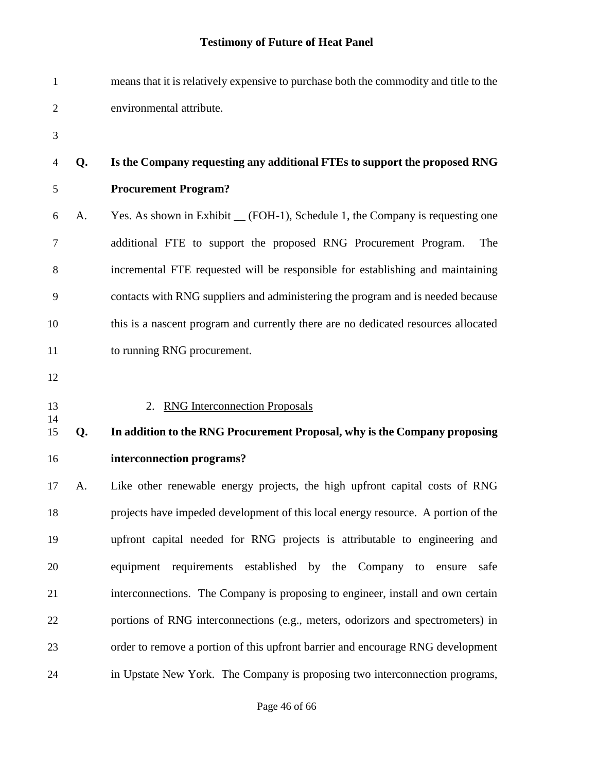means that it is relatively expensive to purchase both the commodity and title to the environmental attribute.

**Q. Is the Company requesting any additional FTEs to support the proposed RNG Procurement Program?**

A. Yes. As shown in Exhibit __ (FOH-1), Schedule 1, the Company is requesting one additional FTE to support the proposed RNG Procurement Program. The incremental FTE requested will be responsible for establishing and maintaining contacts with RNG suppliers and administering the program and is needed because this is a nascent program and currently there are no dedicated resources allocated to running RNG procurement.

### 2. RNG Interconnection Proposals

**Q. In addition to the RNG Procurement Proposal, why is the Company proposing interconnection programs?**

A. Like other renewable energy projects, the high upfront capital costs of RNG projects have impeded development of this local energy resource. A portion of the upfront capital needed for RNG projects is attributable to engineering and equipment requirements established by the Company to ensure safe interconnections. The Company is proposing to engineer, install and own certain portions of RNG interconnections (e.g., meters, odorizors and spectrometers) in order to remove a portion of this upfront barrier and encourage RNG development in Upstate New York. The Company is proposing two interconnection programs,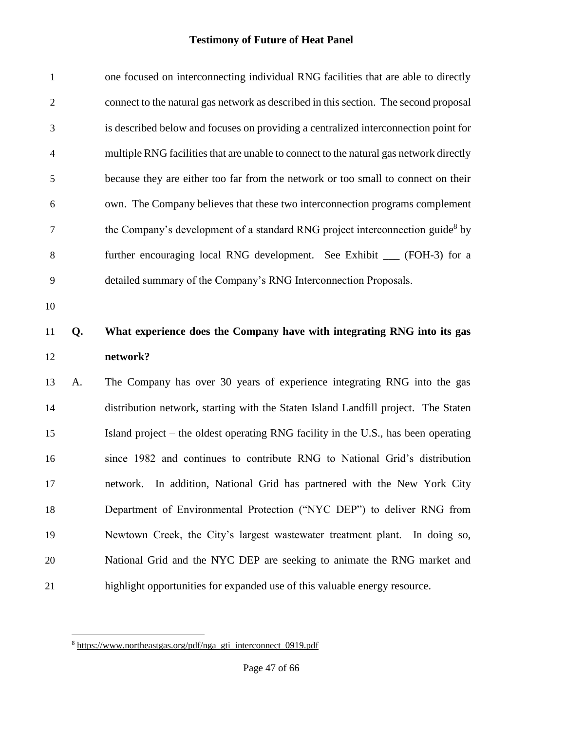one focused on interconnecting individual RNG facilities that are able to directly connect to the natural gas network as described in this section. The second proposal is described below and focuses on providing a centralized interconnection point for multiple RNG facilities that are unable to connect to the natural gas network directly because they are either too far from the network or too small to connect on their own. The Company believes that these two interconnection programs complement the Company's development of a standard RNG project interconnection guide[8] by further encouraging local RNG development. See Exhibit ___ (FOH-3) for a detailed summary of the Company's RNG Interconnection Proposals.

**Q. What experience does the Company have with integrating RNG into its gas network?**

A. The Company has over 30 years of experience integrating RNG into the gas distribution network, starting with the Staten Island Landfill project. The Staten Island project – the oldest operating RNG facility in the U.S., has been operating since 1982 and continues to contribute RNG to National Grid's distribution network. In addition, National Grid has partnered with the New York City Department of Environmental Protection ("NYC DEP") to deliver RNG from Newtown Creek, the City's largest wastewater treatment plant. In doing so, National Grid and the NYC DEP are seeking to animate the RNG market and highlight opportunities for expanded use of this valuable energy resource.

---

[8] https://www.northeastgas.org/pdf/nga_gti_interconnect_0919.pdf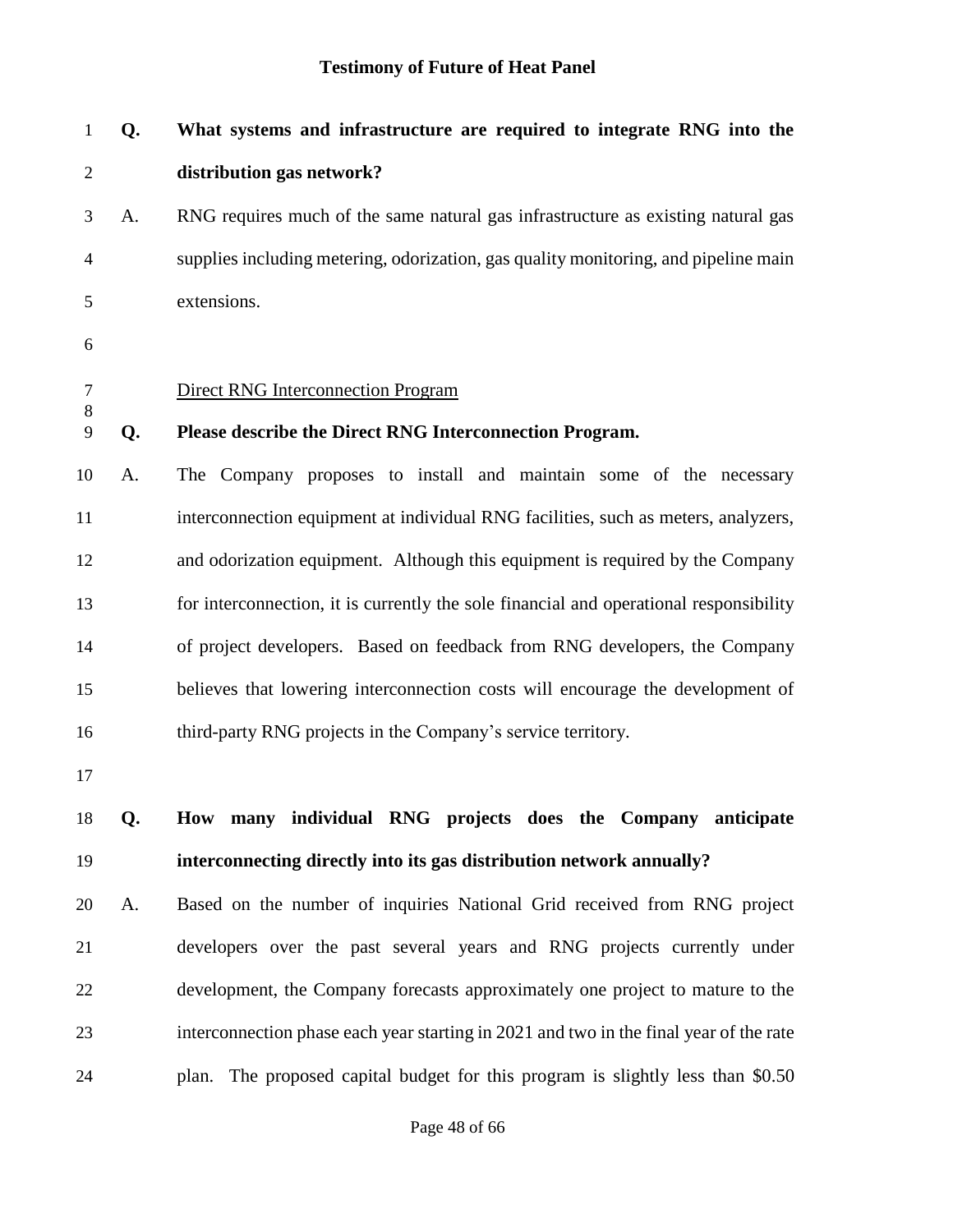**Q. What systems and infrastructure are required to integrate RNG into the distribution gas network?**

A. RNG requires much of the same natural gas infrastructure as existing natural gas supplies including metering, odorization, gas quality monitoring, and pipeline main extensions.

Direct RNG Interconnection Program

**Q. Please describe the Direct RNG Interconnection Program.**

A. The Company proposes to install and maintain some of the necessary interconnection equipment at individual RNG facilities, such as meters, analyzers, and odorization equipment. Although this equipment is required by the Company for interconnection, it is currently the sole financial and operational responsibility of project developers. Based on feedback from RNG developers, the Company believes that lowering interconnection costs will encourage the development of third-party RNG projects in the Company's service territory.

**Q. How many individual RNG projects does the Company anticipate interconnecting directly into its gas distribution network annually?**

A. Based on the number of inquiries National Grid received from RNG project developers over the past several years and RNG projects currently under development, the Company forecasts approximately one project to mature to the interconnection phase each year starting in 2021 and two in the final year of the rate plan. The proposed capital budget for this program is slightly less than $0.50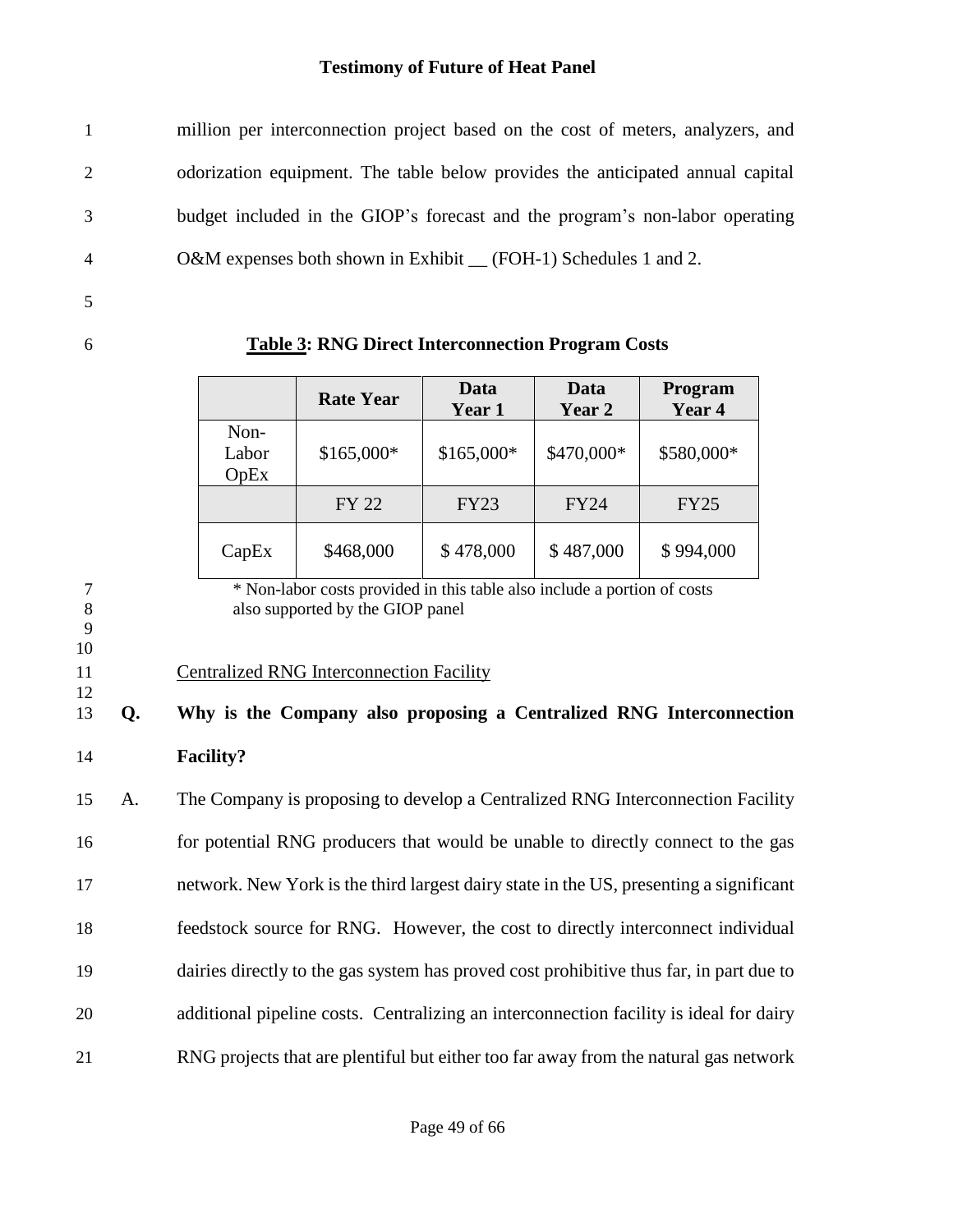million per interconnection project based on the cost of meters, analyzers, and odorization equipment. The table below provides the anticipated annual capital budget included in the GIOP's forecast and the program's non-labor operating O&M expenses both shown in Exhibit __ (FOH-1) Schedules 1 and 2.

**Table 3: RNG Direct Interconnection Program Costs**

| | Rate Year | Data Year 1 | Data Year 2 | Program Year 4 |
|---|---|---|---|---|
| Non-Labor OpEx | $165,000* | $165,000* | $470,000* | $580,000* |
| | FY 22 | FY23 | FY24 | FY25 |
| CapEx | $468,000 | $ 478,000 | $ 487,000 | $ 994,000 |

\* Non-labor costs provided in this table also include a portion of costs also supported by the GIOP panel

Centralized RNG Interconnection Facility

**Q. Why is the Company also proposing a Centralized RNG Interconnection Facility?**

A. The Company is proposing to develop a Centralized RNG Interconnection Facility for potential RNG producers that would be unable to directly connect to the gas network. New York is the third largest dairy state in the US, presenting a significant feedstock source for RNG. However, the cost to directly interconnect individual dairies directly to the gas system has proved cost prohibitive thus far, in part due to additional pipeline costs. Centralizing an interconnection facility is ideal for dairy RNG projects that are plentiful but either too far away from the natural gas network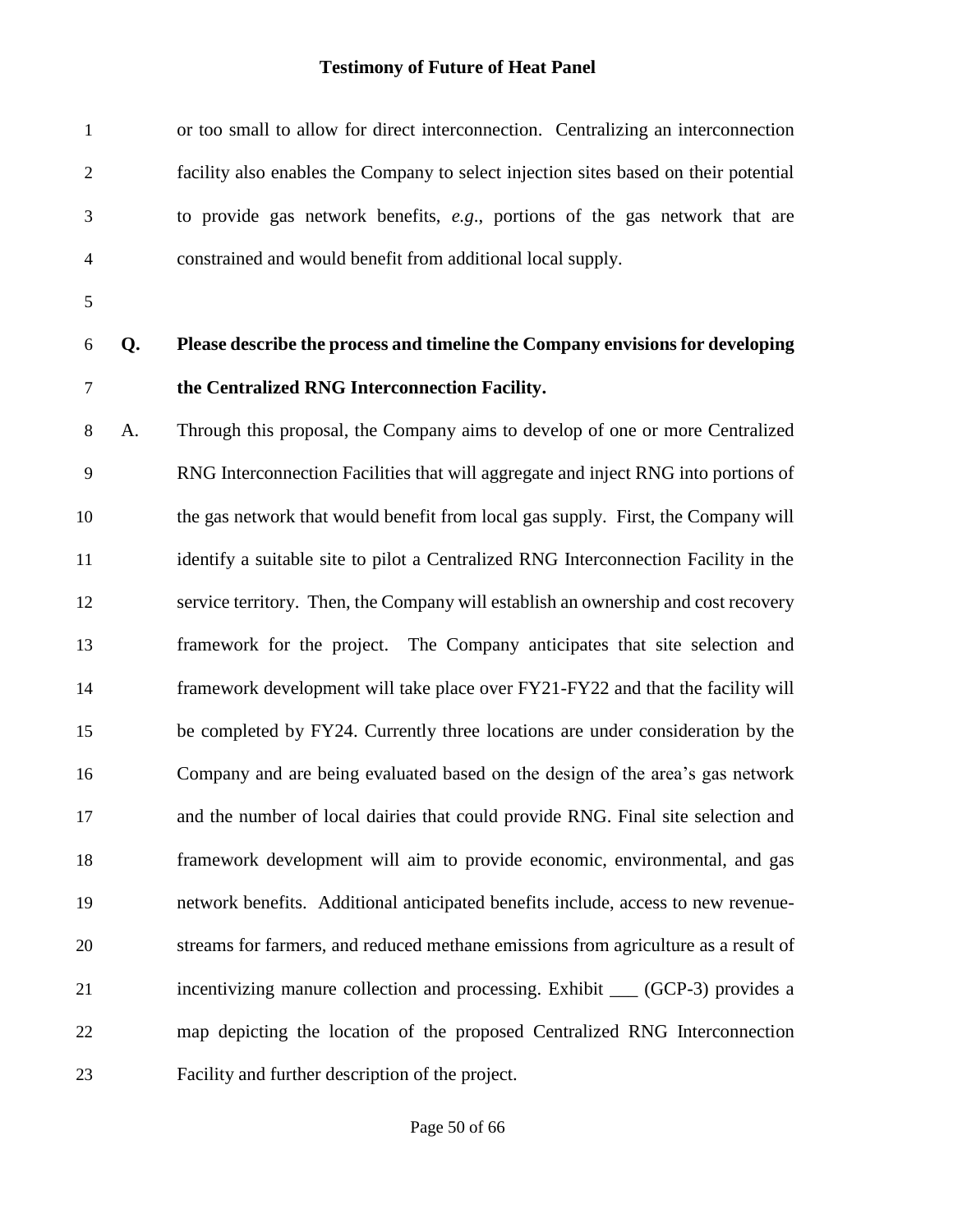or too small to allow for direct interconnection. Centralizing an interconnection facility also enables the Company to select injection sites based on their potential to provide gas network benefits, *e.g.*, portions of the gas network that are constrained and would benefit from additional local supply.

**Q. Please describe the process and timeline the Company envisions for developing the Centralized RNG Interconnection Facility.**

A. Through this proposal, the Company aims to develop of one or more Centralized RNG Interconnection Facilities that will aggregate and inject RNG into portions of the gas network that would benefit from local gas supply. First, the Company will identify a suitable site to pilot a Centralized RNG Interconnection Facility in the service territory. Then, the Company will establish an ownership and cost recovery framework for the project. The Company anticipates that site selection and framework development will take place over FY21-FY22 and that the facility will be completed by FY24. Currently three locations are under consideration by the Company and are being evaluated based on the design of the area's gas network and the number of local dairies that could provide RNG. Final site selection and framework development will aim to provide economic, environmental, and gas network benefits. Additional anticipated benefits include, access to new revenue-streams for farmers, and reduced methane emissions from agriculture as a result of incentivizing manure collection and processing. Exhibit ___ (GCP-3) provides a map depicting the location of the proposed Centralized RNG Interconnection Facility and further description of the project.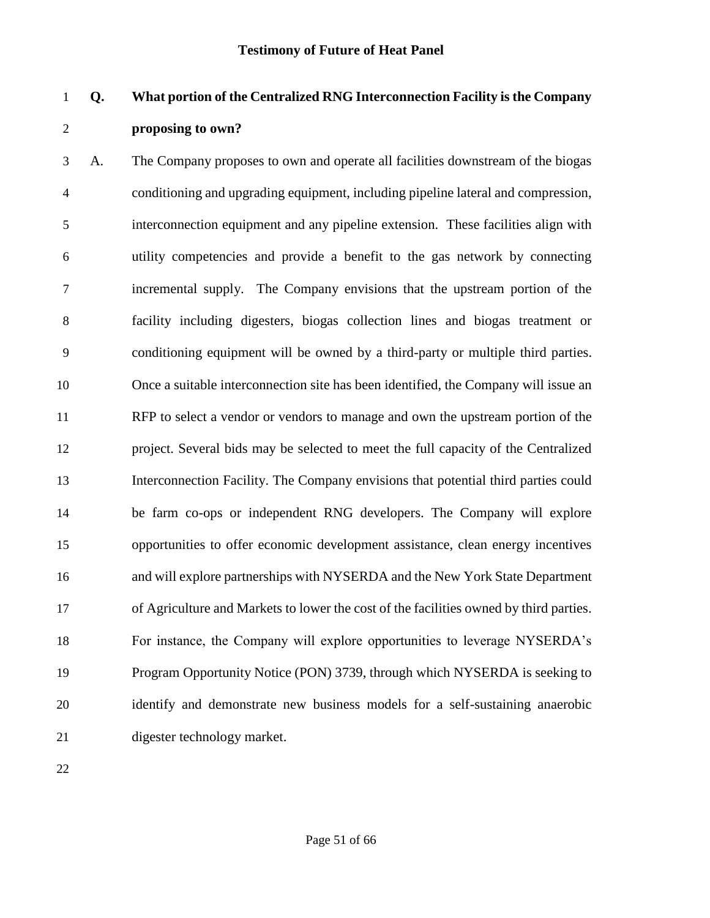**Q. What portion of the Centralized RNG Interconnection Facility is the Company proposing to own?**

A. The Company proposes to own and operate all facilities downstream of the biogas conditioning and upgrading equipment, including pipeline lateral and compression, interconnection equipment and any pipeline extension. These facilities align with utility competencies and provide a benefit to the gas network by connecting incremental supply. The Company envisions that the upstream portion of the facility including digesters, biogas collection lines and biogas treatment or conditioning equipment will be owned by a third-party or multiple third parties. Once a suitable interconnection site has been identified, the Company will issue an RFP to select a vendor or vendors to manage and own the upstream portion of the project. Several bids may be selected to meet the full capacity of the Centralized Interconnection Facility. The Company envisions that potential third parties could be farm co-ops or independent RNG developers. The Company will explore opportunities to offer economic development assistance, clean energy incentives and will explore partnerships with NYSERDA and the New York State Department of Agriculture and Markets to lower the cost of the facilities owned by third parties. For instance, the Company will explore opportunities to leverage NYSERDA's Program Opportunity Notice (PON) 3739, through which NYSERDA is seeking to identify and demonstrate new business models for a self-sustaining anaerobic digester technology market.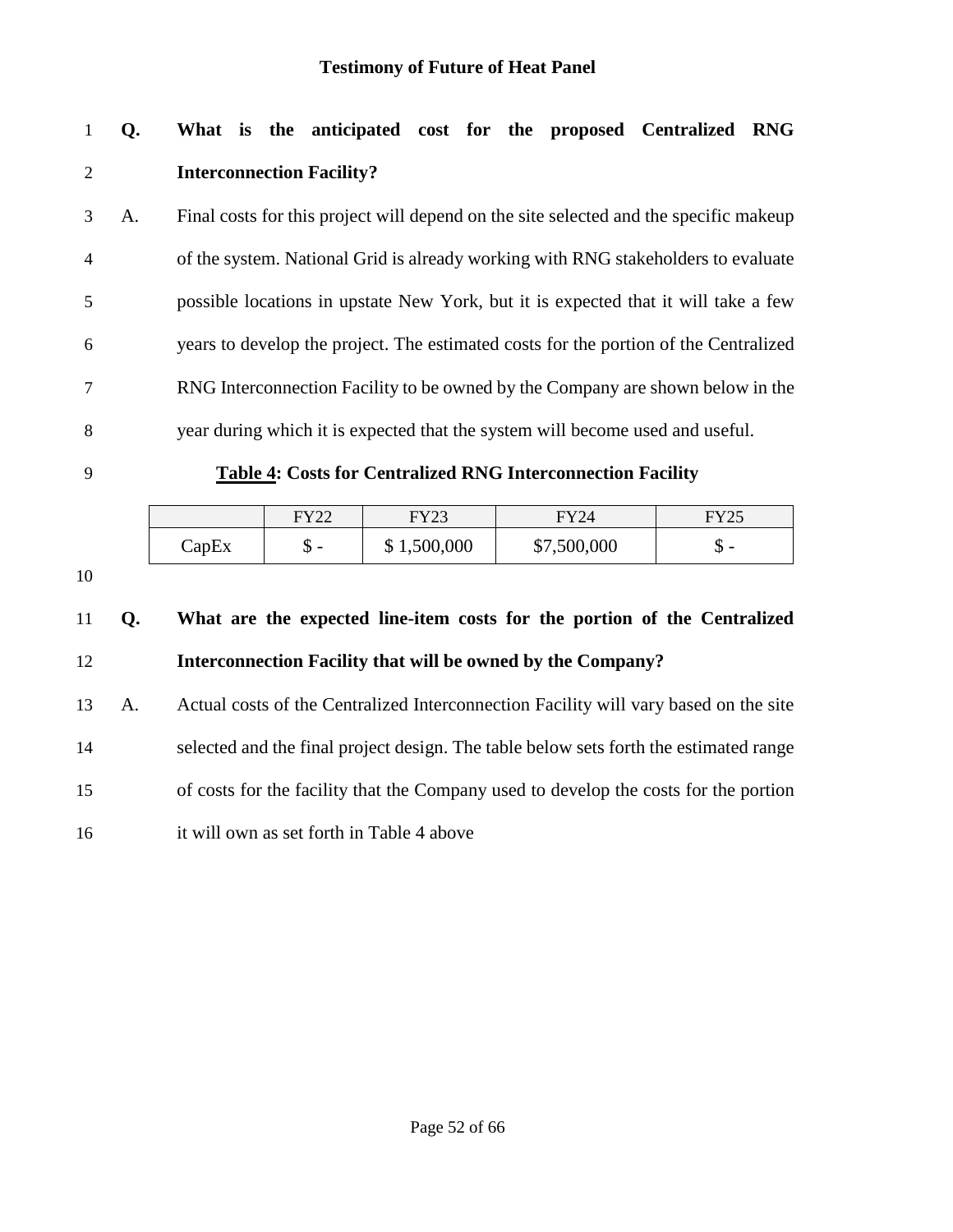**Q. What is the anticipated cost for the proposed Centralized RNG Interconnection Facility?**

A. Final costs for this project will depend on the site selected and the specific makeup of the system. National Grid is already working with RNG stakeholders to evaluate possible locations in upstate New York, but it is expected that it will take a few years to develop the project. The estimated costs for the portion of the Centralized RNG Interconnection Facility to be owned by the Company are shown below in the year during which it is expected that the system will become used and useful.

**Table 4: Costs for Centralized RNG Interconnection Facility**

| | FY22 | FY23 | FY24 | FY25 |
|---|---|---|---|---|
| CapEx | $ - | $ 1,500,000 | $7,500,000 | $ - |

**Q. What are the expected line-item costs for the portion of the Centralized Interconnection Facility that will be owned by the Company?**

A. Actual costs of the Centralized Interconnection Facility will vary based on the site selected and the final project design. The table below sets forth the estimated range of costs for the facility that the Company used to develop the costs for the portion it will own as set forth in Table 4 above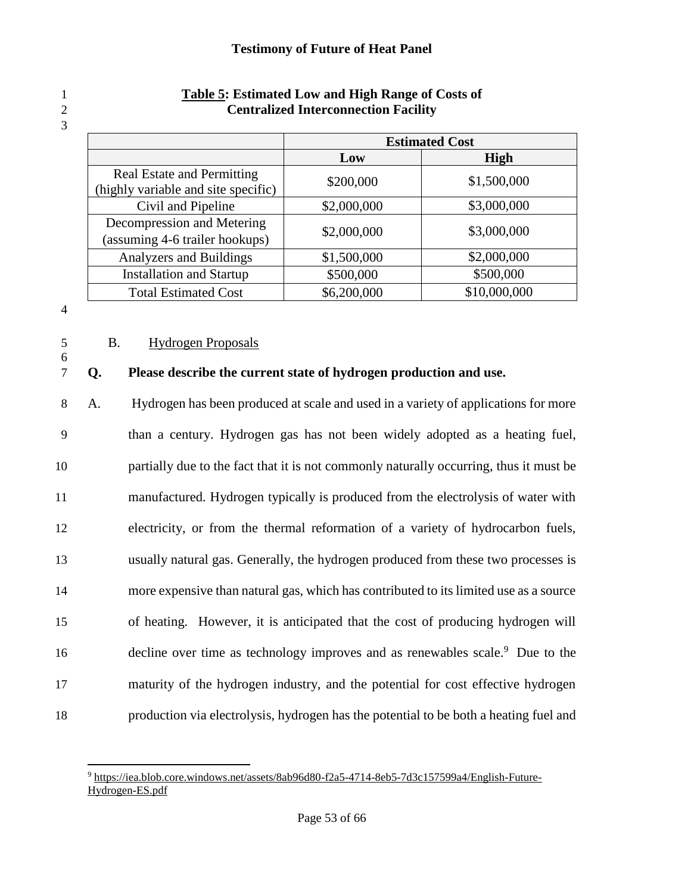**Table 5: Estimated Low and High Range of Costs of Centralized Interconnection Facility**

| | Estimated Cost | |
|---|---|---|
| | **Low** | **High** |
| Real Estate and Permitting (highly variable and site specific) | $200,000 | $1,500,000 |
| Civil and Pipeline | $2,000,000 | $3,000,000 |
| Decompression and Metering (assuming 4-6 trailer hookups) | $2,000,000 | $3,000,000 |
| Analyzers and Buildings | $1,500,000 | $2,000,000 |
| Installation and Startup | $500,000 | $500,000 |
| Total Estimated Cost | $6,200,000 | $10,000,000 |

### B. Hydrogen Proposals

**Q. Please describe the current state of hydrogen production and use.**

A. Hydrogen has been produced at scale and used in a variety of applications for more than a century. Hydrogen gas has not been widely adopted as a heating fuel, partially due to the fact that it is not commonly naturally occurring, thus it must be manufactured. Hydrogen typically is produced from the electrolysis of water with electricity, or from the thermal reformation of a variety of hydrocarbon fuels, usually natural gas. Generally, the hydrogen produced from these two processes is more expensive than natural gas, which has contributed to its limited use as a source of heating. However, it is anticipated that the cost of producing hydrogen will decline over time as technology improves and as renewables scale.[9] Due to the maturity of the hydrogen industry, and the potential for cost effective hydrogen production via electrolysis, hydrogen has the potential to be both a heating fuel and

[9] https://iea.blob.core.windows.net/assets/8ab96d80-f2a5-4714-8eb5-7d3c157599a4/English-Future-Hydrogen-ES.pdf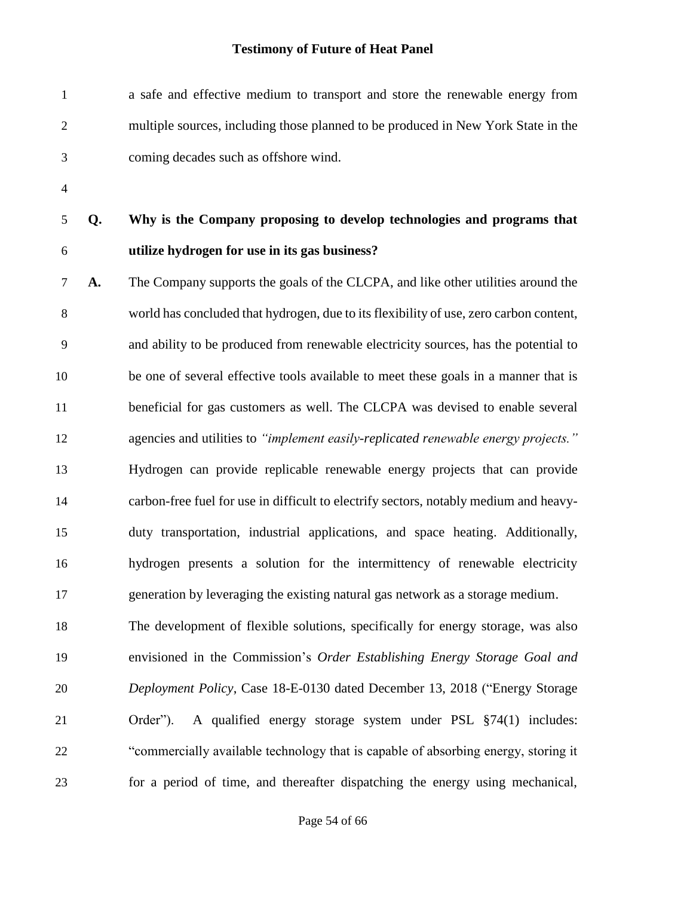a safe and effective medium to transport and store the renewable energy from multiple sources, including those planned to be produced in New York State in the coming decades such as offshore wind.

**Q. Why is the Company proposing to develop technologies and programs that utilize hydrogen for use in its gas business?**

**A.** The Company supports the goals of the CLCPA, and like other utilities around the world has concluded that hydrogen, due to its flexibility of use, zero carbon content, and ability to be produced from renewable electricity sources, has the potential to be one of several effective tools available to meet these goals in a manner that is beneficial for gas customers as well. The CLCPA was devised to enable several agencies and utilities to *"implement easily-replicated renewable energy projects."* Hydrogen can provide replicable renewable energy projects that can provide carbon-free fuel for use in difficult to electrify sectors, notably medium and heavy-duty transportation, industrial applications, and space heating. Additionally, hydrogen presents a solution for the intermittency of renewable electricity generation by leveraging the existing natural gas network as a storage medium.

The development of flexible solutions, specifically for energy storage, was also envisioned in the Commission's *Order Establishing Energy Storage Goal and Deployment Policy*, Case 18-E-0130 dated December 13, 2018 ("Energy Storage Order"). A qualified energy storage system under PSL §74(1) includes: "commercially available technology that is capable of absorbing energy, storing it for a period of time, and thereafter dispatching the energy using mechanical,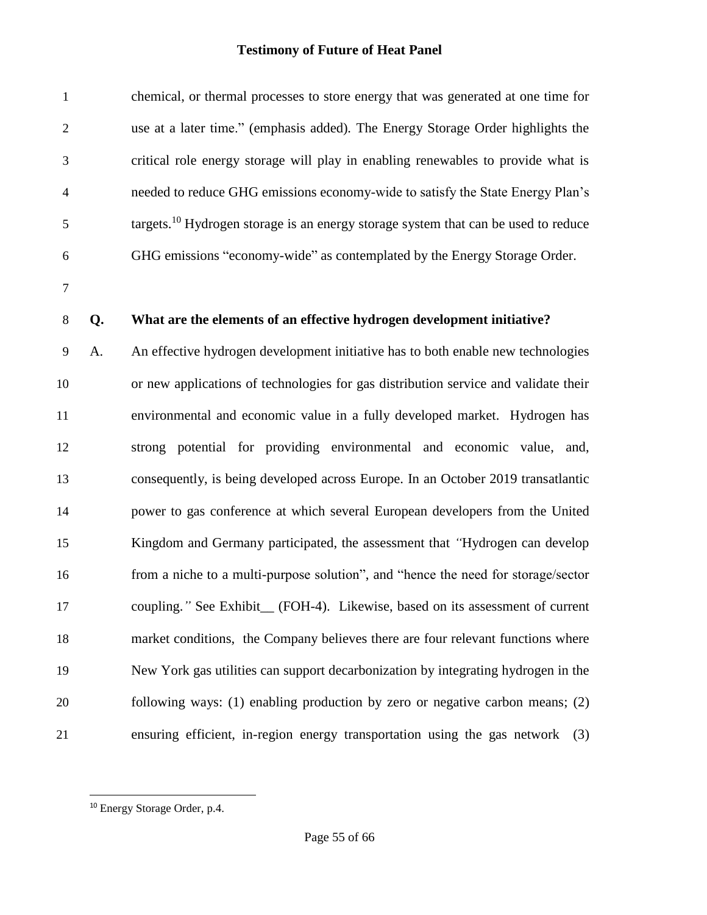chemical, or thermal processes to store energy that was generated at one time for use at a later time." (emphasis added). The Energy Storage Order highlights the critical role energy storage will play in enabling renewables to provide what is needed to reduce GHG emissions economy-wide to satisfy the State Energy Plan's targets.[10] Hydrogen storage is an energy storage system that can be used to reduce GHG emissions "economy-wide" as contemplated by the Energy Storage Order.

**Q. What are the elements of an effective hydrogen development initiative?**

A. An effective hydrogen development initiative has to both enable new technologies or new applications of technologies for gas distribution service and validate their environmental and economic value in a fully developed market. Hydrogen has strong potential for providing environmental and economic value, and, consequently, is being developed across Europe. In an October 2019 transatlantic power to gas conference at which several European developers from the United Kingdom and Germany participated, the assessment that *"*Hydrogen can develop from a niche to a multi-purpose solution", and "hence the need for storage/sector coupling.*"* See Exhibit__ (FOH-4). Likewise, based on its assessment of current market conditions, the Company believes there are four relevant functions where New York gas utilities can support decarbonization by integrating hydrogen in the following ways: (1) enabling production by zero or negative carbon means; (2) ensuring efficient, in-region energy transportation using the gas network (3)

[10] Energy Storage Order, p.4.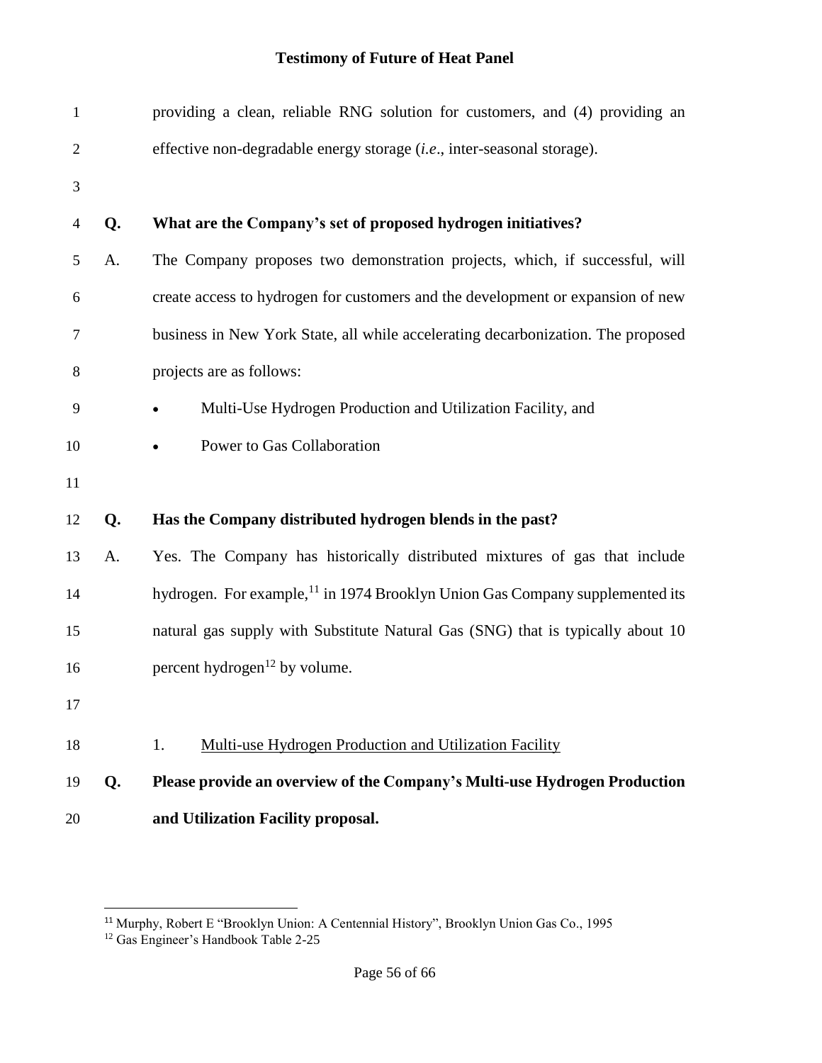providing a clean, reliable RNG solution for customers, and (4) providing an effective non-degradable energy storage (*i.e*., inter-seasonal storage).

**Q. What are the Company's set of proposed hydrogen initiatives?**

A. The Company proposes two demonstration projects, which, if successful, will create access to hydrogen for customers and the development or expansion of new business in New York State, all while accelerating decarbonization. The proposed projects are as follows:

- Multi-Use Hydrogen Production and Utilization Facility, and
- Power to Gas Collaboration

**Q. Has the Company distributed hydrogen blends in the past?**

A. Yes. The Company has historically distributed mixtures of gas that include hydrogen. For example,[11] in 1974 Brooklyn Union Gas Company supplemented its natural gas supply with Substitute Natural Gas (SNG) that is typically about 10 percent hydrogen[12] by volume.

1. <u>Multi-use Hydrogen Production and Utilization Facility</u>

**Q. Please provide an overview of the Company's Multi-use Hydrogen Production and Utilization Facility proposal.**

---

[11] Murphy, Robert E "Brooklyn Union: A Centennial History", Brooklyn Union Gas Co., 1995

[12] Gas Engineer's Handbook Table 2-25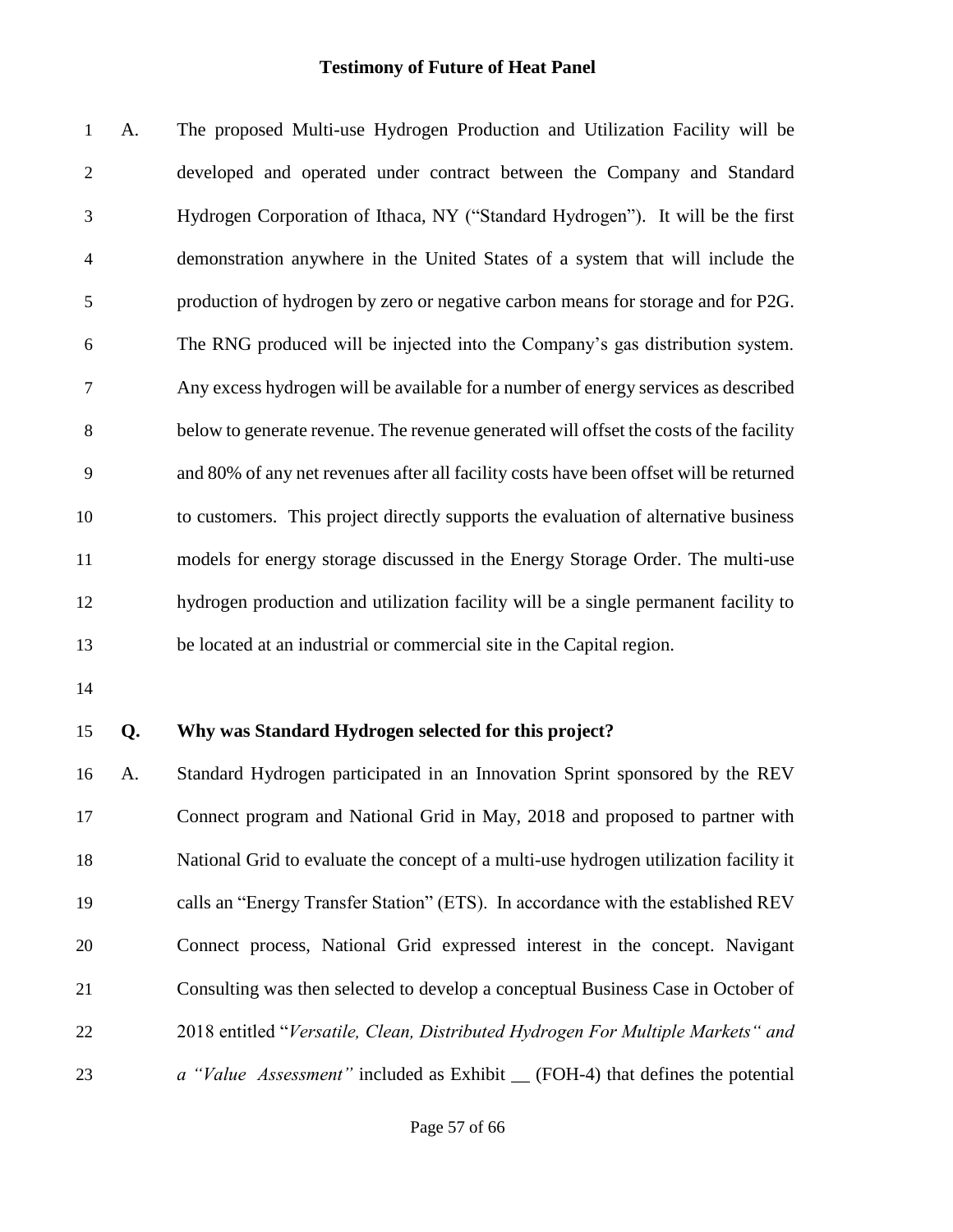A. The proposed Multi-use Hydrogen Production and Utilization Facility will be developed and operated under contract between the Company and Standard Hydrogen Corporation of Ithaca, NY ("Standard Hydrogen"). It will be the first demonstration anywhere in the United States of a system that will include the production of hydrogen by zero or negative carbon means for storage and for P2G. The RNG produced will be injected into the Company's gas distribution system. Any excess hydrogen will be available for a number of energy services as described below to generate revenue. The revenue generated will offset the costs of the facility and 80% of any net revenues after all facility costs have been offset will be returned to customers. This project directly supports the evaluation of alternative business models for energy storage discussed in the Energy Storage Order. The multi-use hydrogen production and utilization facility will be a single permanent facility to be located at an industrial or commercial site in the Capital region.

**Q. Why was Standard Hydrogen selected for this project?**

A. Standard Hydrogen participated in an Innovation Sprint sponsored by the REV Connect program and National Grid in May, 2018 and proposed to partner with National Grid to evaluate the concept of a multi-use hydrogen utilization facility it calls an "Energy Transfer Station" (ETS). In accordance with the established REV Connect process, National Grid expressed interest in the concept. Navigant Consulting was then selected to develop a conceptual Business Case in October of 2018 entitled "*Versatile, Clean, Distributed Hydrogen For Multiple Markets" and a "Value Assessment"* included as Exhibit __ (FOH-4) that defines the potential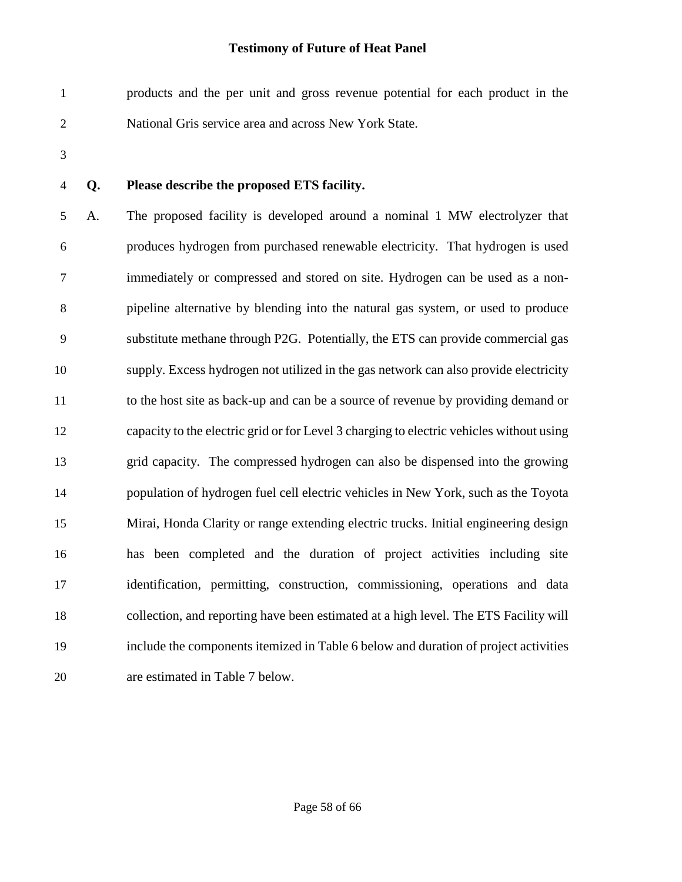products and the per unit and gross revenue potential for each product in the National Gris service area and across New York State.

**Q. Please describe the proposed ETS facility.**

A. The proposed facility is developed around a nominal 1 MW electrolyzer that produces hydrogen from purchased renewable electricity. That hydrogen is used immediately or compressed and stored on site. Hydrogen can be used as a non-pipeline alternative by blending into the natural gas system, or used to produce substitute methane through P2G. Potentially, the ETS can provide commercial gas supply. Excess hydrogen not utilized in the gas network can also provide electricity to the host site as back-up and can be a source of revenue by providing demand or capacity to the electric grid or for Level 3 charging to electric vehicles without using grid capacity. The compressed hydrogen can also be dispensed into the growing population of hydrogen fuel cell electric vehicles in New York, such as the Toyota Mirai, Honda Clarity or range extending electric trucks. Initial engineering design has been completed and the duration of project activities including site identification, permitting, construction, commissioning, operations and data collection, and reporting have been estimated at a high level. The ETS Facility will include the components itemized in Table 6 below and duration of project activities are estimated in Table 7 below.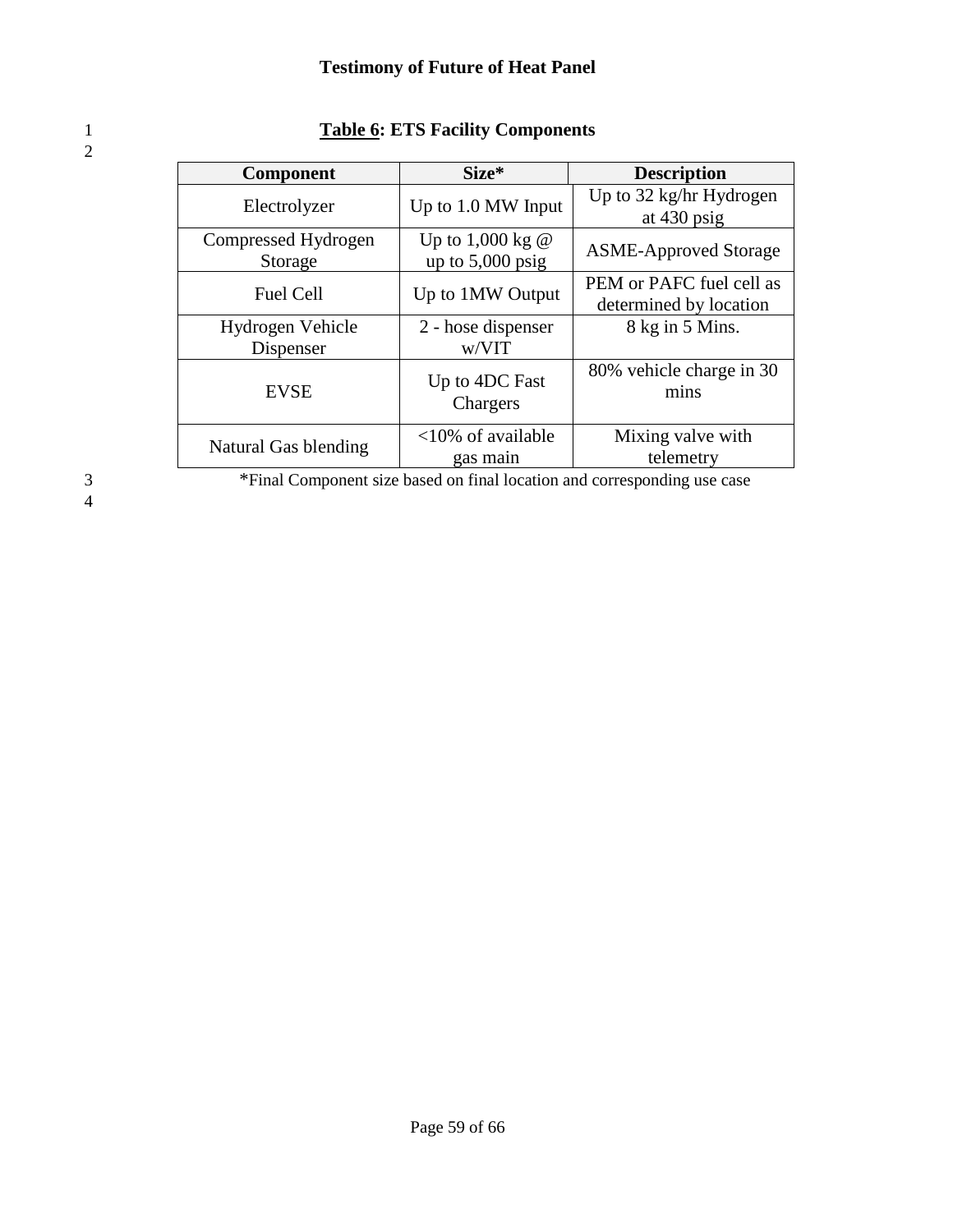**Table 6: ETS Facility Components**

| Component | Size* | Description |
|---|---|---|
| Electrolyzer | Up to 1.0 MW Input | Up to 32 kg/hr Hydrogen at 430 psig |
| Compressed Hydrogen Storage | Up to 1,000 kg @ up to 5,000 psig | ASME-Approved Storage |
| Fuel Cell | Up to 1MW Output | PEM or PAFC fuel cell as determined by location |
| Hydrogen Vehicle Dispenser | 2 - hose dispenser w/VIT | 8 kg in 5 Mins. |
| EVSE | Up to 4DC Fast Chargers | 80% vehicle charge in 30 mins |
| Natural Gas blending | <10% of available gas main | Mixing valve with telemetry |

*Final Component size based on final location and corresponding use case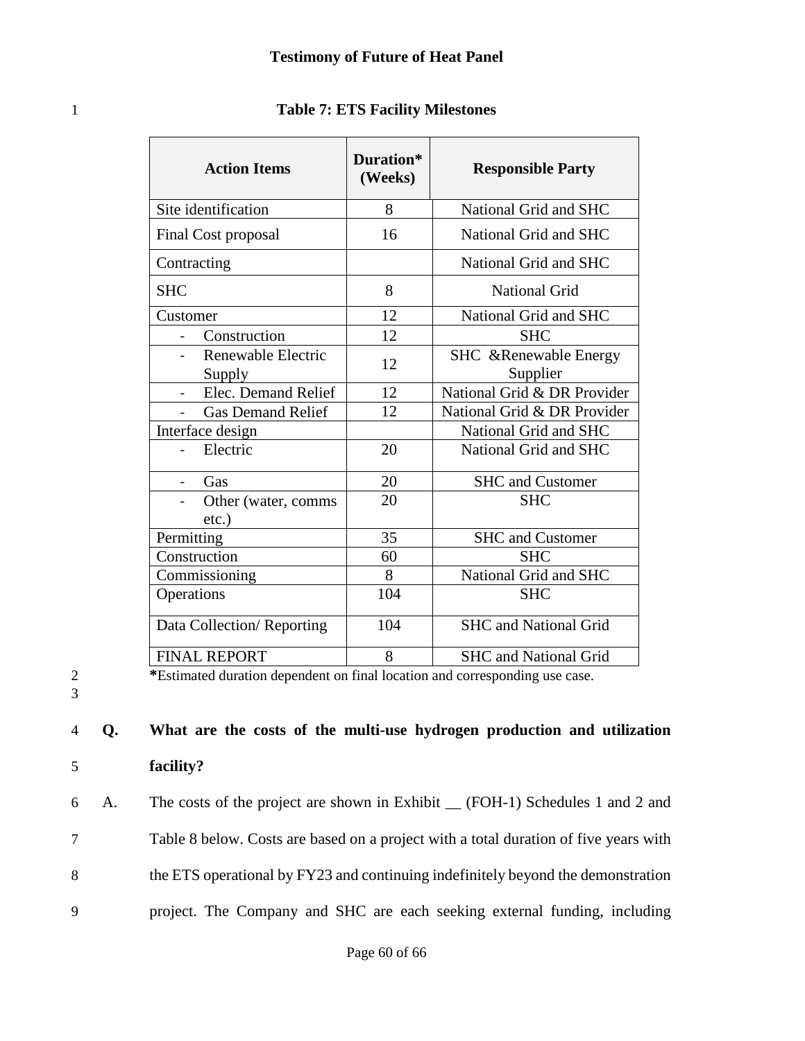**Table 7: ETS Facility Milestones**

| Action Items | Duration* (Weeks) | Responsible Party |
|---|---|---|
| Site identification | 8 | National Grid and SHC |
| Final Cost proposal | 16 | National Grid and SHC |
| Contracting | | National Grid and SHC |
| SHC | 8 | National Grid |
| Customer | 12 | National Grid and SHC |
| - Construction | 12 | SHC |
| - Renewable Electric Supply | 12 | SHC &Renewable Energy Supplier |
| - Elec. Demand Relief | 12 | National Grid & DR Provider |
| - Gas Demand Relief | 12 | National Grid & DR Provider |
| Interface design | | National Grid and SHC |
| - Electric | 20 | National Grid and SHC |
| - Gas | 20 | SHC and Customer |
| - Other (water, comms etc.) | 20 | SHC |
| Permitting | 35 | SHC and Customer |
| Construction | 60 | SHC |
| Commissioning | 8 | National Grid and SHC |
| Operations | 104 | SHC |
| Data Collection/ Reporting | 104 | SHC and National Grid |
| FINAL REPORT | 8 | SHC and National Grid |

***Estimated duration dependent on final location and corresponding use case.**

**Q. What are the costs of the multi-use hydrogen production and utilization facility?**

A. The costs of the project are shown in Exhibit __ (FOH-1) Schedules 1 and 2 and Table 8 below. Costs are based on a project with a total duration of five years with the ETS operational by FY23 and continuing indefinitely beyond the demonstration project. The Company and SHC are each seeking external funding, including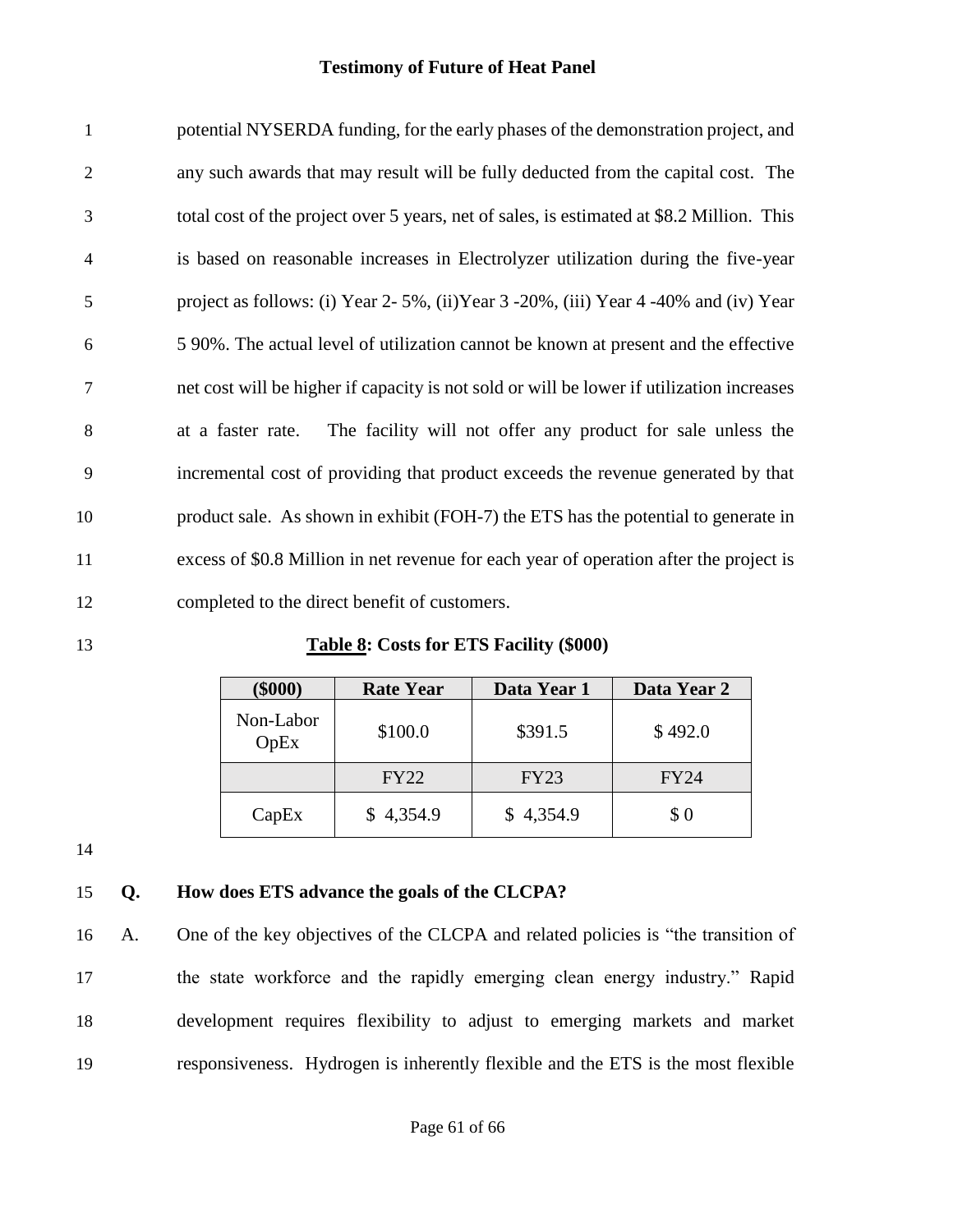potential NYSERDA funding, for the early phases of the demonstration project, and any such awards that may result will be fully deducted from the capital cost. The total cost of the project over 5 years, net of sales, is estimated at $8.2 Million. This is based on reasonable increases in Electrolyzer utilization during the five-year project as follows: (i) Year 2- 5%, (ii)Year 3 -20%, (iii) Year 4 -40% and (iv) Year 5 90%. The actual level of utilization cannot be known at present and the effective net cost will be higher if capacity is not sold or will be lower if utilization increases at a faster rate. The facility will not offer any product for sale unless the incremental cost of providing that product exceeds the revenue generated by that product sale. As shown in exhibit (FOH-7) the ETS has the potential to generate in excess of $0.8 Million in net revenue for each year of operation after the project is completed to the direct benefit of customers.

**Table 8: Costs for ETS Facility ($000)**

| ($000) | Rate Year | Data Year 1 | Data Year 2 |
|---|---|---|---|
| Non-Labor OpEx | $100.0 | $391.5 | $ 492.0 |
| | FY22 | FY23 | FY24 |
| CapEx | $ 4,354.9 | $ 4,354.9 | $ 0 |

**Q. How does ETS advance the goals of the CLCPA?**

A. One of the key objectives of the CLCPA and related policies is "the transition of the state workforce and the rapidly emerging clean energy industry." Rapid development requires flexibility to adjust to emerging markets and market responsiveness. Hydrogen is inherently flexible and the ETS is the most flexible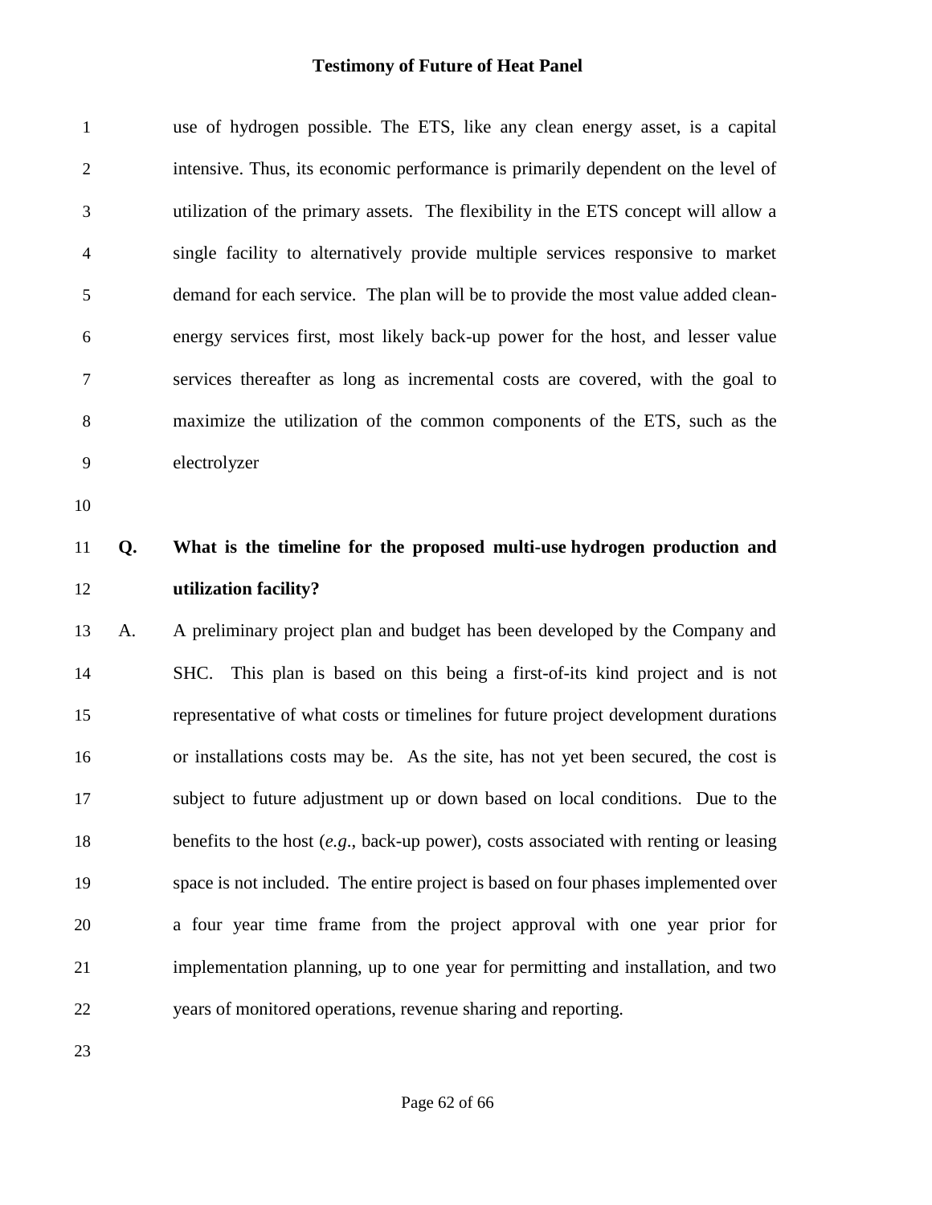use of hydrogen possible. The ETS, like any clean energy asset, is a capital intensive. Thus, its economic performance is primarily dependent on the level of utilization of the primary assets. The flexibility in the ETS concept will allow a single facility to alternatively provide multiple services responsive to market demand for each service. The plan will be to provide the most value added clean-energy services first, most likely back-up power for the host, and lesser value services thereafter as long as incremental costs are covered, with the goal to maximize the utilization of the common components of the ETS, such as the electrolyzer

**Q. What is the timeline for the proposed multi-use hydrogen production and utilization facility?**

A. A preliminary project plan and budget has been developed by the Company and SHC. This plan is based on this being a first-of-its kind project and is not representative of what costs or timelines for future project development durations or installations costs may be. As the site, has not yet been secured, the cost is subject to future adjustment up or down based on local conditions. Due to the benefits to the host (*e.g.*, back-up power), costs associated with renting or leasing space is not included. The entire project is based on four phases implemented over a four year time frame from the project approval with one year prior for implementation planning, up to one year for permitting and installation, and two years of monitored operations, revenue sharing and reporting.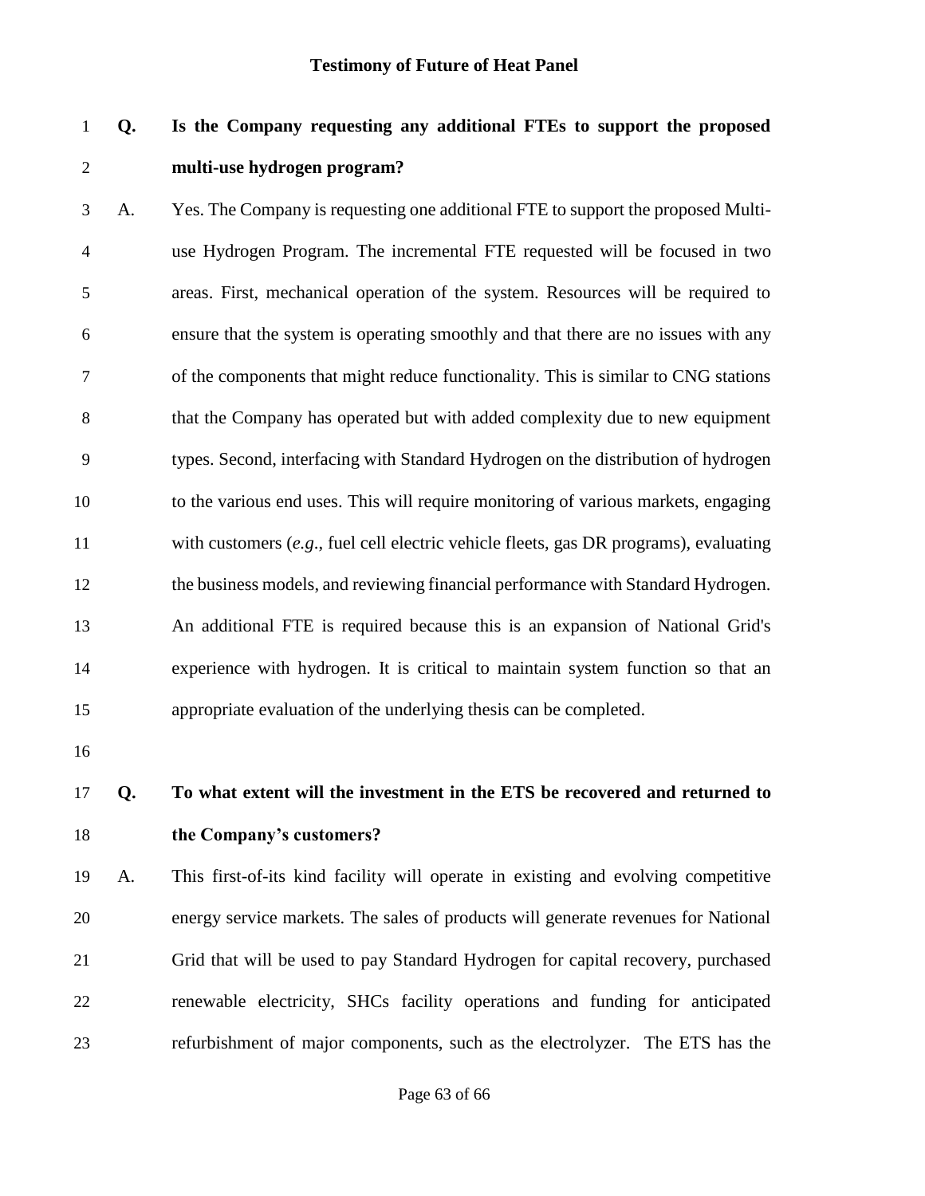**Q. Is the Company requesting any additional FTEs to support the proposed multi-use hydrogen program?**

A. Yes. The Company is requesting one additional FTE to support the proposed Multi-use Hydrogen Program. The incremental FTE requested will be focused in two areas. First, mechanical operation of the system. Resources will be required to ensure that the system is operating smoothly and that there are no issues with any of the components that might reduce functionality. This is similar to CNG stations that the Company has operated but with added complexity due to new equipment types. Second, interfacing with Standard Hydrogen on the distribution of hydrogen to the various end uses. This will require monitoring of various markets, engaging with customers (*e.g*., fuel cell electric vehicle fleets, gas DR programs), evaluating the business models, and reviewing financial performance with Standard Hydrogen. An additional FTE is required because this is an expansion of National Grid's experience with hydrogen. It is critical to maintain system function so that an appropriate evaluation of the underlying thesis can be completed.

**Q. To what extent will the investment in the ETS be recovered and returned to the Company's customers?**

A. This first-of-its kind facility will operate in existing and evolving competitive energy service markets. The sales of products will generate revenues for National Grid that will be used to pay Standard Hydrogen for capital recovery, purchased renewable electricity, SHCs facility operations and funding for anticipated refurbishment of major components, such as the electrolyzer. The ETS has the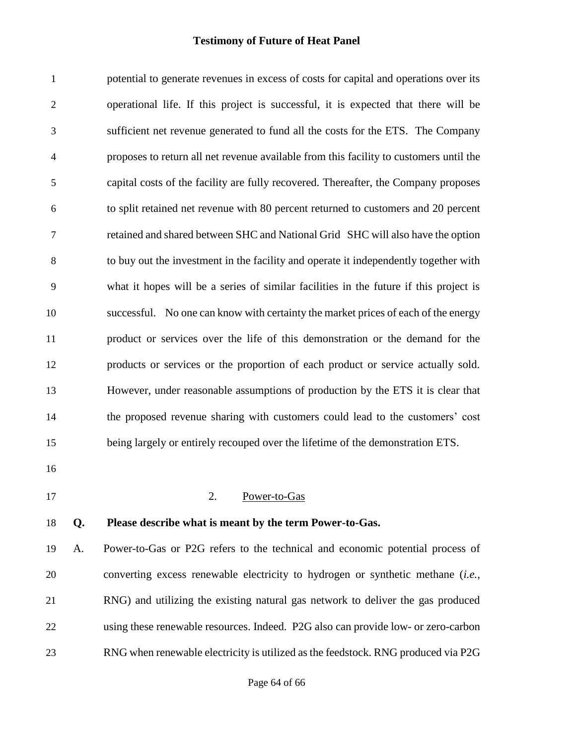potential to generate revenues in excess of costs for capital and operations over its operational life. If this project is successful, it is expected that there will be sufficient net revenue generated to fund all the costs for the ETS. The Company proposes to return all net revenue available from this facility to customers until the capital costs of the facility are fully recovered. Thereafter, the Company proposes to split retained net revenue with 80 percent returned to customers and 20 percent retained and shared between SHC and National Grid SHC will also have the option to buy out the investment in the facility and operate it independently together with what it hopes will be a series of similar facilities in the future if this project is successful. No one can know with certainty the market prices of each of the energy product or services over the life of this demonstration or the demand for the products or services or the proportion of each product or service actually sold. However, under reasonable assumptions of production by the ETS it is clear that the proposed revenue sharing with customers could lead to the customers' cost being largely or entirely recouped over the lifetime of the demonstration ETS.

### 2. Power-to-Gas

**Q. Please describe what is meant by the term Power-to-Gas.**

A. Power-to-Gas or P2G refers to the technical and economic potential process of converting excess renewable electricity to hydrogen or synthetic methane (*i.e.*, RNG) and utilizing the existing natural gas network to deliver the gas produced using these renewable resources. Indeed. P2G also can provide low- or zero-carbon RNG when renewable electricity is utilized as the feedstock. RNG produced via P2G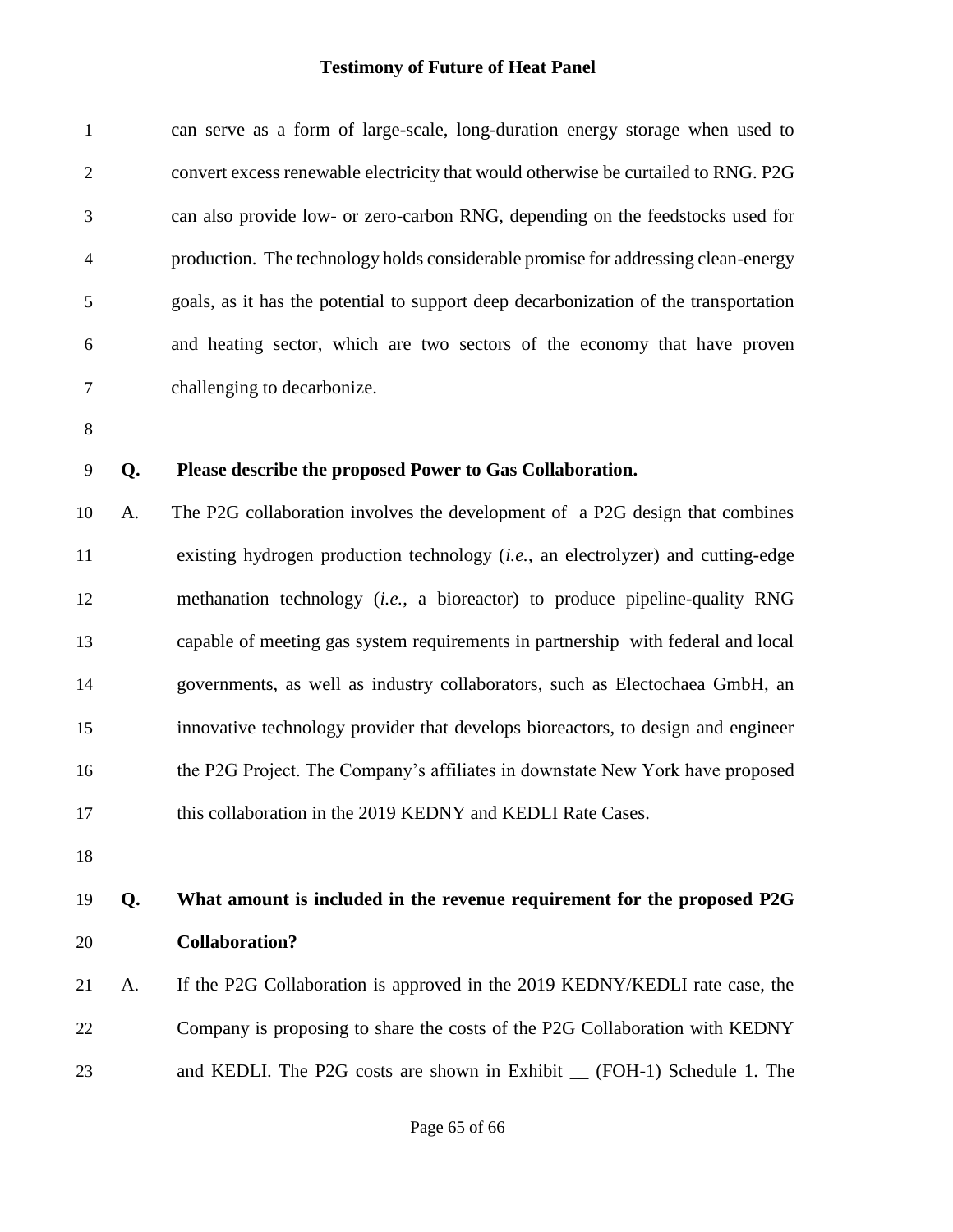can serve as a form of large-scale, long-duration energy storage when used to convert excess renewable electricity that would otherwise be curtailed to RNG. P2G can also provide low- or zero-carbon RNG, depending on the feedstocks used for production. The technology holds considerable promise for addressing clean-energy goals, as it has the potential to support deep decarbonization of the transportation and heating sector, which are two sectors of the economy that have proven challenging to decarbonize.

**Q. Please describe the proposed Power to Gas Collaboration.**

A. The P2G collaboration involves the development of a P2G design that combines existing hydrogen production technology (*i.e.*, an electrolyzer) and cutting-edge methanation technology (*i.e.*, a bioreactor) to produce pipeline-quality RNG capable of meeting gas system requirements in partnership with federal and local governments, as well as industry collaborators, such as Electochaea GmbH, an innovative technology provider that develops bioreactors, to design and engineer the P2G Project. The Company's affiliates in downstate New York have proposed this collaboration in the 2019 KEDNY and KEDLI Rate Cases.

**Q. What amount is included in the revenue requirement for the proposed P2G Collaboration?**

A. If the P2G Collaboration is approved in the 2019 KEDNY/KEDLI rate case, the Company is proposing to share the costs of the P2G Collaboration with KEDNY and KEDLI. The P2G costs are shown in Exhibit __ (FOH-1) Schedule 1. The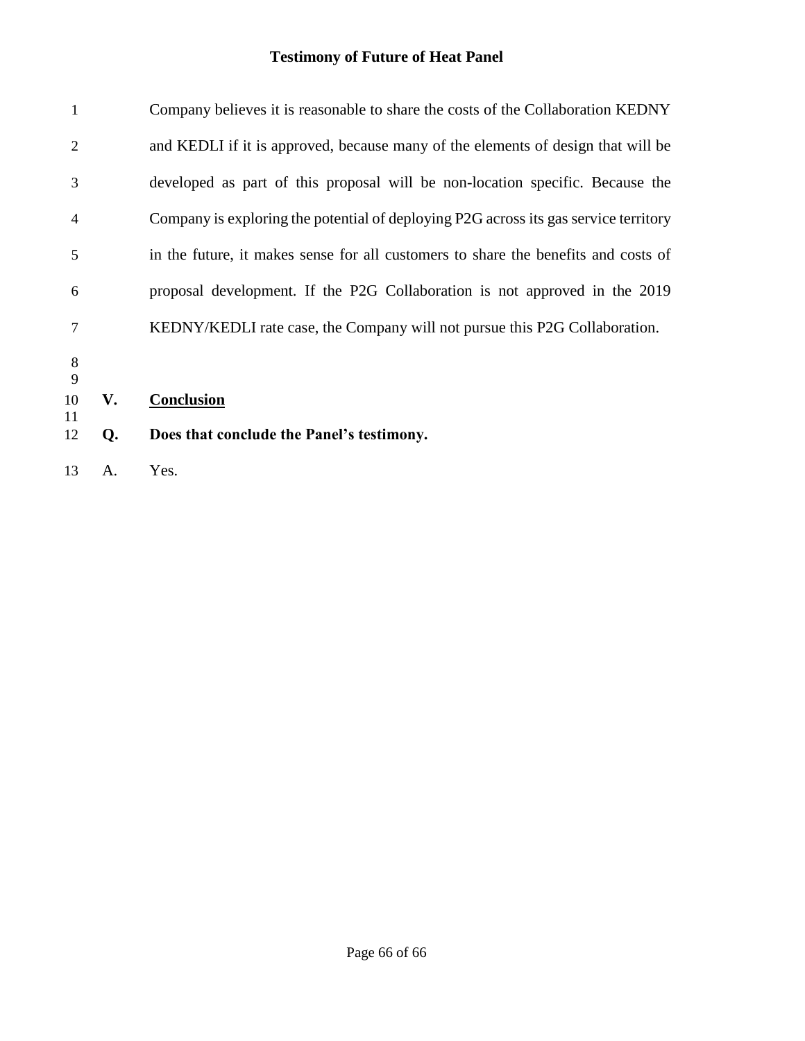Company believes it is reasonable to share the costs of the Collaboration KEDNY and KEDLI if it is approved, because many of the elements of design that will be developed as part of this proposal will be non-location specific. Because the Company is exploring the potential of deploying P2G across its gas service territory in the future, it makes sense for all customers to share the benefits and costs of proposal development. If the P2G Collaboration is not approved in the 2019 KEDNY/KEDLI rate case, the Company will not pursue this P2G Collaboration.

## V. Conclusion

**Q. Does that conclude the Panel's testimony.**

A. Yes.